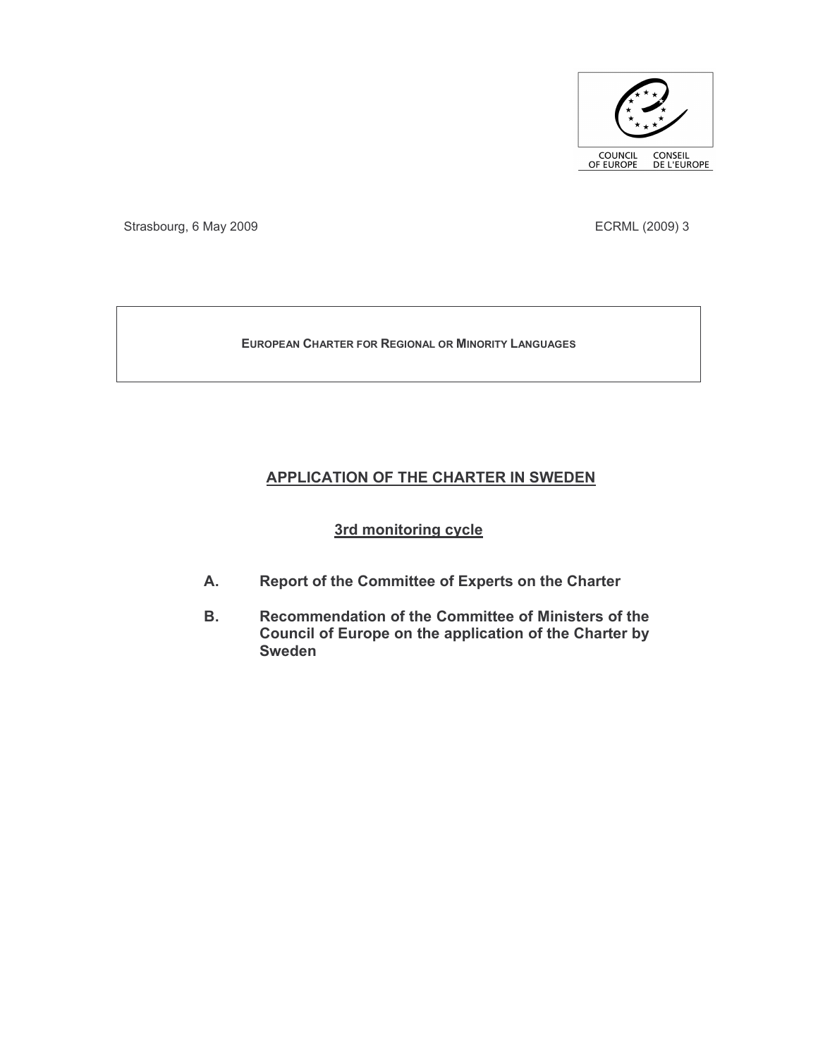COUNCIL OF EUROPE CONSEIL DE L'EUROPE

Strasbourg, 6 May 2009 ECRML (2009) 3

**EUROPEAN CHARTER FOR REGIONAL OR MINORITY LANGUAGES**

# APPLICATION OF THE CHARTER IN SWEDEN

## 3rd monitoring cycle

**A. Report of the Committee of Experts on the Charter**

**B. Recommendation of the Committee of Ministers of the Council of Europe on the application of the Charter by Sweden**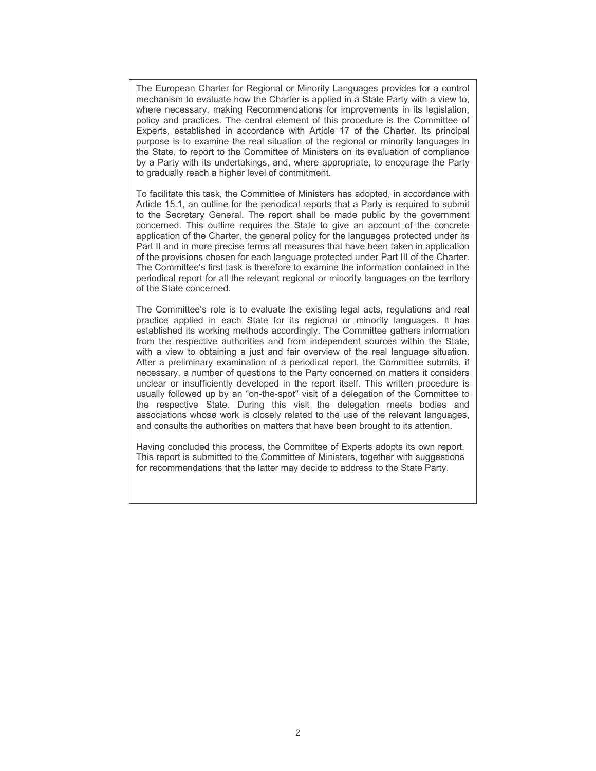The European Charter for Regional or Minority Languages provides for a control mechanism to evaluate how the Charter is applied in a State Party with a view to, where necessary, making Recommendations for improvements in its legislation, policy and practices. The central element of this procedure is the Committee of Experts, established in accordance with Article 17 of the Charter. Its principal purpose is to examine the real situation of the regional or minority languages in the State, to report to the Committee of Ministers on its evaluation of compliance by a Party with its undertakings, and, where appropriate, to encourage the Party to gradually reach a higher level of commitment.

To facilitate this task, the Committee of Ministers has adopted, in accordance with Article 15.1, an outline for the periodical reports that a Party is required to submit to the Secretary General. The report shall be made public by the government concerned. This outline requires the State to give an account of the concrete application of the Charter, the general policy for the languages protected under its Part II and in more precise terms all measures that have been taken in application of the provisions chosen for each language protected under Part III of the Charter. The Committee's first task is therefore to examine the information contained in the periodical report for all the relevant regional or minority languages on the territory of the State concerned.

The Committee's role is to evaluate the existing legal acts, regulations and real practice applied in each State for its regional or minority languages. It has established its working methods accordingly. The Committee gathers information from the respective authorities and from independent sources within the State, with a view to obtaining a just and fair overview of the real language situation. After a preliminary examination of a periodical report, the Committee submits, if necessary, a number of questions to the Party concerned on matters it considers unclear or insufficiently developed in the report itself. This written procedure is usually followed up by an "on-the-spot" visit of a delegation of the Committee to the respective State. During this visit the delegation meets bodies and associations whose work is closely related to the use of the relevant languages, and consults the authorities on matters that have been brought to its attention.

Having concluded this process, the Committee of Experts adopts its own report. This report is submitted to the Committee of Ministers, together with suggestions for recommendations that the latter may decide to address to the State Party.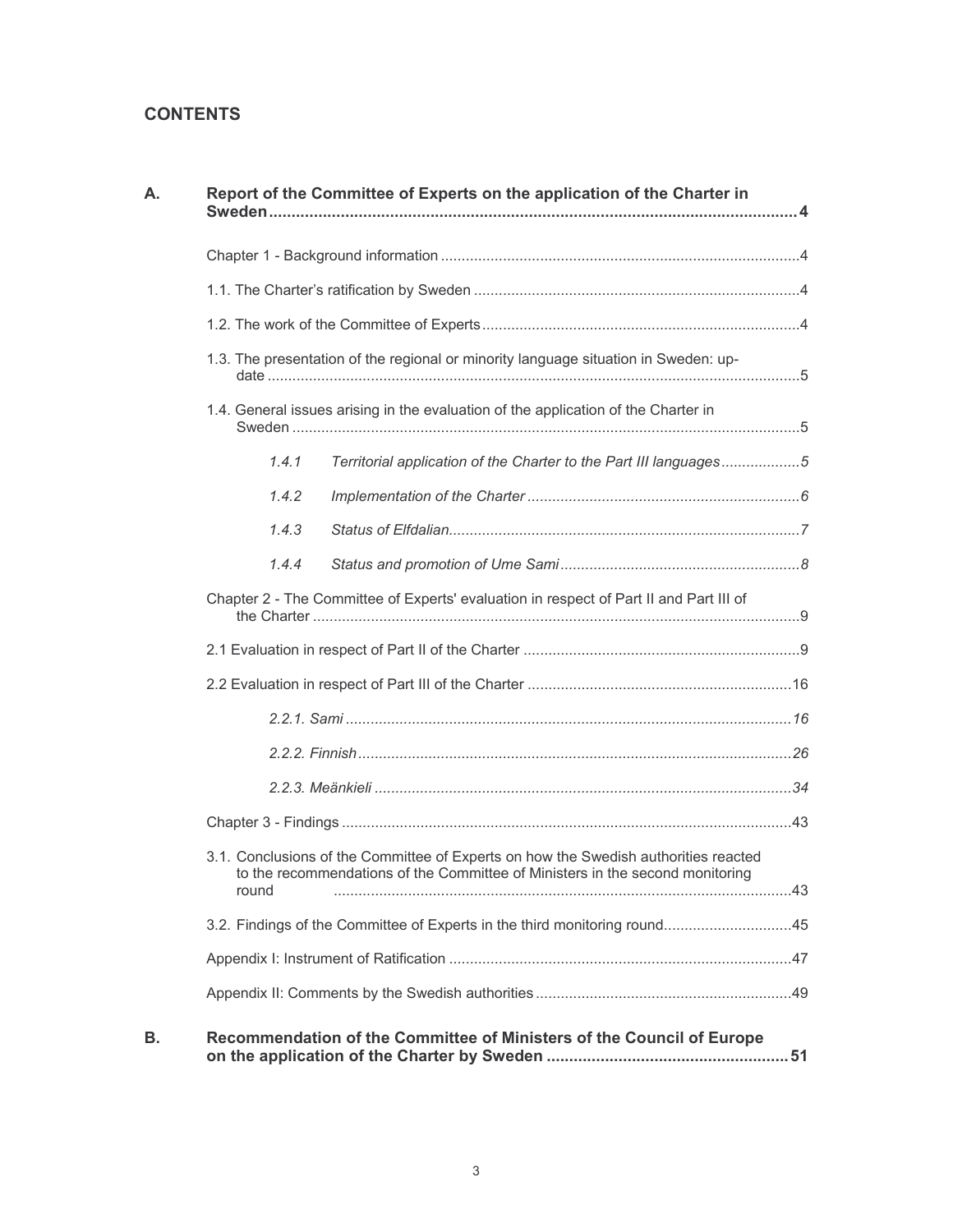## CONTENTS

**A. Report of the Committee of Experts on the application of the Charter in Sweden ..... 4**

Chapter 1 - Background information ..... 4

1.1. The Charter's ratification by Sweden ..... 4

1.2. The work of the Committee of Experts ..... 4

1.3. The presentation of the regional or minority language situation in Sweden: update ..... 5

1.4. General issues arising in the evaluation of the application of the Charter in Sweden ..... 5

*1.4.1 Territorial application of the Charter to the Part III languages ..... 5*

*1.4.2 Implementation of the Charter ..... 6*

*1.4.3 Status of Elfdalian ..... 7*

*1.4.4 Status and promotion of Ume Sami ..... 8*

Chapter 2 - The Committee of Experts' evaluation in respect of Part II and Part III of the Charter ..... 9

2.1 Evaluation in respect of Part II of the Charter ..... 9

2.2 Evaluation in respect of Part III of the Charter ..... 16

*2.2.1. Sami ..... 16*

*2.2.2. Finnish ..... 26*

*2.2.3. Meänkieli ..... 34*

Chapter 3 - Findings ..... 43

3.1. Conclusions of the Committee of Experts on how the Swedish authorities reacted to the recommendations of the Committee of Ministers in the second monitoring round ..... 43

3.2. Findings of the Committee of Experts in the third monitoring round ..... 45

Appendix I: Instrument of Ratification ..... 47

Appendix II: Comments by the Swedish authorities ..... 49

**B. Recommendation of the Committee of Ministers of the Council of Europe on the application of the Charter by Sweden ..... 51**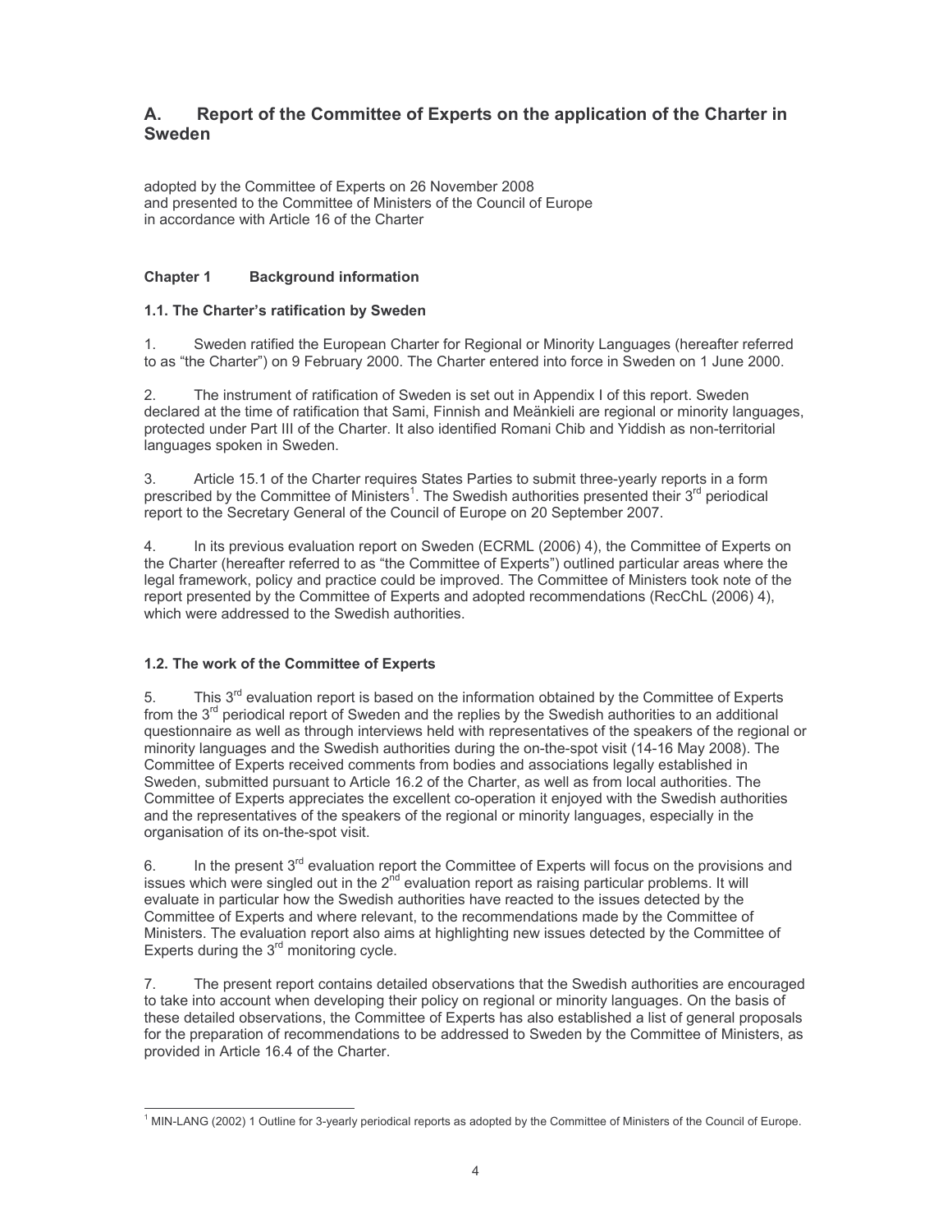## A. Report of the Committee of Experts on the application of the Charter in Sweden

adopted by the Committee of Experts on 26 November 2008
and presented to the Committee of Ministers of the Council of Europe
in accordance with Article 16 of the Charter

### Chapter 1 Background information

#### 1.1. The Charter's ratification by Sweden

1. Sweden ratified the European Charter for Regional or Minority Languages (hereafter referred to as "the Charter") on 9 February 2000. The Charter entered into force in Sweden on 1 June 2000.

2. The instrument of ratification of Sweden is set out in Appendix I of this report. Sweden declared at the time of ratification that Sami, Finnish and Meänkieli are regional or minority languages, protected under Part III of the Charter. It also identified Romani Chib and Yiddish as non-territorial languages spoken in Sweden.

3. Article 15.1 of the Charter requires States Parties to submit three-yearly reports in a form prescribed by the Committee of Ministers[1]. The Swedish authorities presented their 3rd periodical report to the Secretary General of the Council of Europe on 20 September 2007.

4. In its previous evaluation report on Sweden (ECRML (2006) 4), the Committee of Experts on the Charter (hereafter referred to as "the Committee of Experts") outlined particular areas where the legal framework, policy and practice could be improved. The Committee of Ministers took note of the report presented by the Committee of Experts and adopted recommendations (RecChL (2006) 4), which were addressed to the Swedish authorities.

#### 1.2. The work of the Committee of Experts

5. This 3rd evaluation report is based on the information obtained by the Committee of Experts from the 3rd periodical report of Sweden and the replies by the Swedish authorities to an additional questionnaire as well as through interviews held with representatives of the speakers of the regional or minority languages and the Swedish authorities during the on-the-spot visit (14-16 May 2008). The Committee of Experts received comments from bodies and associations legally established in Sweden, submitted pursuant to Article 16.2 of the Charter, as well as from local authorities. The Committee of Experts appreciates the excellent co-operation it enjoyed with the Swedish authorities and the representatives of the speakers of the regional or minority languages, especially in the organisation of its on-the-spot visit.

6. In the present 3rd evaluation report the Committee of Experts will focus on the provisions and issues which were singled out in the 2nd evaluation report as raising particular problems. It will evaluate in particular how the Swedish authorities have reacted to the issues detected by the Committee of Experts and where relevant, to the recommendations made by the Committee of Ministers. The evaluation report also aims at highlighting new issues detected by the Committee of Experts during the 3rd monitoring cycle.

7. The present report contains detailed observations that the Swedish authorities are encouraged to take into account when developing their policy on regional or minority languages. On the basis of these detailed observations, the Committee of Experts has also established a list of general proposals for the preparation of recommendations to be addressed to Sweden by the Committee of Ministers, as provided in Article 16.4 of the Charter.

---

[1] MIN-LANG (2002) 1 Outline for 3-yearly periodical reports as adopted by the Committee of Ministers of the Council of Europe.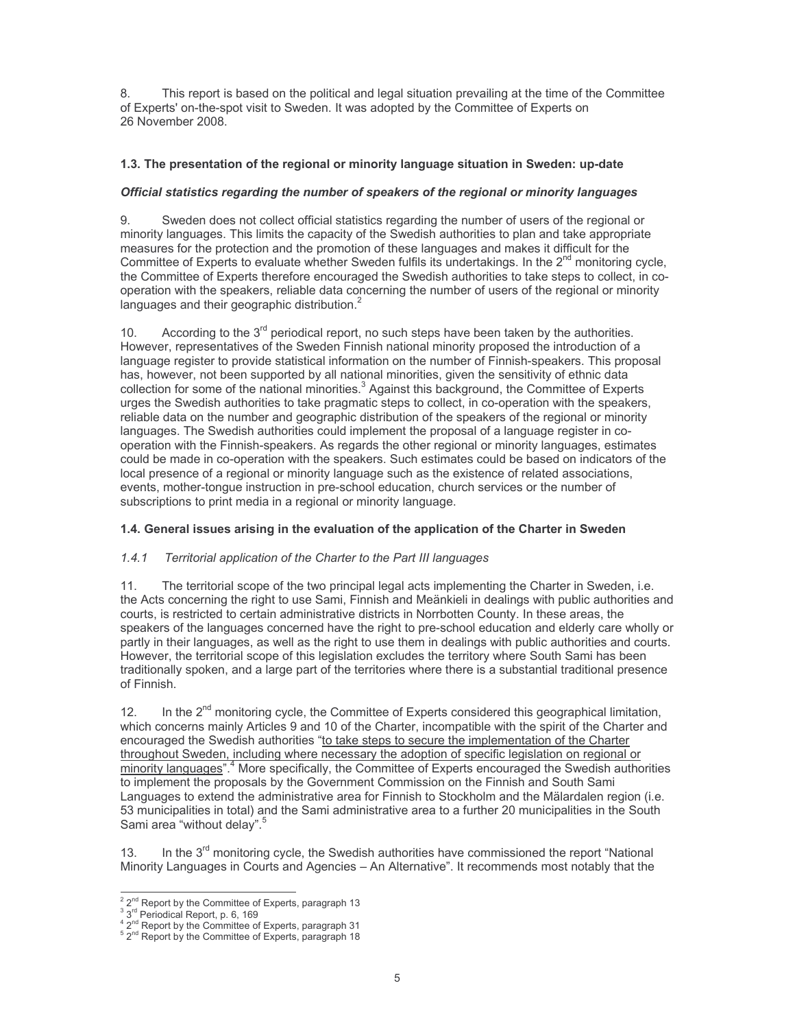8. This report is based on the political and legal situation prevailing at the time of the Committee of Experts' on-the-spot visit to Sweden. It was adopted by the Committee of Experts on 26 November 2008.

### 1.3. The presentation of the regional or minority language situation in Sweden: up-date

#### *Official statistics regarding the number of speakers of the regional or minority languages*

9. Sweden does not collect official statistics regarding the number of users of the regional or minority languages. This limits the capacity of the Swedish authorities to plan and take appropriate measures for the protection and the promotion of these languages and makes it difficult for the Committee of Experts to evaluate whether Sweden fulfils its undertakings. In the 2nd monitoring cycle, the Committee of Experts therefore encouraged the Swedish authorities to take steps to collect, in co-operation with the speakers, reliable data concerning the number of users of the regional or minority languages and their geographic distribution.[2]

10. According to the 3rd periodical report, no such steps have been taken by the authorities. However, representatives of the Sweden Finnish national minority proposed the introduction of a language register to provide statistical information on the number of Finnish-speakers. This proposal has, however, not been supported by all national minorities, given the sensitivity of ethnic data collection for some of the national minorities.[3] Against this background, the Committee of Experts urges the Swedish authorities to take pragmatic steps to collect, in co-operation with the speakers, reliable data on the number and geographic distribution of the speakers of the regional or minority languages. The Swedish authorities could implement the proposal of a language register in co-operation with the Finnish-speakers. As regards the other regional or minority languages, estimates could be made in co-operation with the speakers. Such estimates could be based on indicators of the local presence of a regional or minority language such as the existence of related associations, events, mother-tongue instruction in pre-school education, church services or the number of subscriptions to print media in a regional or minority language.

### 1.4. General issues arising in the evaluation of the application of the Charter in Sweden

#### *1.4.1 Territorial application of the Charter to the Part III languages*

11. The territorial scope of the two principal legal acts implementing the Charter in Sweden, i.e. the Acts concerning the right to use Sami, Finnish and Meänkieli in dealings with public authorities and courts, is restricted to certain administrative districts in Norrbotten County. In these areas, the speakers of the languages concerned have the right to pre-school education and elderly care wholly or partly in their languages, as well as the right to use them in dealings with public authorities and courts. However, the territorial scope of this legislation excludes the territory where South Sami has been traditionally spoken, and a large part of the territories where there is a substantial traditional presence of Finnish.

12. In the 2nd monitoring cycle, the Committee of Experts considered this geographical limitation, which concerns mainly Articles 9 and 10 of the Charter, incompatible with the spirit of the Charter and encouraged the Swedish authorities "to take steps to secure the implementation of the Charter throughout Sweden, including where necessary the adoption of specific legislation on regional or minority languages".[4] More specifically, the Committee of Experts encouraged the Swedish authorities to implement the proposals by the Government Commission on the Finnish and South Sami Languages to extend the administrative area for Finnish to Stockholm and the Mälardalen region (i.e. 53 municipalities in total) and the Sami administrative area to a further 20 municipalities in the South Sami area "without delay".[5]

13. In the 3rd monitoring cycle, the Swedish authorities have commissioned the report "National Minority Languages in Courts and Agencies – An Alternative". It recommends most notably that the

---

[2] 2nd Report by the Committee of Experts, paragraph 13
[3] 3rd Periodical Report, p. 6, 169
[4] 2nd Report by the Committee of Experts, paragraph 31
[5] 2nd Report by the Committee of Experts, paragraph 18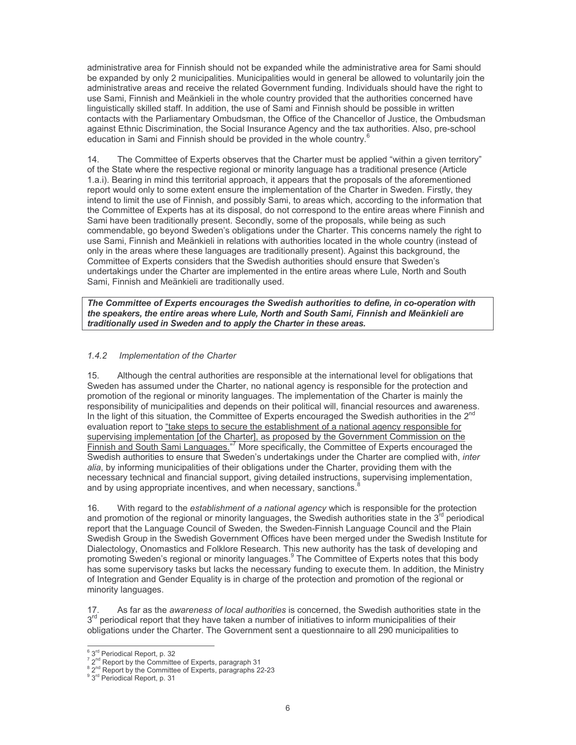administrative area for Finnish should not be expanded while the administrative area for Sami should be expanded by only 2 municipalities. Municipalities would in general be allowed to voluntarily join the administrative areas and receive the related Government funding. Individuals should have the right to use Sami, Finnish and Meänkieli in the whole country provided that the authorities concerned have linguistically skilled staff. In addition, the use of Sami and Finnish should be possible in written contacts with the Parliamentary Ombudsman, the Office of the Chancellor of Justice, the Ombudsman against Ethnic Discrimination, the Social Insurance Agency and the tax authorities. Also, pre-school education in Sami and Finnish should be provided in the whole country.[6]

14. The Committee of Experts observes that the Charter must be applied "within a given territory" of the State where the respective regional or minority language has a traditional presence (Article 1.a.i). Bearing in mind this territorial approach, it appears that the proposals of the aforementioned report would only to some extent ensure the implementation of the Charter in Sweden. Firstly, they intend to limit the use of Finnish, and possibly Sami, to areas which, according to the information that the Committee of Experts has at its disposal, do not correspond to the entire areas where Finnish and Sami have been traditionally present. Secondly, some of the proposals, while being as such commendable, go beyond Sweden's obligations under the Charter. This concerns namely the right to use Sami, Finnish and Meänkieli in relations with authorities located in the whole country (instead of only in the areas where these languages are traditionally present). Against this background, the Committee of Experts considers that the Swedish authorities should ensure that Sweden's undertakings under the Charter are implemented in the entire areas where Lule, North and South Sami, Finnish and Meänkieli are traditionally used.

***The Committee of Experts encourages the Swedish authorities to define, in co-operation with the speakers, the entire areas where Lule, North and South Sami, Finnish and Meänkieli are traditionally used in Sweden and to apply the Charter in these areas.***

### *1.4.2 Implementation of the Charter*

15. Although the central authorities are responsible at the international level for obligations that Sweden has assumed under the Charter, no national agency is responsible for the protection and promotion of the regional or minority languages. The implementation of the Charter is mainly the responsibility of municipalities and depends on their political will, financial resources and awareness. In the light of this situation, the Committee of Experts encouraged the Swedish authorities in the 2nd evaluation report to "take steps to secure the establishment of a national agency responsible for supervising implementation [of the Charter], as proposed by the Government Commission on the Finnish and South Sami Languages."[7] More specifically, the Committee of Experts encouraged the Swedish authorities to ensure that Sweden's undertakings under the Charter are complied with, *inter alia*, by informing municipalities of their obligations under the Charter, providing them with the necessary technical and financial support, giving detailed instructions, supervising implementation, and by using appropriate incentives, and when necessary, sanctions.[8]

16. With regard to the *establishment of a national agency* which is responsible for the protection and promotion of the regional or minority languages, the Swedish authorities state in the 3rd periodical report that the Language Council of Sweden, the Sweden-Finnish Language Council and the Plain Swedish Group in the Swedish Government Offices have been merged under the Swedish Institute for Dialectology, Onomastics and Folklore Research. This new authority has the task of developing and promoting Sweden's regional or minority languages.[9] The Committee of Experts notes that this body has some supervisory tasks but lacks the necessary funding to execute them. In addition, the Ministry of Integration and Gender Equality is in charge of the protection and promotion of the regional or minority languages.

17. As far as the *awareness of local authorities* is concerned, the Swedish authorities state in the 3rd periodical report that they have taken a number of initiatives to inform municipalities of their obligations under the Charter. The Government sent a questionnaire to all 290 municipalities to

---

[6] 3rd Periodical Report, p. 32
[7] 2nd Report by the Committee of Experts, paragraph 31
[8] 2nd Report by the Committee of Experts, paragraphs 22-23
[9] 3rd Periodical Report, p. 31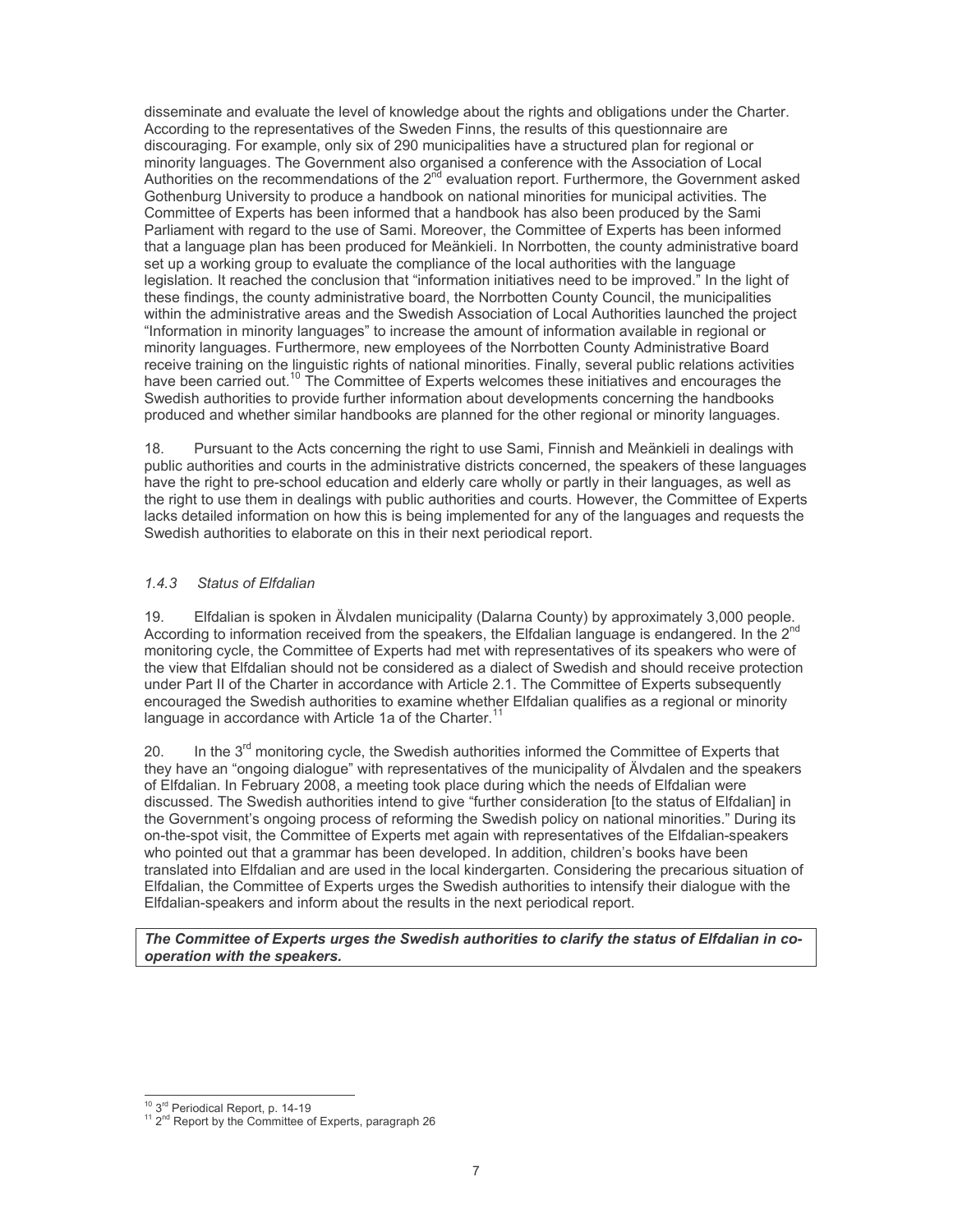disseminate and evaluate the level of knowledge about the rights and obligations under the Charter. According to the representatives of the Sweden Finns, the results of this questionnaire are discouraging. For example, only six of 290 municipalities have a structured plan for regional or minority languages. The Government also organised a conference with the Association of Local Authorities on the recommendations of the 2nd evaluation report. Furthermore, the Government asked Gothenburg University to produce a handbook on national minorities for municipal activities. The Committee of Experts has been informed that a handbook has also been produced by the Sami Parliament with regard to the use of Sami. Moreover, the Committee of Experts has been informed that a language plan has been produced for Meänkieli. In Norrbotten, the county administrative board set up a working group to evaluate the compliance of the local authorities with the language legislation. It reached the conclusion that "information initiatives need to be improved." In the light of these findings, the county administrative board, the Norrbotten County Council, the municipalities within the administrative areas and the Swedish Association of Local Authorities launched the project "Information in minority languages" to increase the amount of information available in regional or minority languages. Furthermore, new employees of the Norrbotten County Administrative Board receive training on the linguistic rights of national minorities. Finally, several public relations activities have been carried out.[10] The Committee of Experts welcomes these initiatives and encourages the Swedish authorities to provide further information about developments concerning the handbooks produced and whether similar handbooks are planned for the other regional or minority languages.

18. Pursuant to the Acts concerning the right to use Sami, Finnish and Meänkieli in dealings with public authorities and courts in the administrative districts concerned, the speakers of these languages have the right to pre-school education and elderly care wholly or partly in their languages, as well as the right to use them in dealings with public authorities and courts. However, the Committee of Experts lacks detailed information on how this is being implemented for any of the languages and requests the Swedish authorities to elaborate on this in their next periodical report.

### *1.4.3 Status of Elfdalian*

19. Elfdalian is spoken in Älvdalen municipality (Dalarna County) by approximately 3,000 people. According to information received from the speakers, the Elfdalian language is endangered. In the 2nd monitoring cycle, the Committee of Experts had met with representatives of its speakers who were of the view that Elfdalian should not be considered as a dialect of Swedish and should receive protection under Part II of the Charter in accordance with Article 2.1. The Committee of Experts subsequently encouraged the Swedish authorities to examine whether Elfdalian qualifies as a regional or minority language in accordance with Article 1a of the Charter.[11]

20. In the 3rd monitoring cycle, the Swedish authorities informed the Committee of Experts that they have an "ongoing dialogue" with representatives of the municipality of Älvdalen and the speakers of Elfdalian. In February 2008, a meeting took place during which the needs of Elfdalian were discussed. The Swedish authorities intend to give "further consideration [to the status of Elfdalian] in the Government's ongoing process of reforming the Swedish policy on national minorities." During its on-the-spot visit, the Committee of Experts met again with representatives of the Elfdalian-speakers who pointed out that a grammar has been developed. In addition, children's books have been translated into Elfdalian and are used in the local kindergarten. Considering the precarious situation of Elfdalian, the Committee of Experts urges the Swedish authorities to intensify their dialogue with the Elfdalian-speakers and inform about the results in the next periodical report.

***The Committee of Experts urges the Swedish authorities to clarify the status of Elfdalian in co-operation with the speakers.***

---

[10] 3rd Periodical Report, p. 14-19

[11] 2nd Report by the Committee of Experts, paragraph 26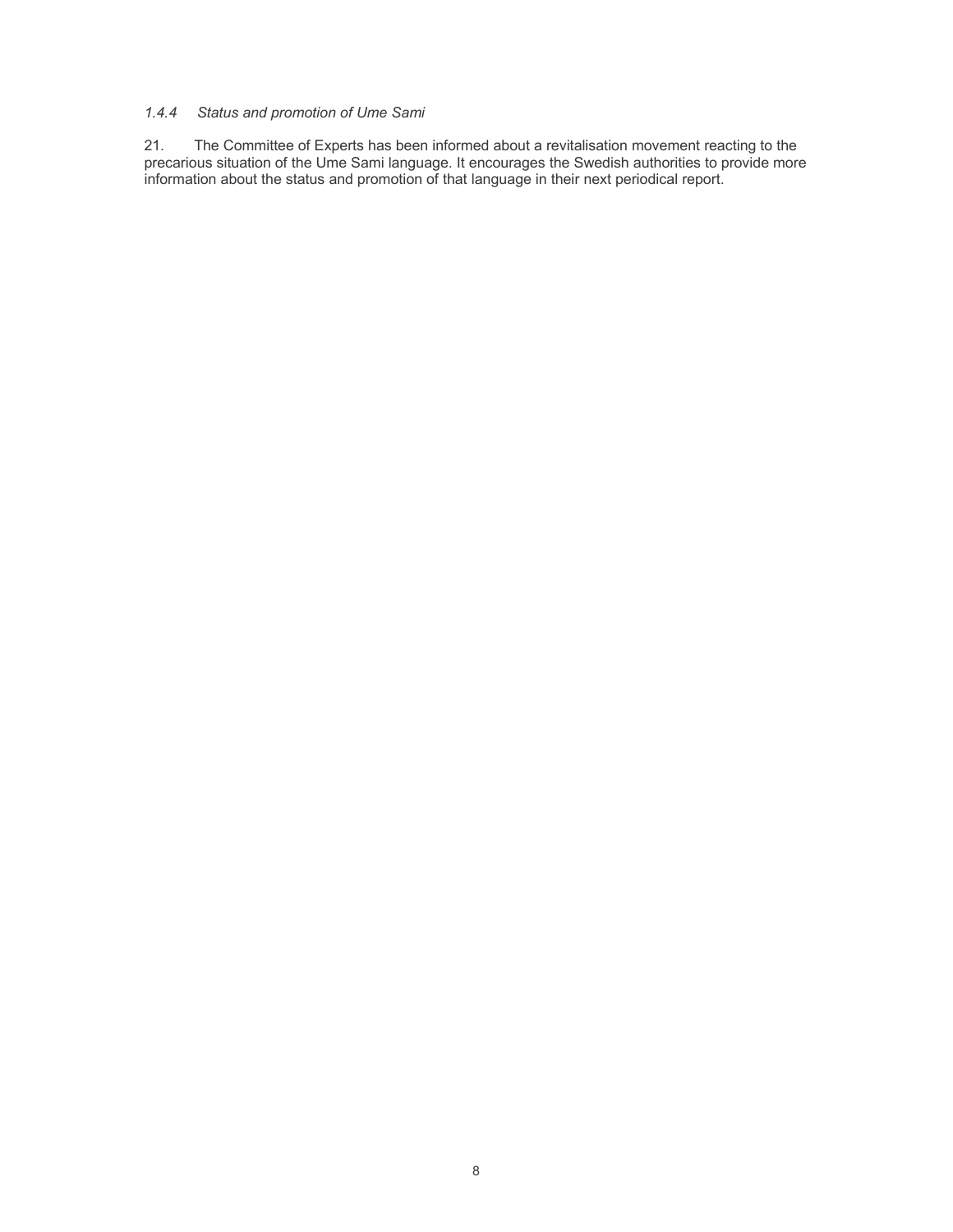#### *1.4.4 Status and promotion of Ume Sami*

21. The Committee of Experts has been informed about a revitalisation movement reacting to the precarious situation of the Ume Sami language. It encourages the Swedish authorities to provide more information about the status and promotion of that language in their next periodical report.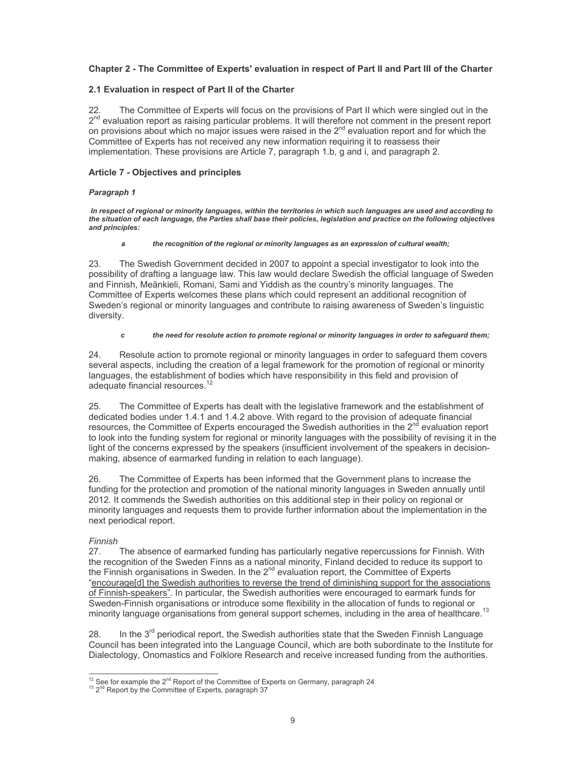## Chapter 2 - The Committee of Experts' evaluation in respect of Part II and Part III of the Charter

### 2.1 Evaluation in respect of Part II of the Charter

22. The Committee of Experts will focus on the provisions of Part II which were singled out in the 2nd evaluation report as raising particular problems. It will therefore not comment in the present report on provisions about which no major issues were raised in the 2nd evaluation report and for which the Committee of Experts has not received any new information requiring it to reassess their implementation. These provisions are Article 7, paragraph 1.b, g and i, and paragraph 2.

### Article 7 - Objectives and principles

#### *Paragraph 1*

***In respect of regional or minority languages, within the territories in which such languages are used and according to the situation of each language, the Parties shall base their policies, legislation and practice on the following objectives and principles:***

***a the recognition of the regional or minority languages as an expression of cultural wealth;***

23. The Swedish Government decided in 2007 to appoint a special investigator to look into the possibility of drafting a language law. This law would declare Swedish the official language of Sweden and Finnish, Meänkieli, Romani, Sami and Yiddish as the country's minority languages. The Committee of Experts welcomes these plans which could represent an additional recognition of Sweden's regional or minority languages and contribute to raising awareness of Sweden's linguistic diversity.

***c the need for resolute action to promote regional or minority languages in order to safeguard them;***

24. Resolute action to promote regional or minority languages in order to safeguard them covers several aspects, including the creation of a legal framework for the promotion of regional or minority languages, the establishment of bodies which have responsibility in this field and provision of adequate financial resources.[12]

25. The Committee of Experts has dealt with the legislative framework and the establishment of dedicated bodies under 1.4.1 and 1.4.2 above. With regard to the provision of adequate financial resources, the Committee of Experts encouraged the Swedish authorities in the 2nd evaluation report to look into the funding system for regional or minority languages with the possibility of revising it in the light of the concerns expressed by the speakers (insufficient involvement of the speakers in decision-making, absence of earmarked funding in relation to each language).

26. The Committee of Experts has been informed that the Government plans to increase the funding for the protection and promotion of the national minority languages in Sweden annually until 2012. It commends the Swedish authorities on this additional step in their policy on regional or minority languages and requests them to provide further information about the implementation in the next periodical report.

*Finnish*

27. The absence of earmarked funding has particularly negative repercussions for Finnish. With the recognition of the Sweden Finns as a national minority, Finland decided to reduce its support to the Finnish organisations in Sweden. In the 2nd evaluation report, the Committee of Experts "encourage[d] the Swedish authorities to reverse the trend of diminishing support for the associations of Finnish-speakers". In particular, the Swedish authorities were encouraged to earmark funds for Sweden-Finnish organisations or introduce some flexibility in the allocation of funds to regional or minority language organisations from general support schemes, including in the area of healthcare.[13]

28. In the 3rd periodical report, the Swedish authorities state that the Sweden Finnish Language Council has been integrated into the Language Council, which are both subordinate to the Institute for Dialectology, Onomastics and Folklore Research and receive increased funding from the authorities.

[12] See for example the 2nd Report of the Committee of Experts on Germany, paragraph 24

[13] 2nd Report by the Committee of Experts, paragraph 37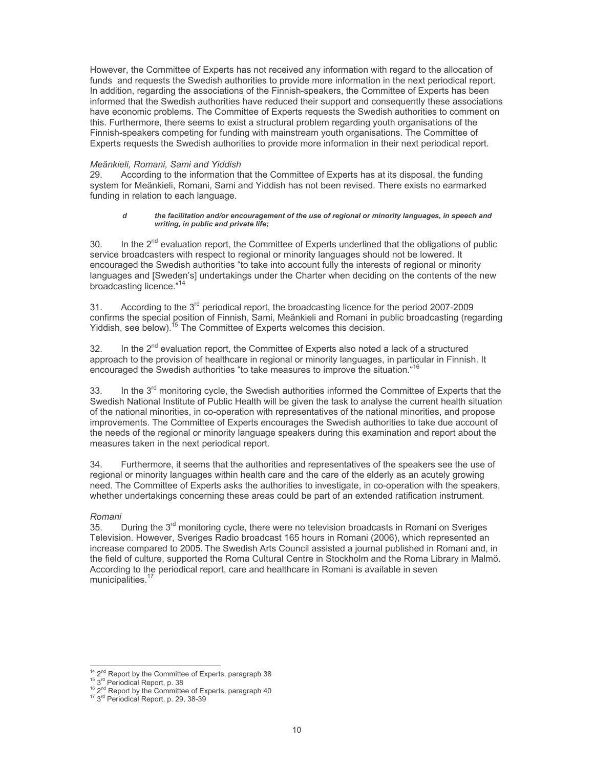However, the Committee of Experts has not received any information with regard to the allocation of funds and requests the Swedish authorities to provide more information in the next periodical report. In addition, regarding the associations of the Finnish-speakers, the Committee of Experts has been informed that the Swedish authorities have reduced their support and consequently these associations have economic problems. The Committee of Experts requests the Swedish authorities to comment on this. Furthermore, there seems to exist a structural problem regarding youth organisations of the Finnish-speakers competing for funding with mainstream youth organisations. The Committee of Experts requests the Swedish authorities to provide more information in their next periodical report.

*Meänkieli, Romani, Sami and Yiddish*

29. According to the information that the Committee of Experts has at its disposal, the funding system for Meänkieli, Romani, Sami and Yiddish has not been revised. There exists no earmarked funding in relation to each language.

> ***d the facilitation and/or encouragement of the use of regional or minority languages, in speech and writing, in public and private life;***

30. In the 2nd evaluation report, the Committee of Experts underlined that the obligations of public service broadcasters with respect to regional or minority languages should not be lowered. It encouraged the Swedish authorities "to take into account fully the interests of regional or minority languages and [Sweden's] undertakings under the Charter when deciding on the contents of the new broadcasting licence."[14]

31. According to the 3rd periodical report, the broadcasting licence for the period 2007-2009 confirms the special position of Finnish, Sami, Meänkieli and Romani in public broadcasting (regarding Yiddish, see below).[15] The Committee of Experts welcomes this decision.

32. In the 2nd evaluation report, the Committee of Experts also noted a lack of a structured approach to the provision of healthcare in regional or minority languages, in particular in Finnish. It encouraged the Swedish authorities "to take measures to improve the situation."[16]

33. In the 3rd monitoring cycle, the Swedish authorities informed the Committee of Experts that the Swedish National Institute of Public Health will be given the task to analyse the current health situation of the national minorities, in co-operation with representatives of the national minorities, and propose improvements. The Committee of Experts encourages the Swedish authorities to take due account of the needs of the regional or minority language speakers during this examination and report about the measures taken in the next periodical report.

34. Furthermore, it seems that the authorities and representatives of the speakers see the use of regional or minority languages within health care and the care of the elderly as an acutely growing need. The Committee of Experts asks the authorities to investigate, in co-operation with the speakers, whether undertakings concerning these areas could be part of an extended ratification instrument.

*Romani*

35. During the 3rd monitoring cycle, there were no television broadcasts in Romani on Sveriges Television. However, Sveriges Radio broadcast 165 hours in Romani (2006), which represented an increase compared to 2005. The Swedish Arts Council assisted a journal published in Romani and, in the field of culture, supported the Roma Cultural Centre in Stockholm and the Roma Library in Malmö. According to the periodical report, care and healthcare in Romani is available in seven municipalities.[17]

---

[14] 2nd Report by the Committee of Experts, paragraph 38
[15] 3rd Periodical Report, p. 38
[16] 2nd Report by the Committee of Experts, paragraph 40
[17] 3rd Periodical Report, p. 29, 38-39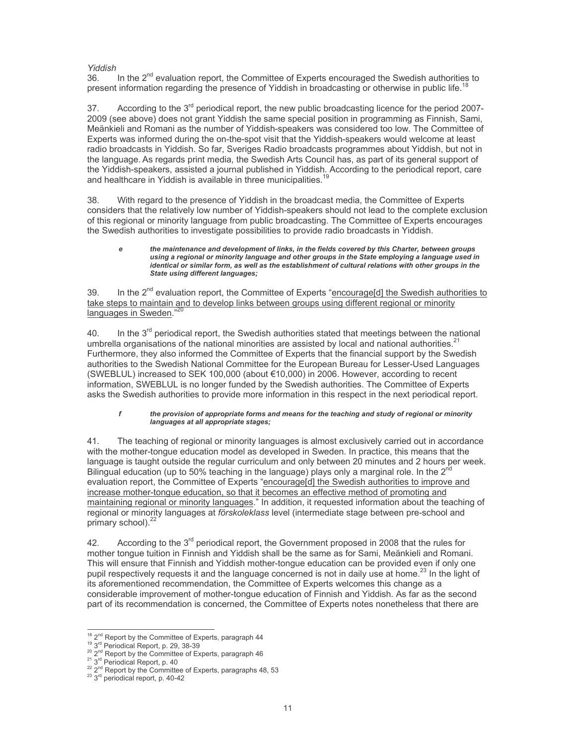*Yiddish*

36. In the 2nd evaluation report, the Committee of Experts encouraged the Swedish authorities to present information regarding the presence of Yiddish in broadcasting or otherwise in public life.[18]

37. According to the 3rd periodical report, the new public broadcasting licence for the period 2007-2009 (see above) does not grant Yiddish the same special position in programming as Finnish, Sami, Meänkieli and Romani as the number of Yiddish-speakers was considered too low. The Committee of Experts was informed during the on-the-spot visit that the Yiddish-speakers would welcome at least radio broadcasts in Yiddish. So far, Sveriges Radio broadcasts programmes about Yiddish, but not in the language. As regards print media, the Swedish Arts Council has, as part of its general support of the Yiddish-speakers, assisted a journal published in Yiddish. According to the periodical report, care and healthcare in Yiddish is available in three municipalities.[19]

38. With regard to the presence of Yiddish in the broadcast media, the Committee of Experts considers that the relatively low number of Yiddish-speakers should not lead to the complete exclusion of this regional or minority language from public broadcasting. The Committee of Experts encourages the Swedish authorities to investigate possibilities to provide radio broadcasts in Yiddish.

> ***e*** ***the maintenance and development of links, in the fields covered by this Charter, between groups using a regional or minority language and other groups in the State employing a language used in identical or similar form, as well as the establishment of cultural relations with other groups in the State using different languages;***

39. In the 2nd evaluation report, the Committee of Experts "encourage[d] the Swedish authorities to take steps to maintain and to develop links between groups using different regional or minority languages in Sweden."[20]

40. In the 3rd periodical report, the Swedish authorities stated that meetings between the national umbrella organisations of the national minorities are assisted by local and national authorities.[21] Furthermore, they also informed the Committee of Experts that the financial support by the Swedish authorities to the Swedish National Committee for the European Bureau for Lesser-Used Languages (SWEBLUL) increased to SEK 100,000 (about €10,000) in 2006. However, according to recent information, SWEBLUL is no longer funded by the Swedish authorities. The Committee of Experts asks the Swedish authorities to provide more information in this respect in the next periodical report.

> ***f*** ***the provision of appropriate forms and means for the teaching and study of regional or minority languages at all appropriate stages;***

41. The teaching of regional or minority languages is almost exclusively carried out in accordance with the mother-tongue education model as developed in Sweden. In practice, this means that the language is taught outside the regular curriculum and only between 20 minutes and 2 hours per week. Bilingual education (up to 50% teaching in the language) plays only a marginal role. In the 2nd evaluation report, the Committee of Experts "encourage[d] the Swedish authorities to improve and increase mother-tongue education, so that it becomes an effective method of promoting and maintaining regional or minority languages." In addition, it requested information about the teaching of regional or minority languages at *förskoleklass* level (intermediate stage between pre-school and primary school).[22]

42. According to the 3rd periodical report, the Government proposed in 2008 that the rules for mother tongue tuition in Finnish and Yiddish shall be the same as for Sami, Meänkieli and Romani. This will ensure that Finnish and Yiddish mother-tongue education can be provided even if only one pupil respectively requests it and the language concerned is not in daily use at home.[23] In the light of its aforementioned recommendation, the Committee of Experts welcomes this change as a considerable improvement of mother-tongue education of Finnish and Yiddish. As far as the second part of its recommendation is concerned, the Committee of Experts notes nonetheless that there are

---

[18] 2nd Report by the Committee of Experts, paragraph 44
[19] 3rd Periodical Report, p. 29, 38-39
[20] 2nd Report by the Committee of Experts, paragraph 46
[21] 3rd Periodical Report, p. 40
[22] 2nd Report by the Committee of Experts, paragraphs 48, 53
[23] 3rd periodical report, p. 40-42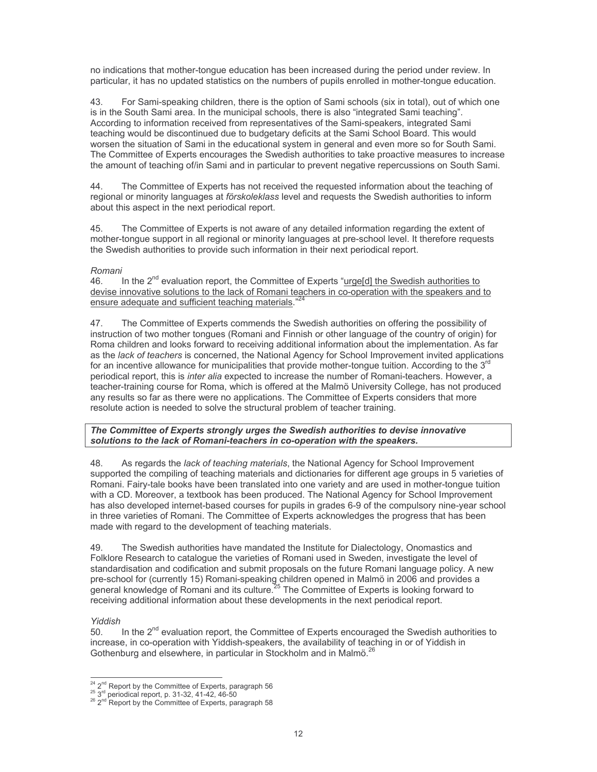no indications that mother-tongue education has been increased during the period under review. In particular, it has no updated statistics on the numbers of pupils enrolled in mother-tongue education.

43. For Sami-speaking children, there is the option of Sami schools (six in total), out of which one is in the South Sami area. In the municipal schools, there is also "integrated Sami teaching". According to information received from representatives of the Sami-speakers, integrated Sami teaching would be discontinued due to budgetary deficits at the Sami School Board. This would worsen the situation of Sami in the educational system in general and even more so for South Sami. The Committee of Experts encourages the Swedish authorities to take proactive measures to increase the amount of teaching of/in Sami and in particular to prevent negative repercussions on South Sami.

44. The Committee of Experts has not received the requested information about the teaching of regional or minority languages at *förskoleklass* level and requests the Swedish authorities to inform about this aspect in the next periodical report.

45. The Committee of Experts is not aware of any detailed information regarding the extent of mother-tongue support in all regional or minority languages at pre-school level. It therefore requests the Swedish authorities to provide such information in their next periodical report.

*Romani*

46. In the 2nd evaluation report, the Committee of Experts "urge[d] the Swedish authorities to devise innovative solutions to the lack of Romani teachers in co-operation with the speakers and to ensure adequate and sufficient teaching materials."[24]

47. The Committee of Experts commends the Swedish authorities on offering the possibility of instruction of two mother tongues (Romani and Finnish or other language of the country of origin) for Roma children and looks forward to receiving additional information about the implementation. As far as the *lack of teachers* is concerned, the National Agency for School Improvement invited applications for an incentive allowance for municipalities that provide mother-tongue tuition. According to the 3rd periodical report, this is *inter alia* expected to increase the number of Romani-teachers. However, a teacher-training course for Roma, which is offered at the Malmö University College, has not produced any results so far as there were no applications. The Committee of Experts considers that more resolute action is needed to solve the structural problem of teacher training.

***The Committee of Experts strongly urges the Swedish authorities to devise innovative solutions to the lack of Romani-teachers in co-operation with the speakers.***

48. As regards the *lack of teaching materials*, the National Agency for School Improvement supported the compiling of teaching materials and dictionaries for different age groups in 5 varieties of Romani. Fairy-tale books have been translated into one variety and are used in mother-tongue tuition with a CD. Moreover, a textbook has been produced. The National Agency for School Improvement has also developed internet-based courses for pupils in grades 6-9 of the compulsory nine-year school in three varieties of Romani. The Committee of Experts acknowledges the progress that has been made with regard to the development of teaching materials.

49. The Swedish authorities have mandated the Institute for Dialectology, Onomastics and Folklore Research to catalogue the varieties of Romani used in Sweden, investigate the level of standardisation and codification and submit proposals on the future Romani language policy. A new pre-school for (currently 15) Romani-speaking children opened in Malmö in 2006 and provides a general knowledge of Romani and its culture.[25] The Committee of Experts is looking forward to receiving additional information about these developments in the next periodical report.

*Yiddish*

50. In the 2nd evaluation report, the Committee of Experts encouraged the Swedish authorities to increase, in co-operation with Yiddish-speakers, the availability of teaching in or of Yiddish in Gothenburg and elsewhere, in particular in Stockholm and in Malmö.[26]

---

[24] 2nd Report by the Committee of Experts, paragraph 56

[25] 3rd periodical report, p. 31-32, 41-42, 46-50

[26] 2nd Report by the Committee of Experts, paragraph 58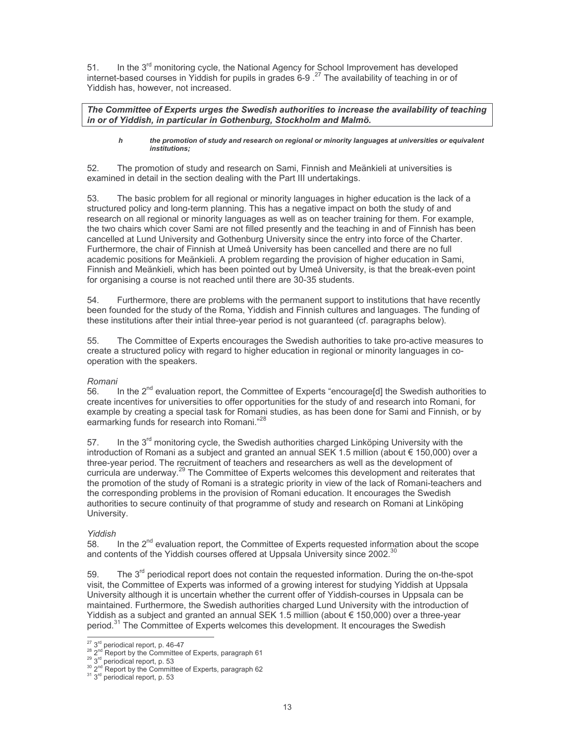51. In the 3rd monitoring cycle, the National Agency for School Improvement has developed internet-based courses in Yiddish for pupils in grades 6-9 .[27] The availability of teaching in or of Yiddish has, however, not increased.

***The Committee of Experts urges the Swedish authorities to increase the availability of teaching in or of Yiddish, in particular in Gothenburg, Stockholm and Malmö.***

> ***h the promotion of study and research on regional or minority languages at universities or equivalent institutions;***

52. The promotion of study and research on Sami, Finnish and Meänkieli at universities is examined in detail in the section dealing with the Part III undertakings.

53. The basic problem for all regional or minority languages in higher education is the lack of a structured policy and long-term planning. This has a negative impact on both the study of and research on all regional or minority languages as well as on teacher training for them. For example, the two chairs which cover Sami are not filled presently and the teaching in and of Finnish has been cancelled at Lund University and Gothenburg University since the entry into force of the Charter. Furthermore, the chair of Finnish at Umeå University has been cancelled and there are no full academic positions for Meänkieli. A problem regarding the provision of higher education in Sami, Finnish and Meänkieli, which has been pointed out by Umeå University, is that the break-even point for organising a course is not reached until there are 30-35 students.

54. Furthermore, there are problems with the permanent support to institutions that have recently been founded for the study of the Roma, Yiddish and Finnish cultures and languages. The funding of these institutions after their intial three-year period is not guaranteed (cf. paragraphs below).

55. The Committee of Experts encourages the Swedish authorities to take pro-active measures to create a structured policy with regard to higher education in regional or minority languages in co-operation with the speakers.

*Romani*

56. In the 2nd evaluation report, the Committee of Experts "encourage[d] the Swedish authorities to create incentives for universities to offer opportunities for the study of and research into Romani, for example by creating a special task for Romani studies, as has been done for Sami and Finnish, or by earmarking funds for research into Romani."[28]

57. In the 3rd monitoring cycle, the Swedish authorities charged Linköping University with the introduction of Romani as a subject and granted an annual SEK 1.5 million (about € 150,000) over a three-year period. The recruitment of teachers and researchers as well as the development of curricula are underway.[29] The Committee of Experts welcomes this development and reiterates that the promotion of the study of Romani is a strategic priority in view of the lack of Romani-teachers and the corresponding problems in the provision of Romani education. It encourages the Swedish authorities to secure continuity of that programme of study and research on Romani at Linköping University.

*Yiddish*

58. In the 2nd evaluation report, the Committee of Experts requested information about the scope and contents of the Yiddish courses offered at Uppsala University since 2002.[30]

59. The 3rd periodical report does not contain the requested information. During the on-the-spot visit, the Committee of Experts was informed of a growing interest for studying Yiddish at Uppsala University although it is uncertain whether the current offer of Yiddish-courses in Uppsala can be maintained. Furthermore, the Swedish authorities charged Lund University with the introduction of Yiddish as a subject and granted an annual SEK 1.5 million (about € 150,000) over a three-year period.[31] The Committee of Experts welcomes this development. It encourages the Swedish

---

[27] 3rd periodical report, p. 46-47
[28] 2nd Report by the Committee of Experts, paragraph 61
[29] 3rd periodical report, p. 53
[30] 2nd Report by the Committee of Experts, paragraph 62
[31] 3rd periodical report, p. 53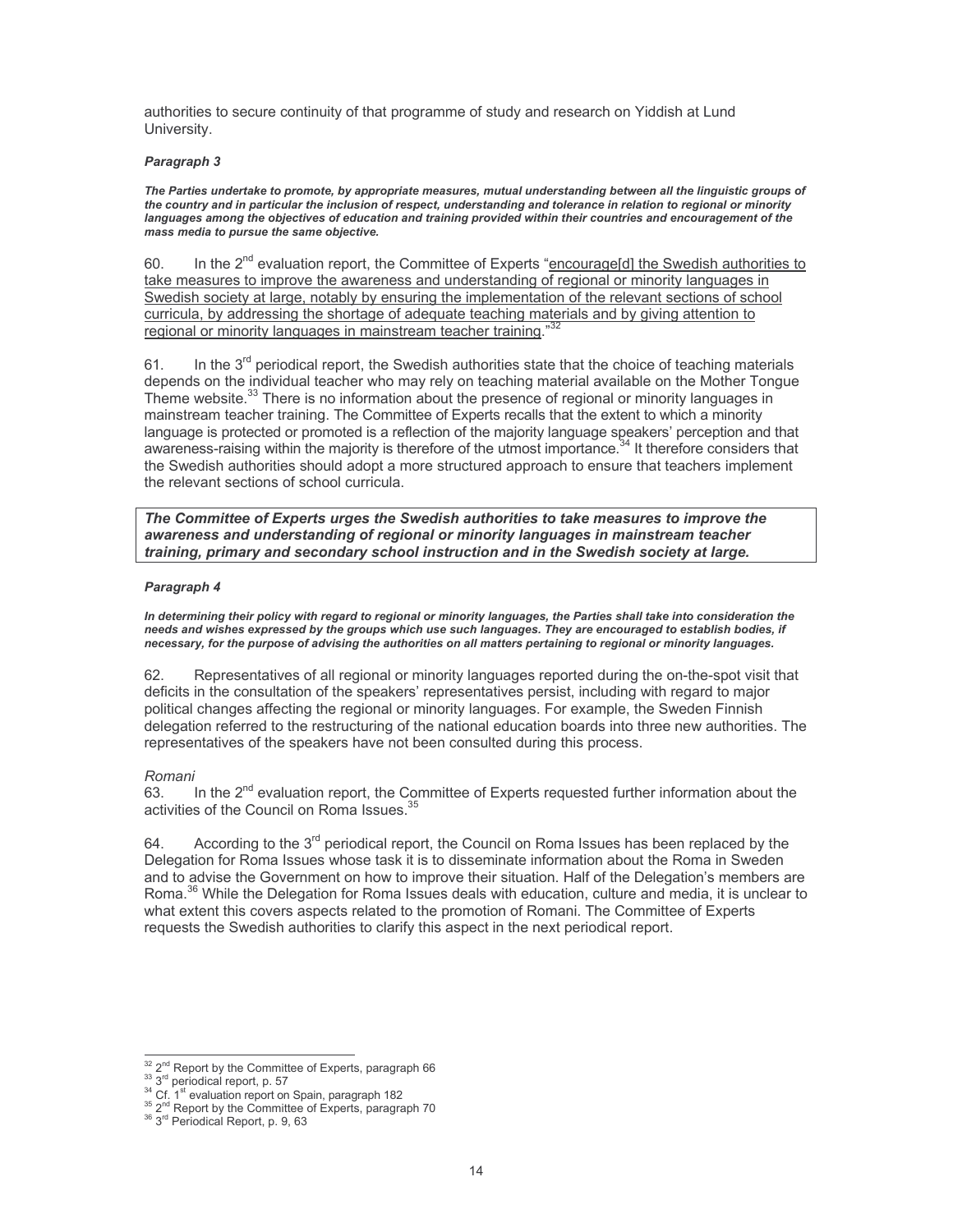authorities to secure continuity of that programme of study and research on Yiddish at Lund University.

***Paragraph 3***

***The Parties undertake to promote, by appropriate measures, mutual understanding between all the linguistic groups of the country and in particular the inclusion of respect, understanding and tolerance in relation to regional or minority languages among the objectives of education and training provided within their countries and encouragement of the mass media to pursue the same objective.***

60. In the 2nd evaluation report, the Committee of Experts "encourage[d] the Swedish authorities to take measures to improve the awareness and understanding of regional or minority languages in Swedish society at large, notably by ensuring the implementation of the relevant sections of school curricula, by addressing the shortage of adequate teaching materials and by giving attention to regional or minority languages in mainstream teacher training."[32]

61. In the 3rd periodical report, the Swedish authorities state that the choice of teaching materials depends on the individual teacher who may rely on teaching material available on the Mother Tongue Theme website.[33] There is no information about the presence of regional or minority languages in mainstream teacher training. The Committee of Experts recalls that the extent to which a minority language is protected or promoted is a reflection of the majority language speakers' perception and that awareness-raising within the majority is therefore of the utmost importance.[34] It therefore considers that the Swedish authorities should adopt a more structured approach to ensure that teachers implement the relevant sections of school curricula.

***The Committee of Experts urges the Swedish authorities to take measures to improve the awareness and understanding of regional or minority languages in mainstream teacher training, primary and secondary school instruction and in the Swedish society at large.***

***Paragraph 4***

***In determining their policy with regard to regional or minority languages, the Parties shall take into consideration the needs and wishes expressed by the groups which use such languages. They are encouraged to establish bodies, if necessary, for the purpose of advising the authorities on all matters pertaining to regional or minority languages.***

62. Representatives of all regional or minority languages reported during the on-the-spot visit that deficits in the consultation of the speakers' representatives persist, including with regard to major political changes affecting the regional or minority languages. For example, the Sweden Finnish delegation referred to the restructuring of the national education boards into three new authorities. The representatives of the speakers have not been consulted during this process.

*Romani*

63. In the 2nd evaluation report, the Committee of Experts requested further information about the activities of the Council on Roma Issues.[35]

64. According to the 3rd periodical report, the Council on Roma Issues has been replaced by the Delegation for Roma Issues whose task it is to disseminate information about the Roma in Sweden and to advise the Government on how to improve their situation. Half of the Delegation's members are Roma.[36] While the Delegation for Roma Issues deals with education, culture and media, it is unclear to what extent this covers aspects related to the promotion of Romani. The Committee of Experts requests the Swedish authorities to clarify this aspect in the next periodical report.

---

[32] 2nd Report by the Committee of Experts, paragraph 66
[33] 3rd periodical report, p. 57
[34] Cf. 1st evaluation report on Spain, paragraph 182
[35] 2nd Report by the Committee of Experts, paragraph 70
[36] 3rd Periodical Report, p. 9, 63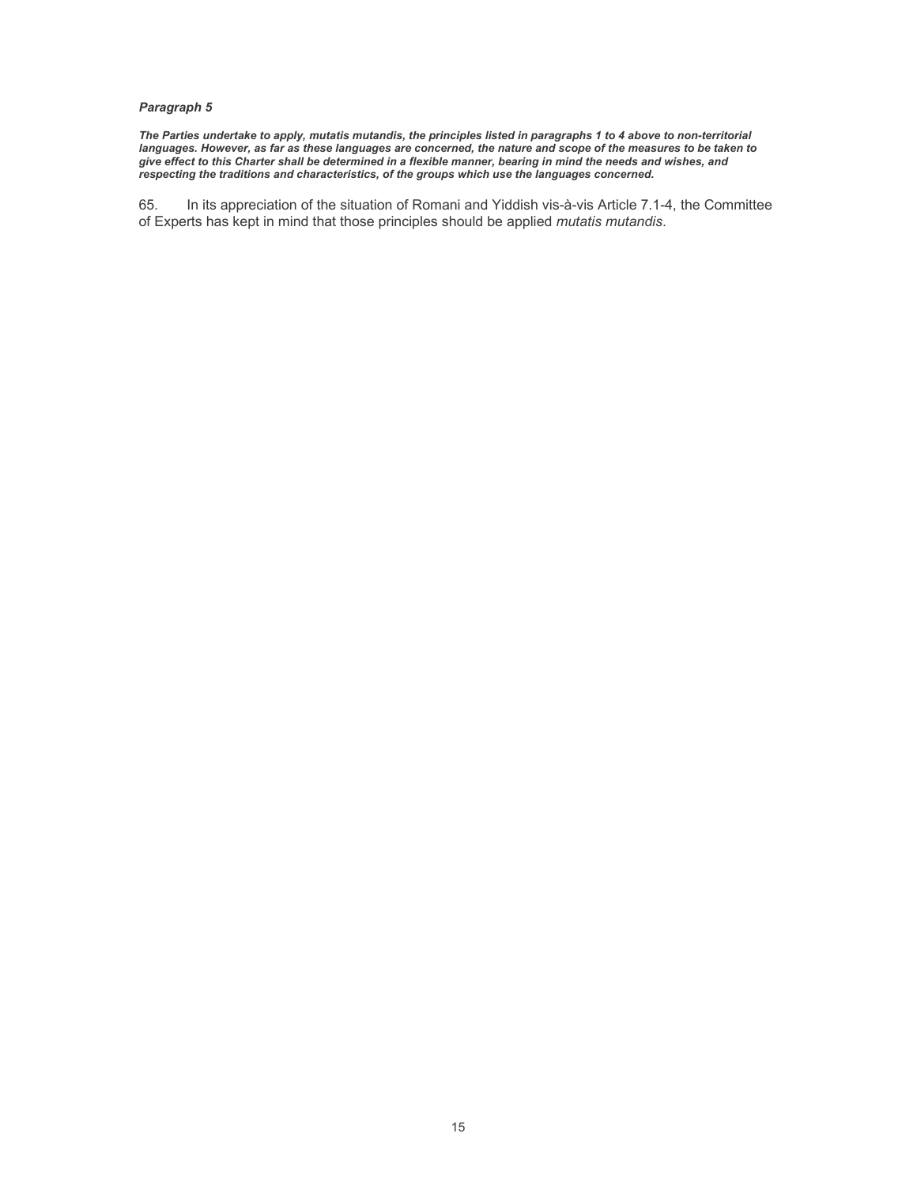***Paragraph 5***

***The Parties undertake to apply, mutatis mutandis, the principles listed in paragraphs 1 to 4 above to non-territorial languages. However, as far as these languages are concerned, the nature and scope of the measures to be taken to give effect to this Charter shall be determined in a flexible manner, bearing in mind the needs and wishes, and respecting the traditions and characteristics, of the groups which use the languages concerned.***

65. In its appreciation of the situation of Romani and Yiddish vis-à-vis Article 7.1-4, the Committee of Experts has kept in mind that those principles should be applied *mutatis mutandis*.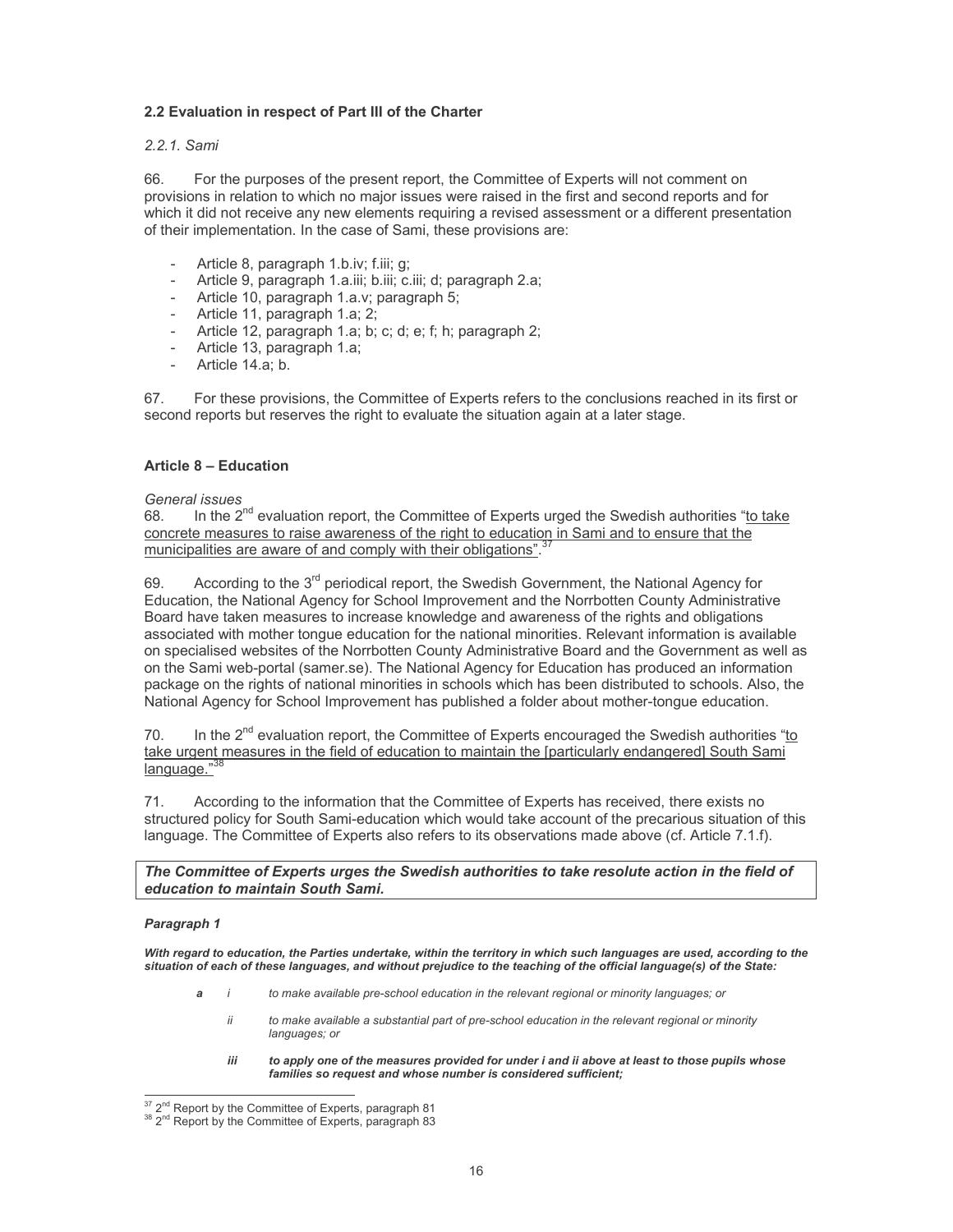### 2.2 Evaluation in respect of Part III of the Charter

*2.2.1. Sami*

66. For the purposes of the present report, the Committee of Experts will not comment on provisions in relation to which no major issues were raised in the first and second reports and for which it did not receive any new elements requiring a revised assessment or a different presentation of their implementation. In the case of Sami, these provisions are:

- Article 8, paragraph 1.b.iv; f.iii; g;
- Article 9, paragraph 1.a.iii; b.iii; c.iii; d; paragraph 2.a;
- Article 10, paragraph 1.a.v; paragraph 5;
- Article 11, paragraph 1.a; 2;
- Article 12, paragraph 1.a; b; c; d; e; f; h; paragraph 2;
- Article 13, paragraph 1.a;
- Article 14.a; b.

67. For these provisions, the Committee of Experts refers to the conclusions reached in its first or second reports but reserves the right to evaluate the situation again at a later stage.

#### Article 8 – Education

*General issues*

68. In the 2nd evaluation report, the Committee of Experts urged the Swedish authorities "to take concrete measures to raise awareness of the right to education in Sami and to ensure that the municipalities are aware of and comply with their obligations".[37]

69. According to the 3rd periodical report, the Swedish Government, the National Agency for Education, the National Agency for School Improvement and the Norrbotten County Administrative Board have taken measures to increase knowledge and awareness of the rights and obligations associated with mother tongue education for the national minorities. Relevant information is available on specialised websites of the Norrbotten County Administrative Board and the Government as well as on the Sami web-portal (samer.se). The National Agency for Education has produced an information package on the rights of national minorities in schools which has been distributed to schools. Also, the National Agency for School Improvement has published a folder about mother-tongue education.

70. In the 2nd evaluation report, the Committee of Experts encouraged the Swedish authorities "to take urgent measures in the field of education to maintain the [particularly endangered] South Sami language."[38]

71. According to the information that the Committee of Experts has received, there exists no structured policy for South Sami-education which would take account of the precarious situation of this language. The Committee of Experts also refers to its observations made above (cf. Article 7.1.f).

***The Committee of Experts urges the Swedish authorities to take resolute action in the field of education to maintain South Sami.***

***Paragraph 1***

***With regard to education, the Parties undertake, within the territory in which such languages are used, according to the situation of each of these languages, and without prejudice to the teaching of the official language(s) of the State:***

***a*** *i to make available pre-school education in the relevant regional or minority languages; or*

*ii to make available a substantial part of pre-school education in the relevant regional or minority languages; or*

***iii to apply one of the measures provided for under i and ii above at least to those pupils whose families so request and whose number is considered sufficient;***

---

[37] 2nd Report by the Committee of Experts, paragraph 81

[38] 2nd Report by the Committee of Experts, paragraph 83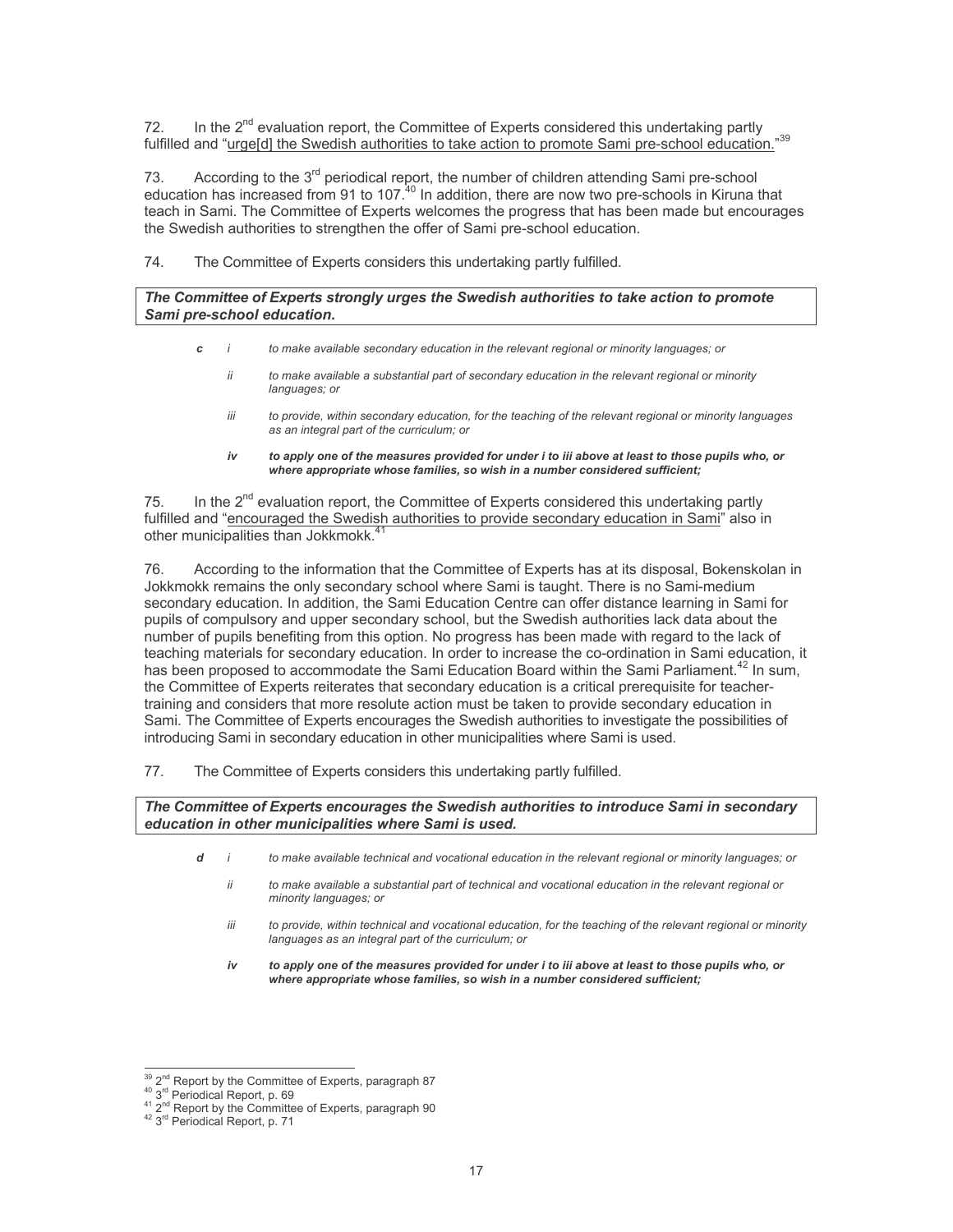72. In the 2nd evaluation report, the Committee of Experts considered this undertaking partly fulfilled and "urge[d] the Swedish authorities to take action to promote Sami pre-school education."[39]

73. According to the 3rd periodical report, the number of children attending Sami pre-school education has increased from 91 to 107.[40] In addition, there are now two pre-schools in Kiruna that teach in Sami. The Committee of Experts welcomes the progress that has been made but encourages the Swedish authorities to strengthen the offer of Sami pre-school education.

74. The Committee of Experts considers this undertaking partly fulfilled.

***The Committee of Experts strongly urges the Swedish authorities to take action to promote Sami pre-school education.***

> ***c*** *i to make available secondary education in the relevant regional or minority languages; or*
>
> *ii to make available a substantial part of secondary education in the relevant regional or minority languages; or*
>
> *iii to provide, within secondary education, for the teaching of the relevant regional or minority languages as an integral part of the curriculum; or*
>
> ***iv to apply one of the measures provided for under i to iii above at least to those pupils who, or where appropriate whose families, so wish in a number considered sufficient;***

75. In the 2nd evaluation report, the Committee of Experts considered this undertaking partly fulfilled and "encouraged the Swedish authorities to provide secondary education in Sami" also in other municipalities than Jokkmokk.[41]

76. According to the information that the Committee of Experts has at its disposal, Bokenskolan in Jokkmokk remains the only secondary school where Sami is taught. There is no Sami-medium secondary education. In addition, the Sami Education Centre can offer distance learning in Sami for pupils of compulsory and upper secondary school, but the Swedish authorities lack data about the number of pupils benefiting from this option. No progress has been made with regard to the lack of teaching materials for secondary education. In order to increase the co-ordination in Sami education, it has been proposed to accommodate the Sami Education Board within the Sami Parliament.[42] In sum, the Committee of Experts reiterates that secondary education is a critical prerequisite for teacher-training and considers that more resolute action must be taken to provide secondary education in Sami. The Committee of Experts encourages the Swedish authorities to investigate the possibilities of introducing Sami in secondary education in other municipalities where Sami is used.

77. The Committee of Experts considers this undertaking partly fulfilled.

***The Committee of Experts encourages the Swedish authorities to introduce Sami in secondary education in other municipalities where Sami is used.***

> ***d*** *i to make available technical and vocational education in the relevant regional or minority languages; or*
>
> *ii to make available a substantial part of technical and vocational education in the relevant regional or minority languages; or*
>
> *iii to provide, within technical and vocational education, for the teaching of the relevant regional or minority languages as an integral part of the curriculum; or*
>
> ***iv to apply one of the measures provided for under i to iii above at least to those pupils who, or where appropriate whose families, so wish in a number considered sufficient;***

---

[39] 2nd Report by the Committee of Experts, paragraph 87
[40] 3rd Periodical Report, p. 69
[41] 2nd Report by the Committee of Experts, paragraph 90
[42] 3rd Periodical Report, p. 71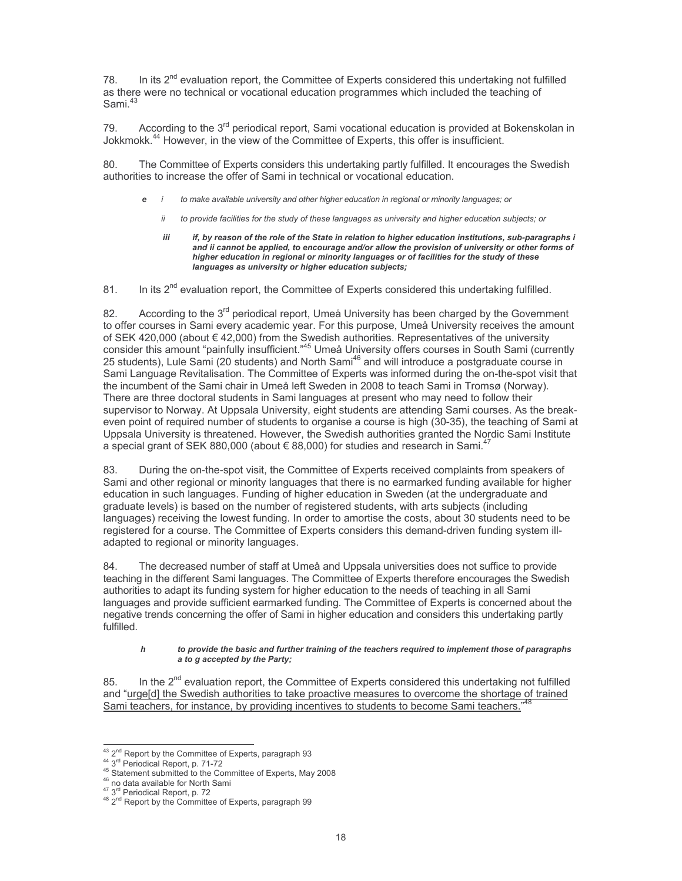78. In its 2nd evaluation report, the Committee of Experts considered this undertaking not fulfilled as there were no technical or vocational education programmes which included the teaching of Sami.[43]

79. According to the 3rd periodical report, Sami vocational education is provided at Bokenskolan in Jokkmokk.[44] However, in the view of the Committee of Experts, this offer is insufficient.

80. The Committee of Experts considers this undertaking partly fulfilled. It encourages the Swedish authorities to increase the offer of Sami in technical or vocational education.

> ***e*** *i to make available university and other higher education in regional or minority languages; or*
>
> *ii to provide facilities for the study of these languages as university and higher education subjects; or*
>
> ***iii if, by reason of the role of the State in relation to higher education institutions, sub-paragraphs i and ii cannot be applied, to encourage and/or allow the provision of university or other forms of higher education in regional or minority languages or of facilities for the study of these languages as university or higher education subjects;***

81. In its 2nd evaluation report, the Committee of Experts considered this undertaking fulfilled.

82. According to the 3rd periodical report, Umeå University has been charged by the Government to offer courses in Sami every academic year. For this purpose, Umeå University receives the amount of SEK 420,000 (about € 42,000) from the Swedish authorities. Representatives of the university consider this amount "painfully insufficient."[45] Umeå University offers courses in South Sami (currently 25 students), Lule Sami (20 students) and North Sami[46] and will introduce a postgraduate course in Sami Language Revitalisation. The Committee of Experts was informed during the on-the-spot visit that the incumbent of the Sami chair in Umeå left Sweden in 2008 to teach Sami in Tromsø (Norway). There are three doctoral students in Sami languages at present who may need to follow their supervisor to Norway. At Uppsala University, eight students are attending Sami courses. As the break-even point of required number of students to organise a course is high (30-35), the teaching of Sami at Uppsala University is threatened. However, the Swedish authorities granted the Nordic Sami Institute a special grant of SEK 880,000 (about € 88,000) for studies and research in Sami.[47]

83. During the on-the-spot visit, the Committee of Experts received complaints from speakers of Sami and other regional or minority languages that there is no earmarked funding available for higher education in such languages. Funding of higher education in Sweden (at the undergraduate and graduate levels) is based on the number of registered students, with arts subjects (including languages) receiving the lowest funding. In order to amortise the costs, about 30 students need to be registered for a course. The Committee of Experts considers this demand-driven funding system ill-adapted to regional or minority languages.

84. The decreased number of staff at Umeå and Uppsala universities does not suffice to provide teaching in the different Sami languages. The Committee of Experts therefore encourages the Swedish authorities to adapt its funding system for higher education to the needs of teaching in all Sami languages and provide sufficient earmarked funding. The Committee of Experts is concerned about the negative trends concerning the offer of Sami in higher education and considers this undertaking partly fulfilled.

> ***h to provide the basic and further training of the teachers required to implement those of paragraphs a to g accepted by the Party;***

85. In the 2nd evaluation report, the Committee of Experts considered this undertaking not fulfilled and "urge[d] the Swedish authorities to take proactive measures to overcome the shortage of trained Sami teachers, for instance, by providing incentives to students to become Sami teachers."[48]

---

[43] 2nd Report by the Committee of Experts, paragraph 93
[44] 3rd Periodical Report, p. 71-72
[45] Statement submitted to the Committee of Experts, May 2008
[46] no data available for North Sami
[47] 3rd Periodical Report, p. 72
[48] 2nd Report by the Committee of Experts, paragraph 99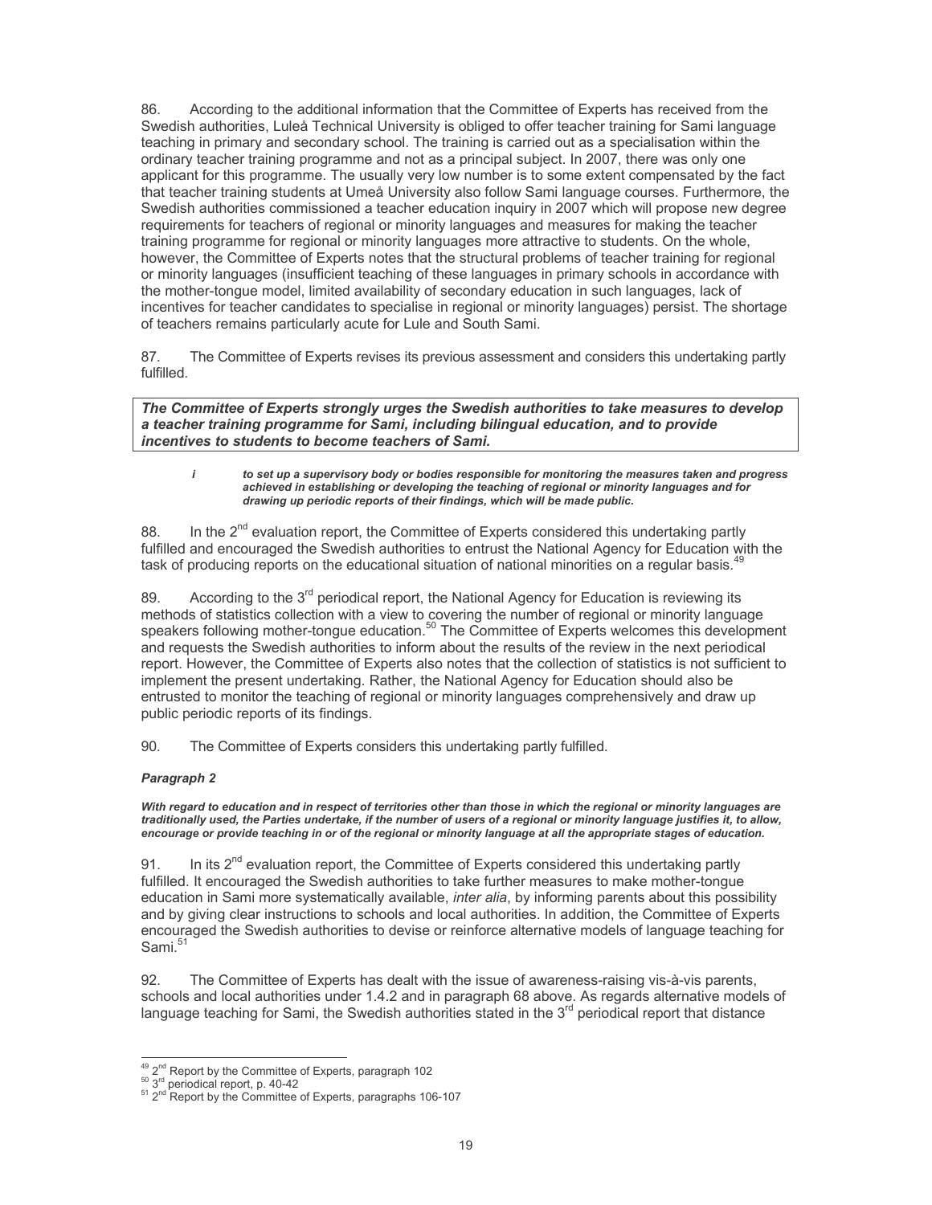86. According to the additional information that the Committee of Experts has received from the Swedish authorities, Luleå Technical University is obliged to offer teacher training for Sami language teaching in primary and secondary school. The training is carried out as a specialisation within the ordinary teacher training programme and not as a principal subject. In 2007, there was only one applicant for this programme. The usually very low number is to some extent compensated by the fact that teacher training students at Umeå University also follow Sami language courses. Furthermore, the Swedish authorities commissioned a teacher education inquiry in 2007 which will propose new degree requirements for teachers of regional or minority languages and measures for making the teacher training programme for regional or minority languages more attractive to students. On the whole, however, the Committee of Experts notes that the structural problems of teacher training for regional or minority languages (insufficient teaching of these languages in primary schools in accordance with the mother-tongue model, limited availability of secondary education in such languages, lack of incentives for teacher candidates to specialise in regional or minority languages) persist. The shortage of teachers remains particularly acute for Lule and South Sami.

87. The Committee of Experts revises its previous assessment and considers this undertaking partly fulfilled.

***The Committee of Experts strongly urges the Swedish authorities to take measures to develop a teacher training programme for Sami, including bilingual education, and to provide incentives to students to become teachers of Sami.***

> ***i to set up a supervisory body or bodies responsible for monitoring the measures taken and progress achieved in establishing or developing the teaching of regional or minority languages and for drawing up periodic reports of their findings, which will be made public.***

88. In the 2nd evaluation report, the Committee of Experts considered this undertaking partly fulfilled and encouraged the Swedish authorities to entrust the National Agency for Education with the task of producing reports on the educational situation of national minorities on a regular basis.[49]

89. According to the 3rd periodical report, the National Agency for Education is reviewing its methods of statistics collection with a view to covering the number of regional or minority language speakers following mother-tongue education.[50] The Committee of Experts welcomes this development and requests the Swedish authorities to inform about the results of the review in the next periodical report. However, the Committee of Experts also notes that the collection of statistics is not sufficient to implement the present undertaking. Rather, the National Agency for Education should also be entrusted to monitor the teaching of regional or minority languages comprehensively and draw up public periodic reports of its findings.

90. The Committee of Experts considers this undertaking partly fulfilled.

***Paragraph 2***

***With regard to education and in respect of territories other than those in which the regional or minority languages are traditionally used, the Parties undertake, if the number of users of a regional or minority language justifies it, to allow, encourage or provide teaching in or of the regional or minority language at all the appropriate stages of education.***

91. In its 2nd evaluation report, the Committee of Experts considered this undertaking partly fulfilled. It encouraged the Swedish authorities to take further measures to make mother-tongue education in Sami more systematically available, *inter alia*, by informing parents about this possibility and by giving clear instructions to schools and local authorities. In addition, the Committee of Experts encouraged the Swedish authorities to devise or reinforce alternative models of language teaching for Sami.[51]

92. The Committee of Experts has dealt with the issue of awareness-raising vis-à-vis parents, schools and local authorities under 1.4.2 and in paragraph 68 above. As regards alternative models of language teaching for Sami, the Swedish authorities stated in the 3rd periodical report that distance

[49] 2nd Report by the Committee of Experts, paragraph 102
[50] 3rd periodical report, p. 40-42
[51] 2nd Report by the Committee of Experts, paragraphs 106-107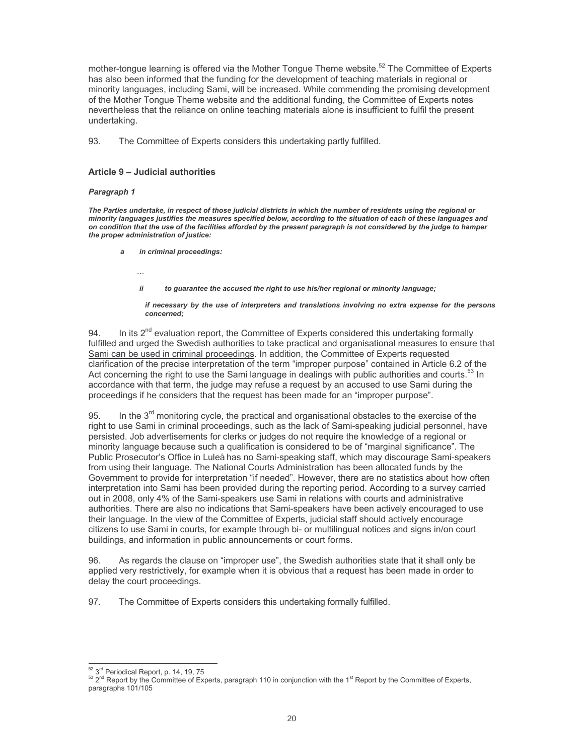mother-tongue learning is offered via the Mother Tongue Theme website.[52] The Committee of Experts has also been informed that the funding for the development of teaching materials in regional or minority languages, including Sami, will be increased. While commending the promising development of the Mother Tongue Theme website and the additional funding, the Committee of Experts notes nevertheless that the reliance on online teaching materials alone is insufficient to fulfil the present undertaking.

93. The Committee of Experts considers this undertaking partly fulfilled.

### Article 9 – Judicial authorities

#### *Paragraph 1*

***The Parties undertake, in respect of those judicial districts in which the number of residents using the regional or minority languages justifies the measures specified below, according to the situation of each of these languages and on condition that the use of the facilities afforded by the present paragraph is not considered by the judge to hamper the proper administration of justice:***

> ***a in criminal proceedings:***
>
> ...
>
> ***ii to guarantee the accused the right to use his/her regional or minority language;***
>
> ***if necessary by the use of interpreters and translations involving no extra expense for the persons concerned;***

94. In its 2nd evaluation report, the Committee of Experts considered this undertaking formally fulfilled and urged the Swedish authorities to take practical and organisational measures to ensure that Sami can be used in criminal proceedings. In addition, the Committee of Experts requested clarification of the precise interpretation of the term "improper purpose" contained in Article 6.2 of the Act concerning the right to use the Sami language in dealings with public authorities and courts.[53] In accordance with that term, the judge may refuse a request by an accused to use Sami during the proceedings if he considers that the request has been made for an "improper purpose".

95. In the 3rd monitoring cycle, the practical and organisational obstacles to the exercise of the right to use Sami in criminal proceedings, such as the lack of Sami-speaking judicial personnel, have persisted. Job advertisements for clerks or judges do not require the knowledge of a regional or minority language because such a qualification is considered to be of "marginal significance". The Public Prosecutor's Office in Luleå has no Sami-speaking staff, which may discourage Sami-speakers from using their language. The National Courts Administration has been allocated funds by the Government to provide for interpretation "if needed". However, there are no statistics about how often interpretation into Sami has been provided during the reporting period. According to a survey carried out in 2008, only 4% of the Sami-speakers use Sami in relations with courts and administrative authorities. There are also no indications that Sami-speakers have been actively encouraged to use their language. In the view of the Committee of Experts, judicial staff should actively encourage citizens to use Sami in courts, for example through bi- or multilingual notices and signs in/on court buildings, and information in public announcements or court forms.

96. As regards the clause on "improper use", the Swedish authorities state that it shall only be applied very restrictively, for example when it is obvious that a request has been made in order to delay the court proceedings.

97. The Committee of Experts considers this undertaking formally fulfilled.

---

[52] 3rd Periodical Report, p. 14, 19, 75

[53] 2nd Report by the Committee of Experts, paragraph 110 in conjunction with the 1st Report by the Committee of Experts, paragraphs 101/105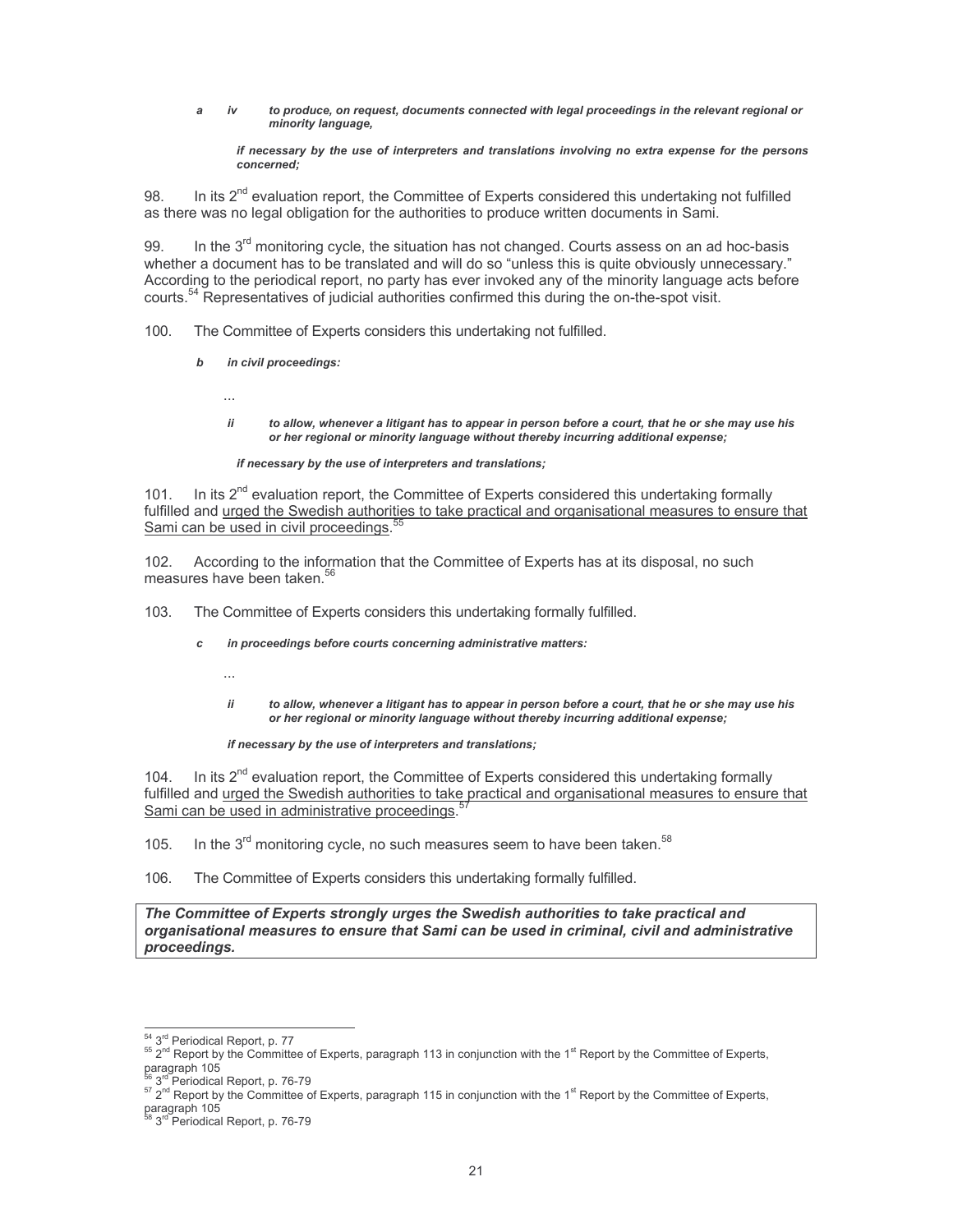*a iv to produce, on request, documents connected with legal proceedings in the relevant regional or minority language,*

*if necessary by the use of interpreters and translations involving no extra expense for the persons concerned;*

98. In its 2nd evaluation report, the Committee of Experts considered this undertaking not fulfilled as there was no legal obligation for the authorities to produce written documents in Sami.

99. In the 3rd monitoring cycle, the situation has not changed. Courts assess on an ad hoc-basis whether a document has to be translated and will do so "unless this is quite obviously unnecessary." According to the periodical report, no party has ever invoked any of the minority language acts before courts.[54] Representatives of judicial authorities confirmed this during the on-the-spot visit.

100. The Committee of Experts considers this undertaking not fulfilled.

*b in civil proceedings:*

...

*ii to allow, whenever a litigant has to appear in person before a court, that he or she may use his or her regional or minority language without thereby incurring additional expense;*

*if necessary by the use of interpreters and translations;*

101. In its 2nd evaluation report, the Committee of Experts considered this undertaking formally fulfilled and <u>urged the Swedish authorities to take practical and organisational measures to ensure that Sami can be used in civil proceedings</u>.[55]

102. According to the information that the Committee of Experts has at its disposal, no such measures have been taken.[56]

103. The Committee of Experts considers this undertaking formally fulfilled.

*c in proceedings before courts concerning administrative matters:*

...

*ii to allow, whenever a litigant has to appear in person before a court, that he or she may use his or her regional or minority language without thereby incurring additional expense;*

*if necessary by the use of interpreters and translations;*

104. In its 2nd evaluation report, the Committee of Experts considered this undertaking formally fulfilled and <u>urged the Swedish authorities to take practical and organisational measures to ensure that Sami can be used in administrative proceedings</u>.[57]

105. In the 3rd monitoring cycle, no such measures seem to have been taken.[58]

106. The Committee of Experts considers this undertaking formally fulfilled.

***The Committee of Experts strongly urges the Swedish authorities to take practical and organisational measures to ensure that Sami can be used in criminal, civil and administrative proceedings.***

---

[54] 3rd Periodical Report, p. 77

[55] 2nd Report by the Committee of Experts, paragraph 113 in conjunction with the 1st Report by the Committee of Experts, paragraph 105

[56] 3rd Periodical Report, p. 76-79

[57] 2nd Report by the Committee of Experts, paragraph 115 in conjunction with the 1st Report by the Committee of Experts, paragraph 105

[58] 3rd Periodical Report, p. 76-79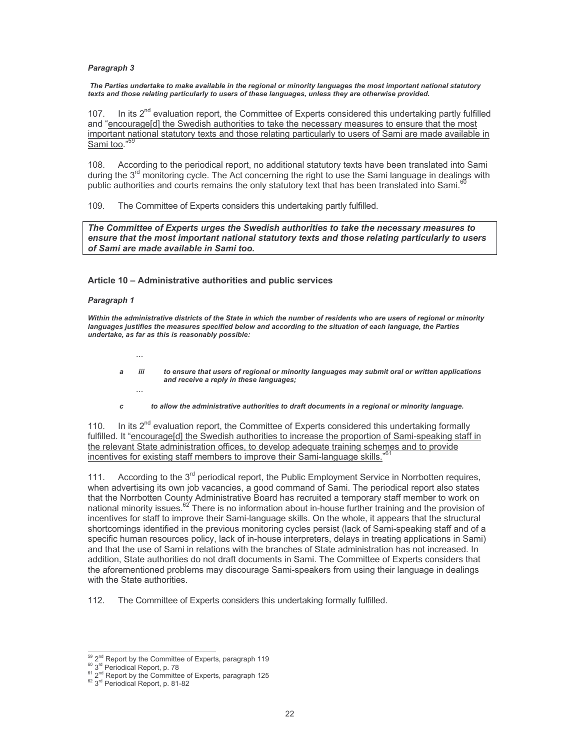*Paragraph 3*

***The Parties undertake to make available in the regional or minority languages the most important national statutory texts and those relating particularly to users of these languages, unless they are otherwise provided.***

107. In its 2nd evaluation report, the Committee of Experts considered this undertaking partly fulfilled and "encourage[d] the Swedish authorities to take the necessary measures to ensure that the most important national statutory texts and those relating particularly to users of Sami are made available in Sami too."[59]

108. According to the periodical report, no additional statutory texts have been translated into Sami during the 3rd monitoring cycle. The Act concerning the right to use the Sami language in dealings with public authorities and courts remains the only statutory text that has been translated into Sami.[60]

109. The Committee of Experts considers this undertaking partly fulfilled.

***The Committee of Experts urges the Swedish authorities to take the necessary measures to ensure that the most important national statutory texts and those relating particularly to users of Sami are made available in Sami too.***

### Article 10 – Administrative authorities and public services

*Paragraph 1*

***Within the administrative districts of the State in which the number of residents who are users of regional or minority languages justifies the measures specified below and according to the situation of each language, the Parties undertake, as far as this is reasonably possible:***

...

***a iii to ensure that users of regional or minority languages may submit oral or written applications and receive a reply in these languages;***

...

***c to allow the administrative authorities to draft documents in a regional or minority language.***

110. In its 2nd evaluation report, the Committee of Experts considered this undertaking formally fulfilled. It "encourage[d] the Swedish authorities to increase the proportion of Sami-speaking staff in the relevant State administration offices, to develop adequate training schemes and to provide incentives for existing staff members to improve their Sami-language skills."[61]

111. According to the 3rd periodical report, the Public Employment Service in Norrbotten requires, when advertising its own job vacancies, a good command of Sami. The periodical report also states that the Norrbotten County Administrative Board has recruited a temporary staff member to work on national minority issues.[62] There is no information about in-house further training and the provision of incentives for staff to improve their Sami-language skills. On the whole, it appears that the structural shortcomings identified in the previous monitoring cycles persist (lack of Sami-speaking staff and of a specific human resources policy, lack of in-house interpreters, delays in treating applications in Sami) and that the use of Sami in relations with the branches of State administration has not increased. In addition, State authorities do not draft documents in Sami. The Committee of Experts considers that the aforementioned problems may discourage Sami-speakers from using their language in dealings with the State authorities.

112. The Committee of Experts considers this undertaking formally fulfilled.

---

[59] 2nd Report by the Committee of Experts, paragraph 119
[60] 3rd Periodical Report, p. 78
[61] 2nd Report by the Committee of Experts, paragraph 125
[62] 3rd Periodical Report, p. 81-82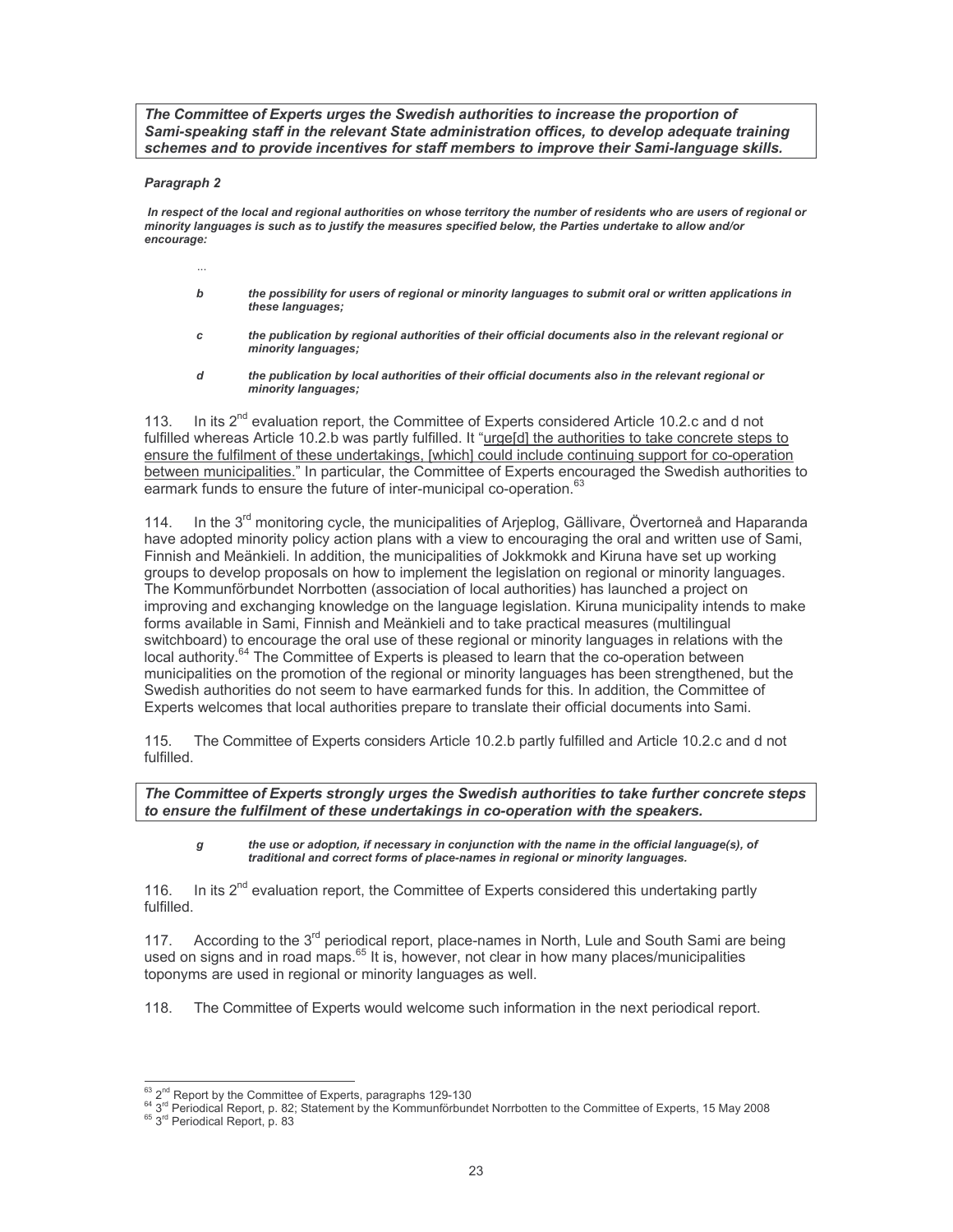***The Committee of Experts urges the Swedish authorities to increase the proportion of Sami-speaking staff in the relevant State administration offices, to develop adequate training schemes and to provide incentives for staff members to improve their Sami-language skills.***

#### *Paragraph 2*

***In respect of the local and regional authorities on whose territory the number of residents who are users of regional or minority languages is such as to justify the measures specified below, the Parties undertake to allow and/or encourage:***

...

***b*** ***the possibility for users of regional or minority languages to submit oral or written applications in these languages;***

***c*** ***the publication by regional authorities of their official documents also in the relevant regional or minority languages;***

***d*** ***the publication by local authorities of their official documents also in the relevant regional or minority languages;***

113. In its 2nd evaluation report, the Committee of Experts considered Article 10.2.c and d not fulfilled whereas Article 10.2.b was partly fulfilled. It "urge[d] the authorities to take concrete steps to ensure the fulfilment of these undertakings, [which] could include continuing support for co-operation between municipalities." In particular, the Committee of Experts encouraged the Swedish authorities to earmark funds to ensure the future of inter-municipal co-operation.[63]

114. In the 3rd monitoring cycle, the municipalities of Arjeplog, Gällivare, Övertorneå and Haparanda have adopted minority policy action plans with a view to encouraging the oral and written use of Sami, Finnish and Meänkieli. In addition, the municipalities of Jokkmokk and Kiruna have set up working groups to develop proposals on how to implement the legislation on regional or minority languages. The Kommunförbundet Norrbotten (association of local authorities) has launched a project on improving and exchanging knowledge on the language legislation. Kiruna municipality intends to make forms available in Sami, Finnish and Meänkieli and to take practical measures (multilingual switchboard) to encourage the oral use of these regional or minority languages in relations with the local authority.[64] The Committee of Experts is pleased to learn that the co-operation between municipalities on the promotion of the regional or minority languages has been strengthened, but the Swedish authorities do not seem to have earmarked funds for this. In addition, the Committee of Experts welcomes that local authorities prepare to translate their official documents into Sami.

115. The Committee of Experts considers Article 10.2.b partly fulfilled and Article 10.2.c and d not fulfilled.

***The Committee of Experts strongly urges the Swedish authorities to take further concrete steps to ensure the fulfilment of these undertakings in co-operation with the speakers.***

***g*** ***the use or adoption, if necessary in conjunction with the name in the official language(s), of traditional and correct forms of place-names in regional or minority languages.***

116. In its 2nd evaluation report, the Committee of Experts considered this undertaking partly fulfilled.

117. According to the 3rd periodical report, place-names in North, Lule and South Sami are being used on signs and in road maps.[65] It is, however, not clear in how many places/municipalities toponyms are used in regional or minority languages as well.

118. The Committee of Experts would welcome such information in the next periodical report.

---

[63] 2nd Report by the Committee of Experts, paragraphs 129-130

[64] 3rd Periodical Report, p. 82; Statement by the Kommunförbundet Norrbotten to the Committee of Experts, 15 May 2008

[65] 3rd Periodical Report, p. 83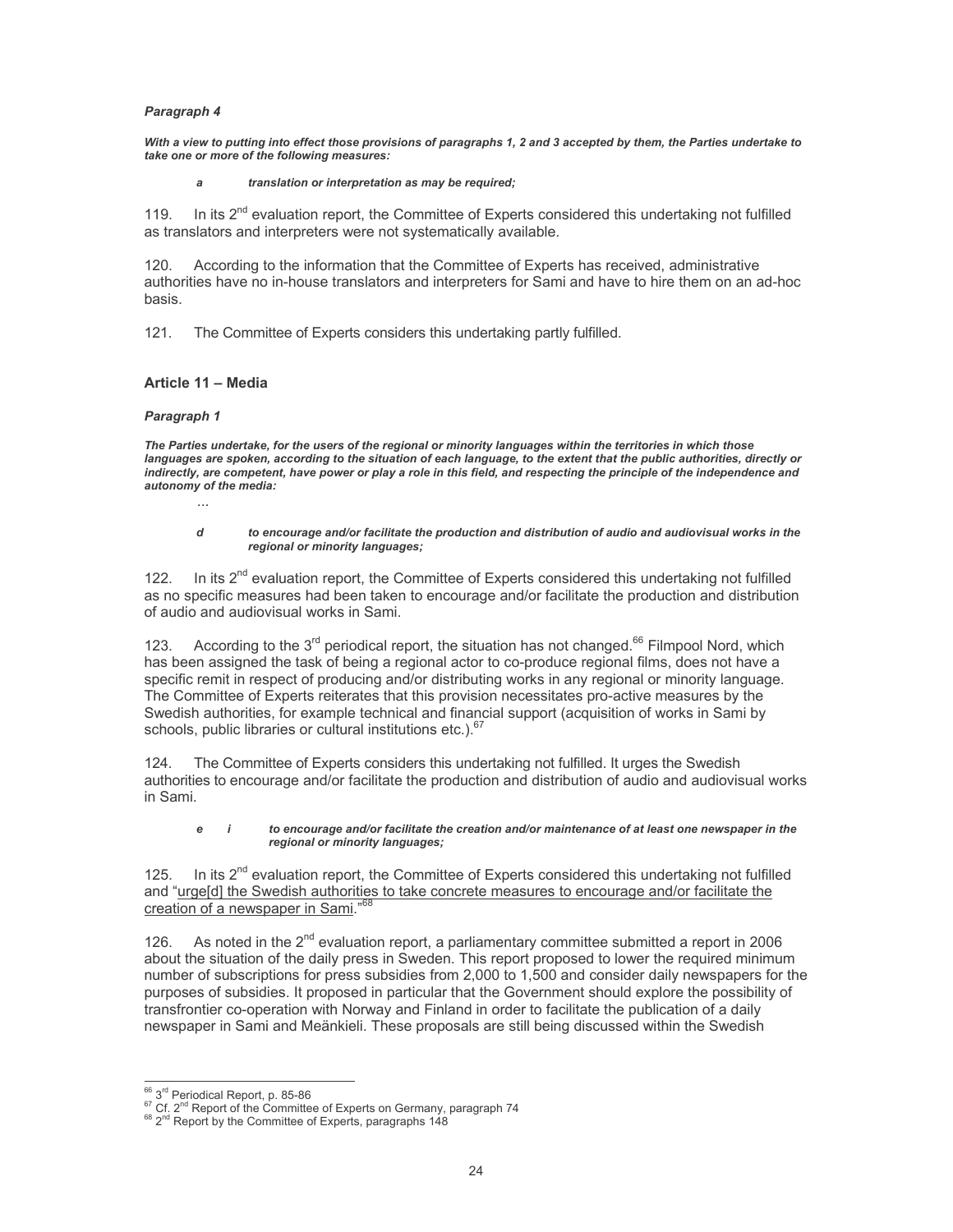### *Paragraph 4*

***With a view to putting into effect those provisions of paragraphs 1, 2 and 3 accepted by them, the Parties undertake to take one or more of the following measures:***

> ***a translation or interpretation as may be required;***

119. In its 2nd evaluation report, the Committee of Experts considered this undertaking not fulfilled as translators and interpreters were not systematically available.

120. According to the information that the Committee of Experts has received, administrative authorities have no in-house translators and interpreters for Sami and have to hire them on an ad-hoc basis.

121. The Committee of Experts considers this undertaking partly fulfilled.

## Article 11 – Media

### *Paragraph 1*

***The Parties undertake, for the users of the regional or minority languages within the territories in which those languages are spoken, according to the situation of each language, to the extent that the public authorities, directly or indirectly, are competent, have power or play a role in this field, and respecting the principle of the independence and autonomy of the media:***

> ...
>
> ***d to encourage and/or facilitate the production and distribution of audio and audiovisual works in the regional or minority languages;***

122. In its 2nd evaluation report, the Committee of Experts considered this undertaking not fulfilled as no specific measures had been taken to encourage and/or facilitate the production and distribution of audio and audiovisual works in Sami.

123. According to the 3rd periodical report, the situation has not changed.[66] Filmpool Nord, which has been assigned the task of being a regional actor to co-produce regional films, does not have a specific remit in respect of producing and/or distributing works in any regional or minority language. The Committee of Experts reiterates that this provision necessitates pro-active measures by the Swedish authorities, for example technical and financial support (acquisition of works in Sami by schools, public libraries or cultural institutions etc.).[67]

124. The Committee of Experts considers this undertaking not fulfilled. It urges the Swedish authorities to encourage and/or facilitate the production and distribution of audio and audiovisual works in Sami.

> ***e i to encourage and/or facilitate the creation and/or maintenance of at least one newspaper in the regional or minority languages;***

125. In its 2nd evaluation report, the Committee of Experts considered this undertaking not fulfilled and "urge[d] the Swedish authorities to take concrete measures to encourage and/or facilitate the creation of a newspaper in Sami."[68]

126. As noted in the 2nd evaluation report, a parliamentary committee submitted a report in 2006 about the situation of the daily press in Sweden. This report proposed to lower the required minimum number of subscriptions for press subsidies from 2,000 to 1,500 and consider daily newspapers for the purposes of subsidies. It proposed in particular that the Government should explore the possibility of transfrontier co-operation with Norway and Finland in order to facilitate the publication of a daily newspaper in Sami and Meänkieli. These proposals are still being discussed within the Swedish

---

[66] 3rd Periodical Report, p. 85-86

[67] Cf. 2nd Report of the Committee of Experts on Germany, paragraph 74

[68] 2nd Report by the Committee of Experts, paragraphs 148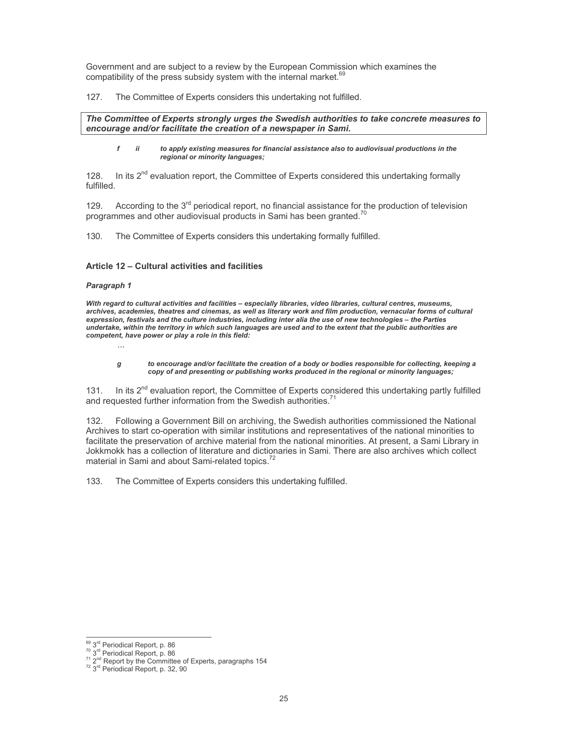Government and are subject to a review by the European Commission which examines the compatibility of the press subsidy system with the internal market.[69]

127. The Committee of Experts considers this undertaking not fulfilled.

***The Committee of Experts strongly urges the Swedish authorities to take concrete measures to encourage and/or facilitate the creation of a newspaper in Sami.***

> ***f ii to apply existing measures for financial assistance also to audiovisual productions in the regional or minority languages;***

128. In its 2nd evaluation report, the Committee of Experts considered this undertaking formally fulfilled.

129. According to the 3rd periodical report, no financial assistance for the production of television programmes and other audiovisual products in Sami has been granted.[70]

130. The Committee of Experts considers this undertaking formally fulfilled.

### Article 12 – Cultural activities and facilities

***Paragraph 1***

***With regard to cultural activities and facilities – especially libraries, video libraries, cultural centres, museums, archives, academies, theatres and cinemas, as well as literary work and film production, vernacular forms of cultural expression, festivals and the culture industries, including inter alia the use of new technologies – the Parties undertake, within the territory in which such languages are used and to the extent that the public authorities are competent, have power or play a role in this field:***

...

> ***g to encourage and/or facilitate the creation of a body or bodies responsible for collecting, keeping a copy of and presenting or publishing works produced in the regional or minority languages;***

131. In its 2nd evaluation report, the Committee of Experts considered this undertaking partly fulfilled and requested further information from the Swedish authorities.[71]

132. Following a Government Bill on archiving, the Swedish authorities commissioned the National Archives to start co-operation with similar institutions and representatives of the national minorities to facilitate the preservation of archive material from the national minorities. At present, a Sami Library in Jokkmokk has a collection of literature and dictionaries in Sami. There are also archives which collect material in Sami and about Sami-related topics.[72]

133. The Committee of Experts considers this undertaking fulfilled.

---

[69] 3rd Periodical Report, p. 86
[70] 3rd Periodical Report, p. 86
[71] 2nd Report by the Committee of Experts, paragraphs 154
[72] 3rd Periodical Report, p. 32, 90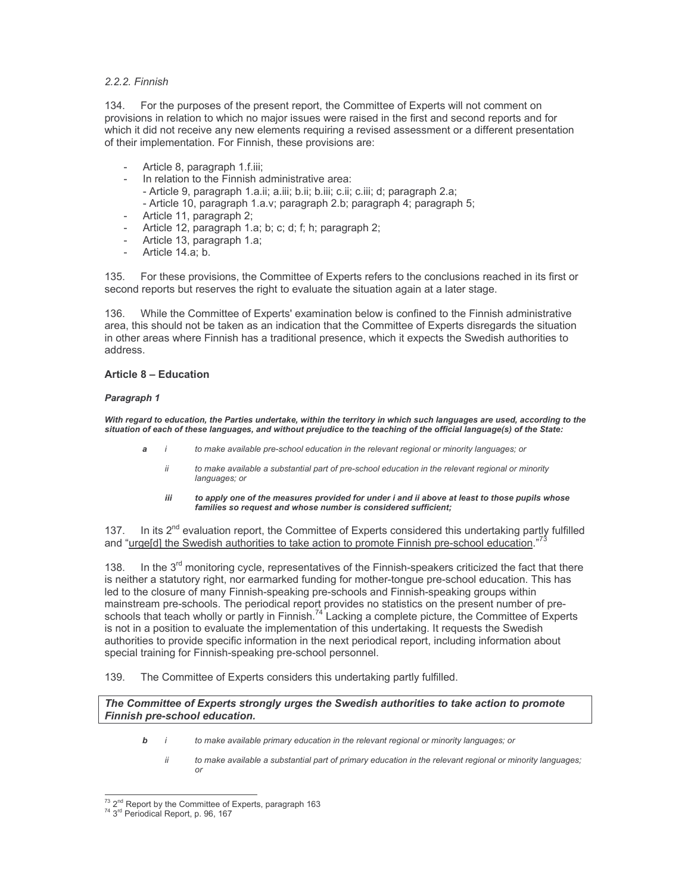*2.2.2. Finnish*

134. For the purposes of the present report, the Committee of Experts will not comment on provisions in relation to which no major issues were raised in the first and second reports and for which it did not receive any new elements requiring a revised assessment or a different presentation of their implementation. For Finnish, these provisions are:

- Article 8, paragraph 1.f.iii;
- In relation to the Finnish administrative area:
  - Article 9, paragraph 1.a.ii; a.iii; b.ii; b.iii; c.ii; c.iii; d; paragraph 2.a;
  - Article 10, paragraph 1.a.v; paragraph 2.b; paragraph 4; paragraph 5;
- Article 11, paragraph 2;
- Article 12, paragraph 1.a; b; c; d; f; h; paragraph 2;
- Article 13, paragraph 1.a;
- Article 14.a; b.

135. For these provisions, the Committee of Experts refers to the conclusions reached in its first or second reports but reserves the right to evaluate the situation again at a later stage.

136. While the Committee of Experts' examination below is confined to the Finnish administrative area, this should not be taken as an indication that the Committee of Experts disregards the situation in other areas where Finnish has a traditional presence, which it expects the Swedish authorities to address.

**Article 8 – Education**

***Paragraph 1***

***With regard to education, the Parties undertake, within the territory in which such languages are used, according to the situation of each of these languages, and without prejudice to the teaching of the official language(s) of the State:***

- ***a*** *i* *to make available pre-school education in the relevant regional or minority languages; or*
  - *ii* *to make available a substantial part of pre-school education in the relevant regional or minority languages; or*
  - ***iii*** ***to apply one of the measures provided for under i and ii above at least to those pupils whose families so request and whose number is considered sufficient;***

137. In its 2nd evaluation report, the Committee of Experts considered this undertaking partly fulfilled and "urge[d] the Swedish authorities to take action to promote Finnish pre-school education."[73]

138. In the 3rd monitoring cycle, representatives of the Finnish-speakers criticized the fact that there is neither a statutory right, nor earmarked funding for mother-tongue pre-school education. This has led to the closure of many Finnish-speaking pre-schools and Finnish-speaking groups within mainstream pre-schools. The periodical report provides no statistics on the present number of pre-schools that teach wholly or partly in Finnish.[74] Lacking a complete picture, the Committee of Experts is not in a position to evaluate the implementation of this undertaking. It requests the Swedish authorities to provide specific information in the next periodical report, including information about special training for Finnish-speaking pre-school personnel.

139. The Committee of Experts considers this undertaking partly fulfilled.

***The Committee of Experts strongly urges the Swedish authorities to take action to promote Finnish pre-school education.***

- ***b*** *i* *to make available primary education in the relevant regional or minority languages; or*
  - *ii* *to make available a substantial part of primary education in the relevant regional or minority languages; or*

---

[73] 2nd Report by the Committee of Experts, paragraph 163
[74] 3rd Periodical Report, p. 96, 167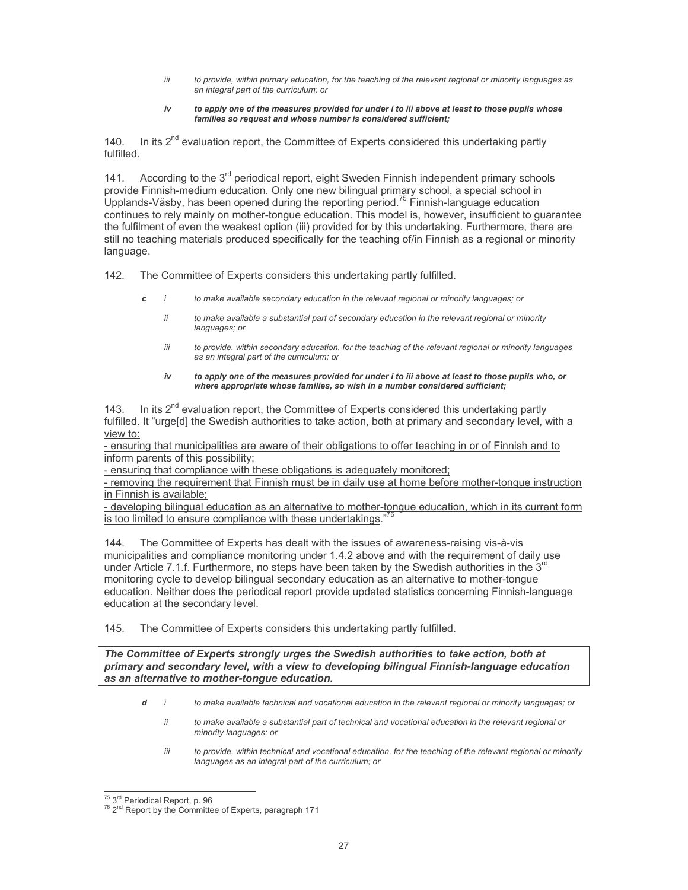*iii to provide, within primary education, for the teaching of the relevant regional or minority languages as an integral part of the curriculum; or*

***iv to apply one of the measures provided for under i to iii above at least to those pupils whose families so request and whose number is considered sufficient;***

140. In its 2nd evaluation report, the Committee of Experts considered this undertaking partly fulfilled.

141. According to the 3rd periodical report, eight Sweden Finnish independent primary schools provide Finnish-medium education. Only one new bilingual primary school, a special school in Upplands-Väsby, has been opened during the reporting period.[75] Finnish-language education continues to rely mainly on mother-tongue education. This model is, however, insufficient to guarantee the fulfilment of even the weakest option (iii) provided for by this undertaking. Furthermore, there are still no teaching materials produced specifically for the teaching of/in Finnish as a regional or minority language.

142. The Committee of Experts considers this undertaking partly fulfilled.

***c** i to make available secondary education in the relevant regional or minority languages; or*

*ii to make available a substantial part of secondary education in the relevant regional or minority languages; or*

*iii to provide, within secondary education, for the teaching of the relevant regional or minority languages as an integral part of the curriculum; or*

***iv to apply one of the measures provided for under i to iii above at least to those pupils who, or where appropriate whose families, so wish in a number considered sufficient;***

143. In its 2nd evaluation report, the Committee of Experts considered this undertaking partly fulfilled. It "urge[d] the Swedish authorities to take action, both at primary and secondary level, with a view to:
- ensuring that municipalities are aware of their obligations to offer teaching in or of Finnish and to inform parents of this possibility;
- ensuring that compliance with these obligations is adequately monitored;
- removing the requirement that Finnish must be in daily use at home before mother-tongue instruction in Finnish is available;
- developing bilingual education as an alternative to mother-tongue education, which in its current form is too limited to ensure compliance with these undertakings."[76]

144. The Committee of Experts has dealt with the issues of awareness-raising vis-à-vis municipalities and compliance monitoring under 1.4.2 above and with the requirement of daily use under Article 7.1.f. Furthermore, no steps have been taken by the Swedish authorities in the 3rd monitoring cycle to develop bilingual secondary education as an alternative to mother-tongue education. Neither does the periodical report provide updated statistics concerning Finnish-language education at the secondary level.

145. The Committee of Experts considers this undertaking partly fulfilled.

***The Committee of Experts strongly urges the Swedish authorities to take action, both at primary and secondary level, with a view to developing bilingual Finnish-language education as an alternative to mother-tongue education.***

***d** i to make available technical and vocational education in the relevant regional or minority languages; or*

*ii to make available a substantial part of technical and vocational education in the relevant regional or minority languages; or*

*iii to provide, within technical and vocational education, for the teaching of the relevant regional or minority languages as an integral part of the curriculum; or*

[75] 3rd Periodical Report, p. 96
[76] 2nd Report by the Committee of Experts, paragraph 171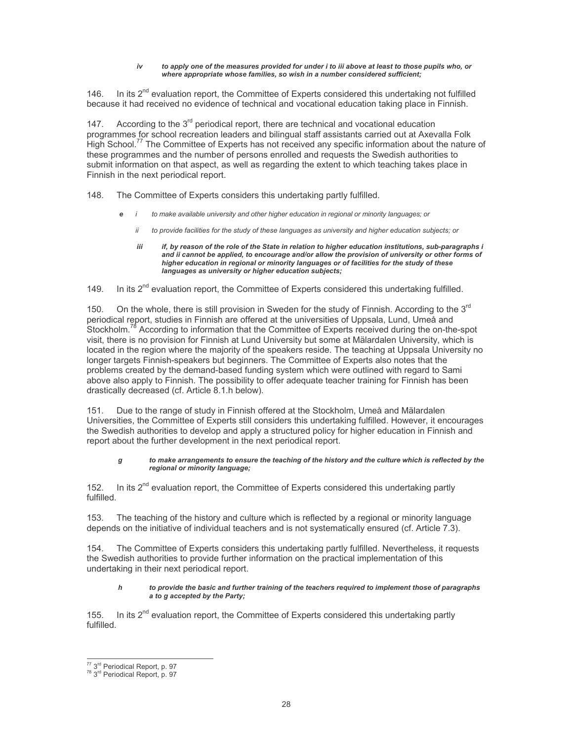*iv to apply one of the measures provided for under i to iii above at least to those pupils who, or where appropriate whose families, so wish in a number considered sufficient;*

146. In its 2nd evaluation report, the Committee of Experts considered this undertaking not fulfilled because it had received no evidence of technical and vocational education taking place in Finnish.

147. According to the 3rd periodical report, there are technical and vocational education programmes for school recreation leaders and bilingual staff assistants carried out at Axevalla Folk High School.[77] The Committee of Experts has not received any specific information about the nature of these programmes and the number of persons enrolled and requests the Swedish authorities to submit information on that aspect, as well as regarding the extent to which teaching takes place in Finnish in the next periodical report.

148. The Committee of Experts considers this undertaking partly fulfilled.

*e i to make available university and other higher education in regional or minority languages; or*

*ii to provide facilities for the study of these languages as university and higher education subjects; or*

***iii if, by reason of the role of the State in relation to higher education institutions, sub-paragraphs i and ii cannot be applied, to encourage and/or allow the provision of university or other forms of higher education in regional or minority languages or of facilities for the study of these languages as university or higher education subjects;***

149. In its 2nd evaluation report, the Committee of Experts considered this undertaking fulfilled.

150. On the whole, there is still provision in Sweden for the study of Finnish. According to the 3rd periodical report, studies in Finnish are offered at the universities of Uppsala, Lund, Umeå and Stockholm.[78] According to information that the Committee of Experts received during the on-the-spot visit, there is no provision for Finnish at Lund University but some at Mälardalen University, which is located in the region where the majority of the speakers reside. The teaching at Uppsala University no longer targets Finnish-speakers but beginners. The Committee of Experts also notes that the problems created by the demand-based funding system which were outlined with regard to Sami above also apply to Finnish. The possibility to offer adequate teacher training for Finnish has been drastically decreased (cf. Article 8.1.h below).

151. Due to the range of study in Finnish offered at the Stockholm, Umeå and Mälardalen Universities, the Committee of Experts still considers this undertaking fulfilled. However, it encourages the Swedish authorities to develop and apply a structured policy for higher education in Finnish and report about the further development in the next periodical report.

***g to make arrangements to ensure the teaching of the history and the culture which is reflected by the regional or minority language;***

152. In its 2nd evaluation report, the Committee of Experts considered this undertaking partly fulfilled.

153. The teaching of the history and culture which is reflected by a regional or minority language depends on the initiative of individual teachers and is not systematically ensured (cf. Article 7.3).

154. The Committee of Experts considers this undertaking partly fulfilled. Nevertheless, it requests the Swedish authorities to provide further information on the practical implementation of this undertaking in their next periodical report.

***h to provide the basic and further training of the teachers required to implement those of paragraphs a to g accepted by the Party;***

155. In its 2nd evaluation report, the Committee of Experts considered this undertaking partly fulfilled.

---

[77] 3rd Periodical Report, p. 97

[78] 3rd Periodical Report, p. 97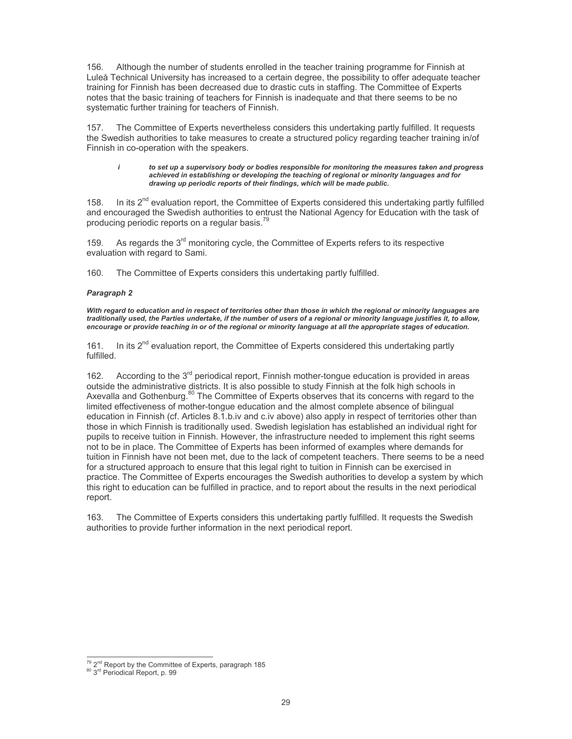156. Although the number of students enrolled in the teacher training programme for Finnish at Luleå Technical University has increased to a certain degree, the possibility to offer adequate teacher training for Finnish has been decreased due to drastic cuts in staffing. The Committee of Experts notes that the basic training of teachers for Finnish is inadequate and that there seems to be no systematic further training for teachers of Finnish.

157. The Committee of Experts nevertheless considers this undertaking partly fulfilled. It requests the Swedish authorities to take measures to create a structured policy regarding teacher training in/of Finnish in co-operation with the speakers.

> ***i*** ***to set up a supervisory body or bodies responsible for monitoring the measures taken and progress achieved in establishing or developing the teaching of regional or minority languages and for drawing up periodic reports of their findings, which will be made public.***

158. In its 2nd evaluation report, the Committee of Experts considered this undertaking partly fulfilled and encouraged the Swedish authorities to entrust the National Agency for Education with the task of producing periodic reports on a regular basis.[79]

159. As regards the 3rd monitoring cycle, the Committee of Experts refers to its respective evaluation with regard to Sami.

160. The Committee of Experts considers this undertaking partly fulfilled.

***Paragraph 2***

***With regard to education and in respect of territories other than those in which the regional or minority languages are traditionally used, the Parties undertake, if the number of users of a regional or minority language justifies it, to allow, encourage or provide teaching in or of the regional or minority language at all the appropriate stages of education.***

161. In its 2nd evaluation report, the Committee of Experts considered this undertaking partly fulfilled.

162. According to the 3rd periodical report, Finnish mother-tongue education is provided in areas outside the administrative districts. It is also possible to study Finnish at the folk high schools in Axevalla and Gothenburg.[80] The Committee of Experts observes that its concerns with regard to the limited effectiveness of mother-tongue education and the almost complete absence of bilingual education in Finnish (cf. Articles 8.1.b.iv and c.iv above) also apply in respect of territories other than those in which Finnish is traditionally used. Swedish legislation has established an individual right for pupils to receive tuition in Finnish. However, the infrastructure needed to implement this right seems not to be in place. The Committee of Experts has been informed of examples where demands for tuition in Finnish have not been met, due to the lack of competent teachers. There seems to be a need for a structured approach to ensure that this legal right to tuition in Finnish can be exercised in practice. The Committee of Experts encourages the Swedish authorities to develop a system by which this right to education can be fulfilled in practice, and to report about the results in the next periodical report.

163. The Committee of Experts considers this undertaking partly fulfilled. It requests the Swedish authorities to provide further information in the next periodical report.

---

[79] 2nd Report by the Committee of Experts, paragraph 185

[80] 3rd Periodical Report, p. 99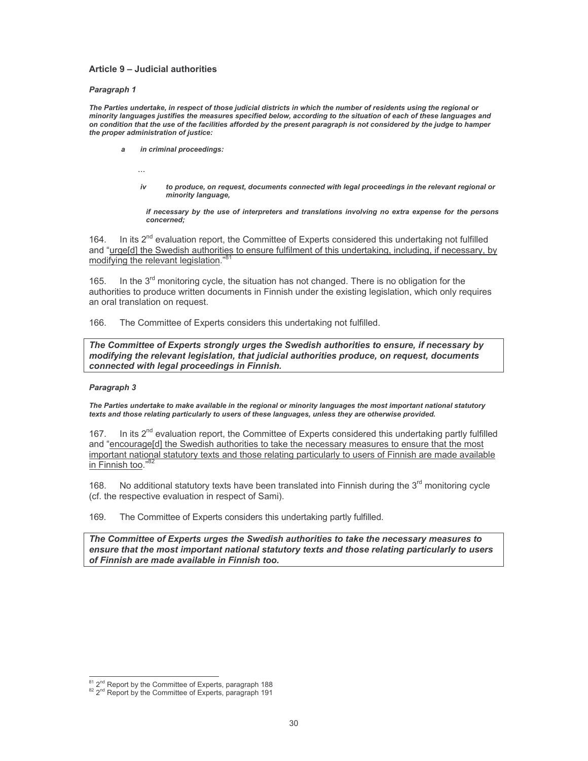### Article 9 – Judicial authorities

#### *Paragraph 1*

***The Parties undertake, in respect of those judicial districts in which the number of residents using the regional or minority languages justifies the measures specified below, according to the situation of each of these languages and on condition that the use of the facilities afforded by the present paragraph is not considered by the judge to hamper the proper administration of justice:***

***a in criminal proceedings:***

...

***iv to produce, on request, documents connected with legal proceedings in the relevant regional or minority language,***

***if necessary by the use of interpreters and translations involving no extra expense for the persons concerned;***

164. In its 2nd evaluation report, the Committee of Experts considered this undertaking not fulfilled and "urge[d] the Swedish authorities to ensure fulfilment of this undertaking, including, if necessary, by modifying the relevant legislation."[81]

165. In the 3rd monitoring cycle, the situation has not changed. There is no obligation for the authorities to produce written documents in Finnish under the existing legislation, which only requires an oral translation on request.

166. The Committee of Experts considers this undertaking not fulfilled.

***The Committee of Experts strongly urges the Swedish authorities to ensure, if necessary by modifying the relevant legislation, that judicial authorities produce, on request, documents connected with legal proceedings in Finnish.***

#### *Paragraph 3*

***The Parties undertake to make available in the regional or minority languages the most important national statutory texts and those relating particularly to users of these languages, unless they are otherwise provided.***

167. In its 2nd evaluation report, the Committee of Experts considered this undertaking partly fulfilled and "encourage[d] the Swedish authorities to take the necessary measures to ensure that the most important national statutory texts and those relating particularly to users of Finnish are made available in Finnish too."[82]

168. No additional statutory texts have been translated into Finnish during the 3rd monitoring cycle (cf. the respective evaluation in respect of Sami).

169. The Committee of Experts considers this undertaking partly fulfilled.

***The Committee of Experts urges the Swedish authorities to take the necessary measures to ensure that the most important national statutory texts and those relating particularly to users of Finnish are made available in Finnish too.***

---

[81] 2nd Report by the Committee of Experts, paragraph 188

[82] 2nd Report by the Committee of Experts, paragraph 191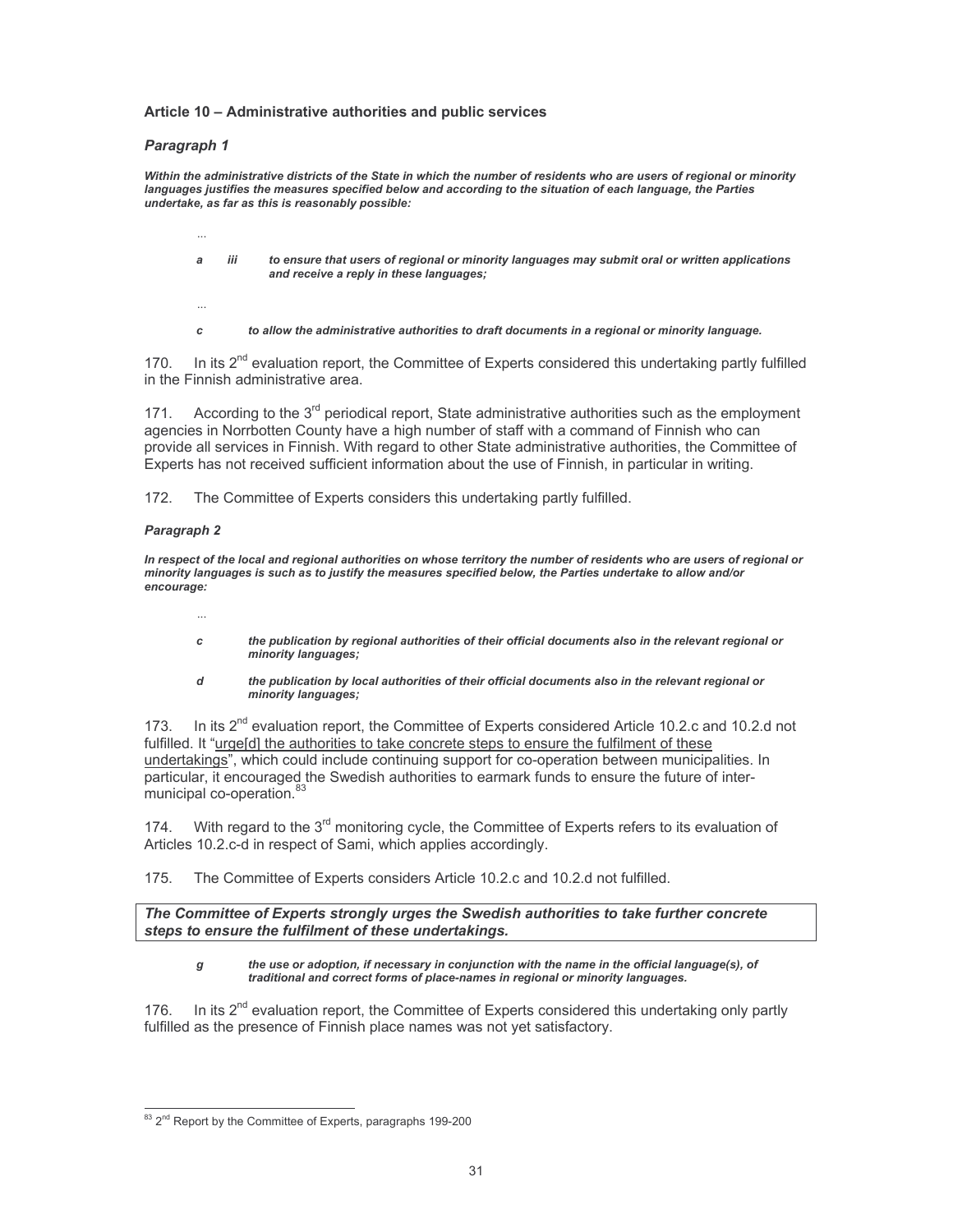### Article 10 – Administrative authorities and public services

#### *Paragraph 1*

***Within the administrative districts of the State in which the number of residents who are users of regional or minority languages justifies the measures specified below and according to the situation of each language, the Parties undertake, as far as this is reasonably possible:***

...

***a iii to ensure that users of regional or minority languages may submit oral or written applications and receive a reply in these languages;***

...

***c to allow the administrative authorities to draft documents in a regional or minority language.***

170. In its 2nd evaluation report, the Committee of Experts considered this undertaking partly fulfilled in the Finnish administrative area.

171. According to the 3rd periodical report, State administrative authorities such as the employment agencies in Norrbotten County have a high number of staff with a command of Finnish who can provide all services in Finnish. With regard to other State administrative authorities, the Committee of Experts has not received sufficient information about the use of Finnish, in particular in writing.

172. The Committee of Experts considers this undertaking partly fulfilled.

#### *Paragraph 2*

***In respect of the local and regional authorities on whose territory the number of residents who are users of regional or minority languages is such as to justify the measures specified below, the Parties undertake to allow and/or encourage:***

...

***c the publication by regional authorities of their official documents also in the relevant regional or minority languages;***

***d the publication by local authorities of their official documents also in the relevant regional or minority languages;***

173. In its 2nd evaluation report, the Committee of Experts considered Article 10.2.c and 10.2.d not fulfilled. It "urge[d] the authorities to take concrete steps to ensure the fulfilment of these undertakings", which could include continuing support for co-operation between municipalities. In particular, it encouraged the Swedish authorities to earmark funds to ensure the future of inter-municipal co-operation.[83]

174. With regard to the 3rd monitoring cycle, the Committee of Experts refers to its evaluation of Articles 10.2.c-d in respect of Sami, which applies accordingly.

175. The Committee of Experts considers Article 10.2.c and 10.2.d not fulfilled.

***The Committee of Experts strongly urges the Swedish authorities to take further concrete steps to ensure the fulfilment of these undertakings.***

***g the use or adoption, if necessary in conjunction with the name in the official language(s), of traditional and correct forms of place-names in regional or minority languages.***

176. In its 2nd evaluation report, the Committee of Experts considered this undertaking only partly fulfilled as the presence of Finnish place names was not yet satisfactory.

---

[83] 2nd Report by the Committee of Experts, paragraphs 199-200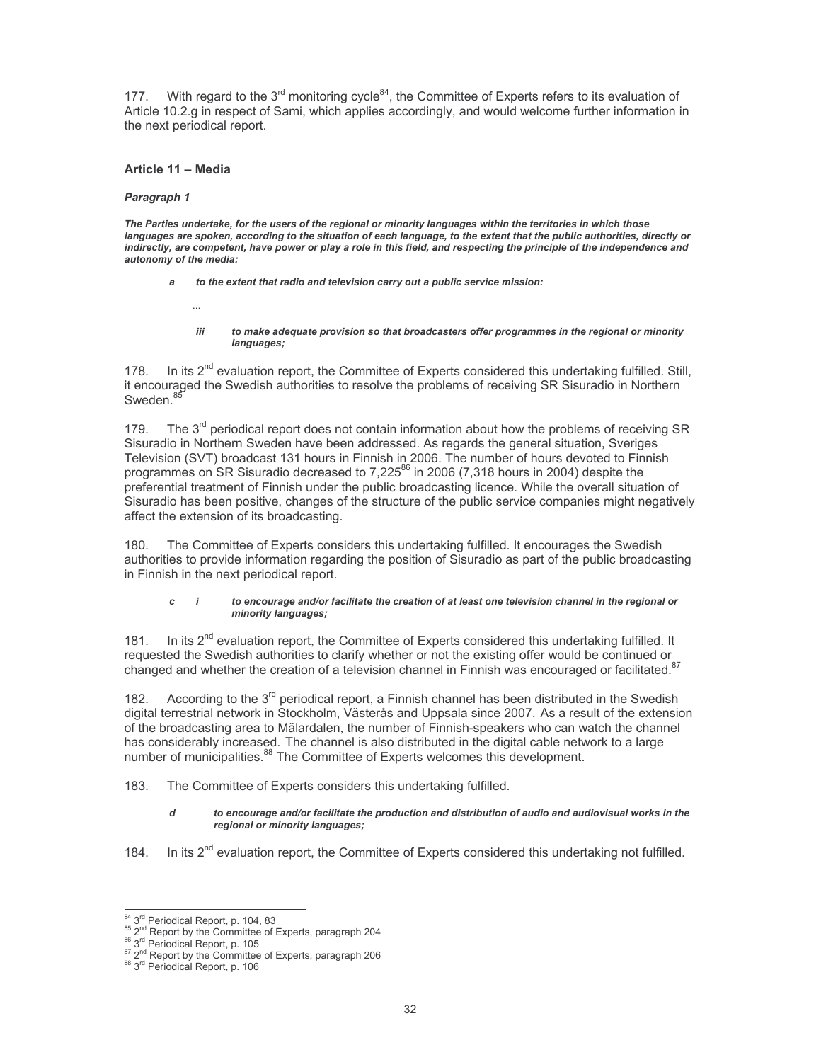177. With regard to the 3rd monitoring cycle[84], the Committee of Experts refers to its evaluation of Article 10.2.g in respect of Sami, which applies accordingly, and would welcome further information in the next periodical report.

### Article 11 – Media

#### *Paragraph 1*

***The Parties undertake, for the users of the regional or minority languages within the territories in which those languages are spoken, according to the situation of each language, to the extent that the public authorities, directly or indirectly, are competent, have power or play a role in this field, and respecting the principle of the independence and autonomy of the media:***

> ***a to the extent that radio and television carry out a public service mission:***
>
> ...
>
> ***iii to make adequate provision so that broadcasters offer programmes in the regional or minority languages;***

178. In its 2nd evaluation report, the Committee of Experts considered this undertaking fulfilled. Still, it encouraged the Swedish authorities to resolve the problems of receiving SR Sisuradio in Northern Sweden.[85]

179. The 3rd periodical report does not contain information about how the problems of receiving SR Sisuradio in Northern Sweden have been addressed. As regards the general situation, Sveriges Television (SVT) broadcast 131 hours in Finnish in 2006. The number of hours devoted to Finnish programmes on SR Sisuradio decreased to 7,225[86] in 2006 (7,318 hours in 2004) despite the preferential treatment of Finnish under the public broadcasting licence. While the overall situation of Sisuradio has been positive, changes of the structure of the public service companies might negatively affect the extension of its broadcasting.

180. The Committee of Experts considers this undertaking fulfilled. It encourages the Swedish authorities to provide information regarding the position of Sisuradio as part of the public broadcasting in Finnish in the next periodical report.

> ***c i to encourage and/or facilitate the creation of at least one television channel in the regional or minority languages;***

181. In its 2nd evaluation report, the Committee of Experts considered this undertaking fulfilled. It requested the Swedish authorities to clarify whether or not the existing offer would be continued or changed and whether the creation of a television channel in Finnish was encouraged or facilitated.[87]

182. According to the 3rd periodical report, a Finnish channel has been distributed in the Swedish digital terrestrial network in Stockholm, Västerås and Uppsala since 2007. As a result of the extension of the broadcasting area to Mälardalen, the number of Finnish-speakers who can watch the channel has considerably increased. The channel is also distributed in the digital cable network to a large number of municipalities.[88] The Committee of Experts welcomes this development.

183. The Committee of Experts considers this undertaking fulfilled.

> ***d to encourage and/or facilitate the production and distribution of audio and audiovisual works in the regional or minority languages;***

184. In its 2nd evaluation report, the Committee of Experts considered this undertaking not fulfilled.

---

[84] 3rd Periodical Report, p. 104, 83
[85] 2nd Report by the Committee of Experts, paragraph 204
[86] 3rd Periodical Report, p. 105
[87] 2nd Report by the Committee of Experts, paragraph 206
[88] 3rd Periodical Report, p. 106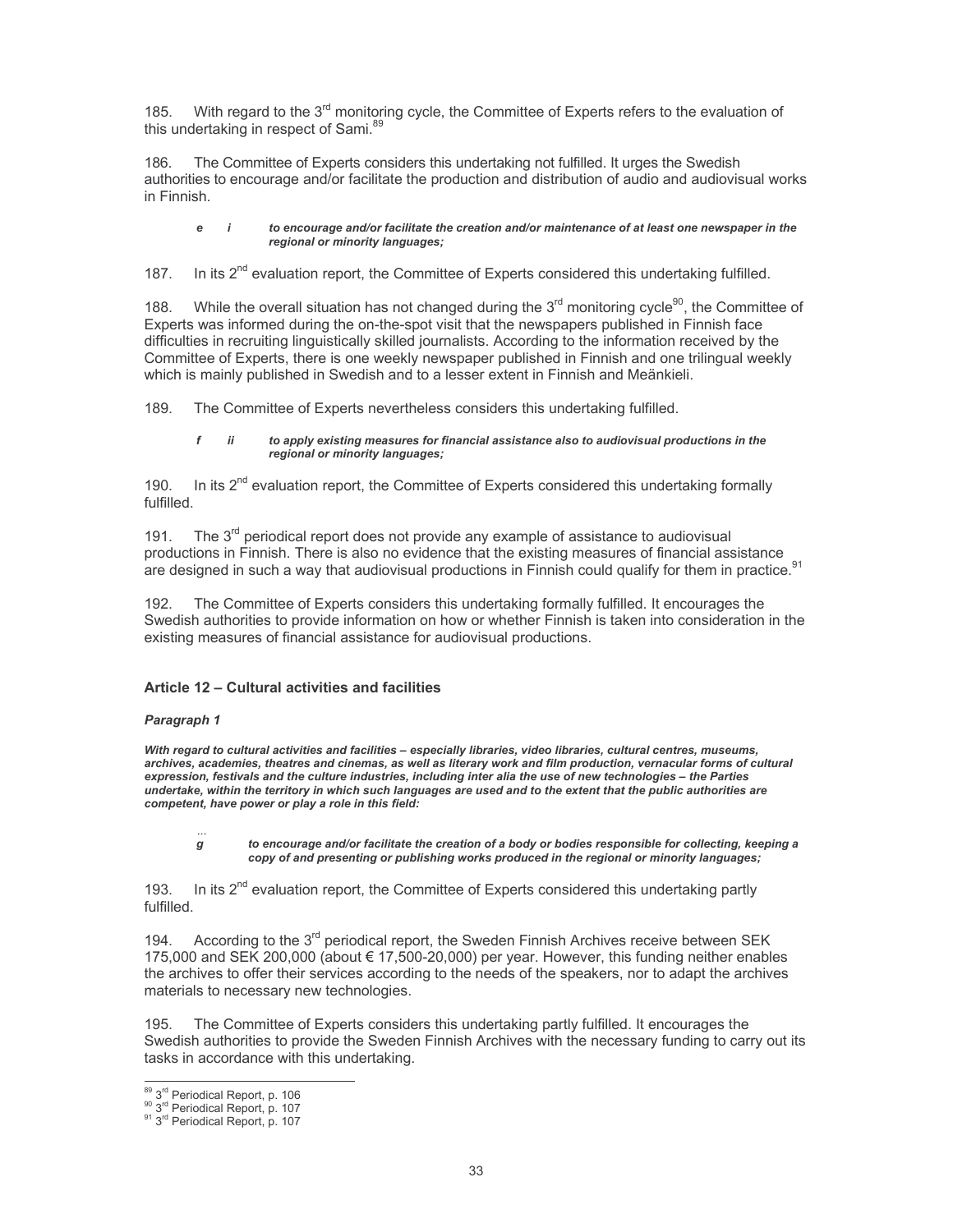185. With regard to the 3rd monitoring cycle, the Committee of Experts refers to the evaluation of this undertaking in respect of Sami.[89]

186. The Committee of Experts considers this undertaking not fulfilled. It urges the Swedish authorities to encourage and/or facilitate the production and distribution of audio and audiovisual works in Finnish.

> ***e i to encourage and/or facilitate the creation and/or maintenance of at least one newspaper in the regional or minority languages;***

187. In its 2nd evaluation report, the Committee of Experts considered this undertaking fulfilled.

188. While the overall situation has not changed during the 3rd monitoring cycle[90], the Committee of Experts was informed during the on-the-spot visit that the newspapers published in Finnish face difficulties in recruiting linguistically skilled journalists. According to the information received by the Committee of Experts, there is one weekly newspaper published in Finnish and one trilingual weekly which is mainly published in Swedish and to a lesser extent in Finnish and Meänkieli.

189. The Committee of Experts nevertheless considers this undertaking fulfilled.

> ***f ii to apply existing measures for financial assistance also to audiovisual productions in the regional or minority languages;***

190. In its 2nd evaluation report, the Committee of Experts considered this undertaking formally fulfilled.

191. The 3rd periodical report does not provide any example of assistance to audiovisual productions in Finnish. There is also no evidence that the existing measures of financial assistance are designed in such a way that audiovisual productions in Finnish could qualify for them in practice.[91]

192. The Committee of Experts considers this undertaking formally fulfilled. It encourages the Swedish authorities to provide information on how or whether Finnish is taken into consideration in the existing measures of financial assistance for audiovisual productions.

### Article 12 – Cultural activities and facilities

#### *Paragraph 1*

***With regard to cultural activities and facilities – especially libraries, video libraries, cultural centres, museums, archives, academies, theatres and cinemas, as well as literary work and film production, vernacular forms of cultural expression, festivals and the culture industries, including inter alia the use of new technologies – the Parties undertake, within the territory in which such languages are used and to the extent that the public authorities are competent, have power or play a role in this field:***

> ...
> ***g to encourage and/or facilitate the creation of a body or bodies responsible for collecting, keeping a copy of and presenting or publishing works produced in the regional or minority languages;***

193. In its 2nd evaluation report, the Committee of Experts considered this undertaking partly fulfilled.

194. According to the 3rd periodical report, the Sweden Finnish Archives receive between SEK 175,000 and SEK 200,000 (about € 17,500-20,000) per year. However, this funding neither enables the archives to offer their services according to the needs of the speakers, nor to adapt the archives materials to necessary new technologies.

195. The Committee of Experts considers this undertaking partly fulfilled. It encourages the Swedish authorities to provide the Sweden Finnish Archives with the necessary funding to carry out its tasks in accordance with this undertaking.

---

[89] 3rd Periodical Report, p. 106
[90] 3rd Periodical Report, p. 107
[91] 3rd Periodical Report, p. 107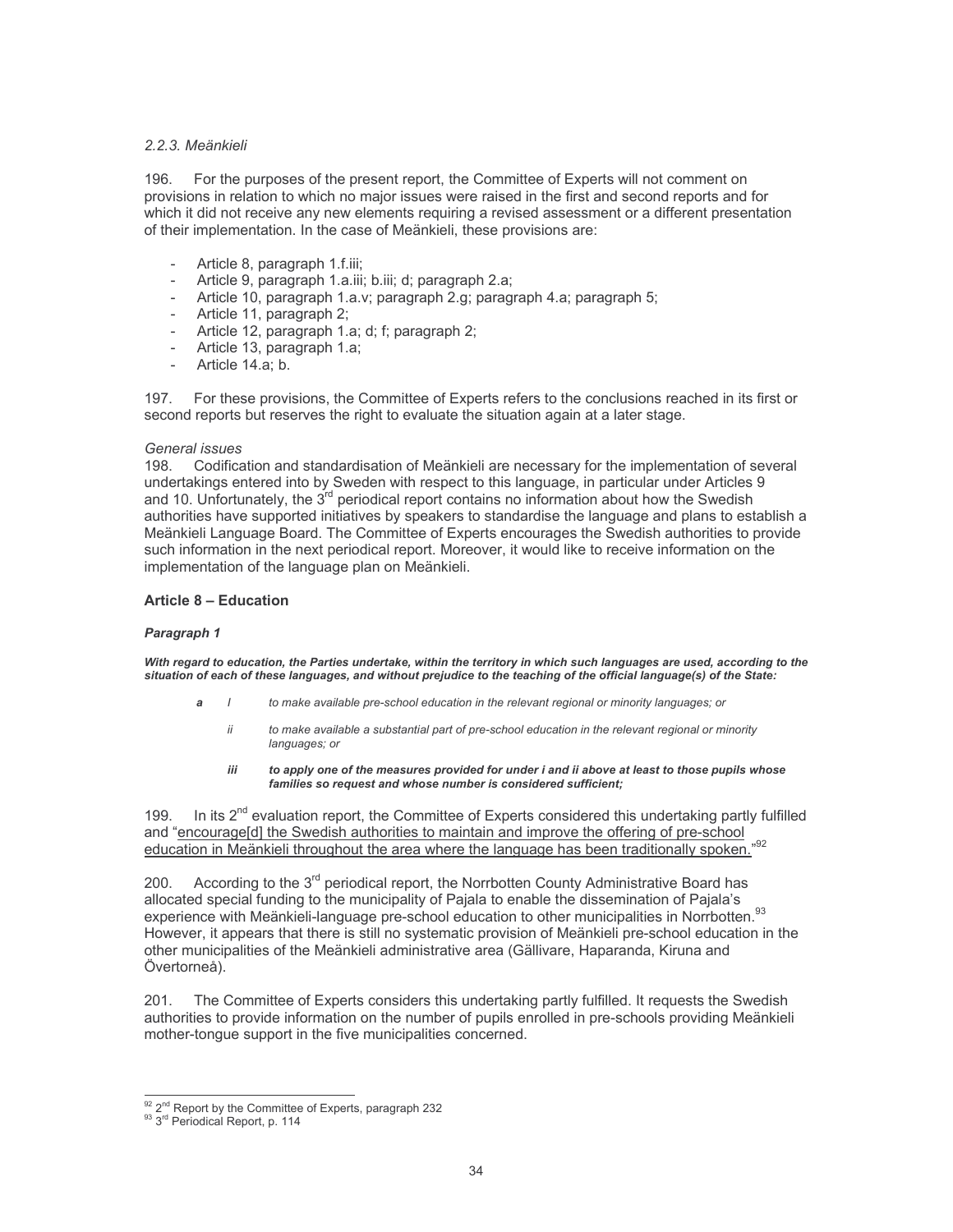### *2.2.3. Meänkieli*

196. For the purposes of the present report, the Committee of Experts will not comment on provisions in relation to which no major issues were raised in the first and second reports and for which it did not receive any new elements requiring a revised assessment or a different presentation of their implementation. In the case of Meänkieli, these provisions are:

- Article 8, paragraph 1.f.iii;
- Article 9, paragraph 1.a.iii; b.iii; d; paragraph 2.a;
- Article 10, paragraph 1.a.v; paragraph 2.g; paragraph 4.a; paragraph 5;
- Article 11, paragraph 2;
- Article 12, paragraph 1.a; d; f; paragraph 2;
- Article 13, paragraph 1.a;
- Article 14.a; b.

197. For these provisions, the Committee of Experts refers to the conclusions reached in its first or second reports but reserves the right to evaluate the situation again at a later stage.

*General issues*

198. Codification and standardisation of Meänkieli are necessary for the implementation of several undertakings entered into by Sweden with respect to this language, in particular under Articles 9 and 10. Unfortunately, the 3rd periodical report contains no information about how the Swedish authorities have supported initiatives by speakers to standardise the language and plans to establish a Meänkieli Language Board. The Committee of Experts encourages the Swedish authorities to provide such information in the next periodical report. Moreover, it would like to receive information on the implementation of the language plan on Meänkieli.

**Article 8 – Education**

***Paragraph 1***

***With regard to education, the Parties undertake, within the territory in which such languages are used, according to the situation of each of these languages, and without prejudice to the teaching of the official language(s) of the State:***

***a*** *I to make available pre-school education in the relevant regional or minority languages; or*

*ii to make available a substantial part of pre-school education in the relevant regional or minority languages; or*

***iii to apply one of the measures provided for under i and ii above at least to those pupils whose families so request and whose number is considered sufficient;***

199. In its 2nd evaluation report, the Committee of Experts considered this undertaking partly fulfilled and "encourage[d] the Swedish authorities to maintain and improve the offering of pre-school education in Meänkieli throughout the area where the language has been traditionally spoken."[92]

200. According to the 3rd periodical report, the Norrbotten County Administrative Board has allocated special funding to the municipality of Pajala to enable the dissemination of Pajala's experience with Meänkieli-language pre-school education to other municipalities in Norrbotten.[93] However, it appears that there is still no systematic provision of Meänkieli pre-school education in the other municipalities of the Meänkieli administrative area (Gällivare, Haparanda, Kiruna and Övertorneå).

201. The Committee of Experts considers this undertaking partly fulfilled. It requests the Swedish authorities to provide information on the number of pupils enrolled in pre-schools providing Meänkieli mother-tongue support in the five municipalities concerned.

---

[92] 2nd Report by the Committee of Experts, paragraph 232

[93] 3rd Periodical Report, p. 114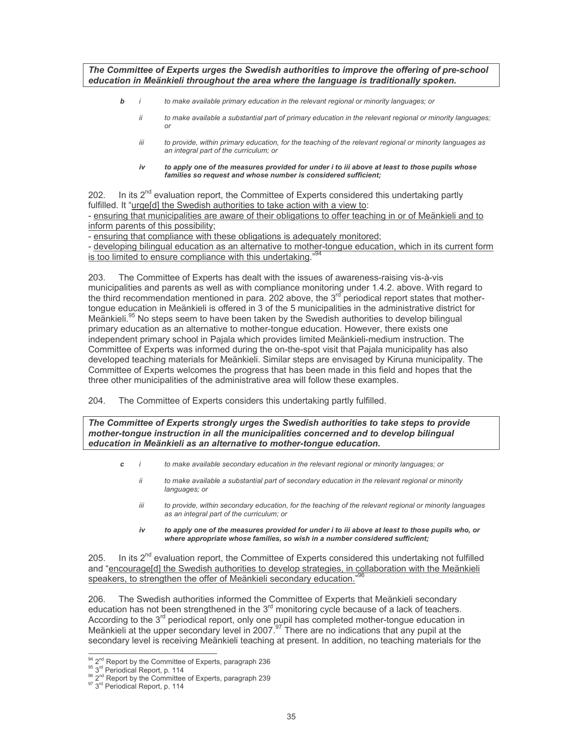***The Committee of Experts urges the Swedish authorities to improve the offering of pre-school education in Meänkieli throughout the area where the language is traditionally spoken.***

> ***b*** *i to make available primary education in the relevant regional or minority languages; or*
>
> *ii to make available a substantial part of primary education in the relevant regional or minority languages; or*
>
> *iii to provide, within primary education, for the teaching of the relevant regional or minority languages as an integral part of the curriculum; or*
>
> ***iv to apply one of the measures provided for under i to iii above at least to those pupils whose families so request and whose number is considered sufficient;***

202. In its 2nd evaluation report, the Committee of Experts considered this undertaking partly fulfilled. It "urge[d] the Swedish authorities to take action with a view to:
- ensuring that municipalities are aware of their obligations to offer teaching in or of Meänkieli and to inform parents of this possibility;
- ensuring that compliance with these obligations is adequately monitored;
- developing bilingual education as an alternative to mother-tongue education, which in its current form is too limited to ensure compliance with this undertaking."[94]

203. The Committee of Experts has dealt with the issues of awareness-raising vis-à-vis municipalities and parents as well as with compliance monitoring under 1.4.2. above. With regard to the third recommendation mentioned in para. 202 above, the 3rd periodical report states that mother-tongue education in Meänkieli is offered in 3 of the 5 municipalities in the administrative district for Meänkieli.[95] No steps seem to have been taken by the Swedish authorities to develop bilingual primary education as an alternative to mother-tongue education. However, there exists one independent primary school in Pajala which provides limited Meänkieli-medium instruction. The Committee of Experts was informed during the on-the-spot visit that Pajala municipality has also developed teaching materials for Meänkieli. Similar steps are envisaged by Kiruna municipality. The Committee of Experts welcomes the progress that has been made in this field and hopes that the three other municipalities of the administrative area will follow these examples.

204. The Committee of Experts considers this undertaking partly fulfilled.

***The Committee of Experts strongly urges the Swedish authorities to take steps to provide mother-tongue instruction in all the municipalities concerned and to develop bilingual education in Meänkieli as an alternative to mother-tongue education.***

> ***c*** *i to make available secondary education in the relevant regional or minority languages; or*
>
> *ii to make available a substantial part of secondary education in the relevant regional or minority languages; or*
>
> *iii to provide, within secondary education, for the teaching of the relevant regional or minority languages as an integral part of the curriculum; or*
>
> ***iv to apply one of the measures provided for under i to iii above at least to those pupils who, or where appropriate whose families, so wish in a number considered sufficient;***

205. In its 2nd evaluation report, the Committee of Experts considered this undertaking not fulfilled and "encourage[d] the Swedish authorities to develop strategies, in collaboration with the Meänkieli speakers, to strengthen the offer of Meänkieli secondary education."[96]

206. The Swedish authorities informed the Committee of Experts that Meänkieli secondary education has not been strengthened in the 3rd monitoring cycle because of a lack of teachers. According to the 3rd periodical report, only one pupil has completed mother-tongue education in Meänkieli at the upper secondary level in 2007.[97] There are no indications that any pupil at the secondary level is receiving Meänkieli teaching at present. In addition, no teaching materials for the

---

[94] 2nd Report by the Committee of Experts, paragraph 236
[95] 3rd Periodical Report, p. 114
[96] 2nd Report by the Committee of Experts, paragraph 239
[97] 3rd Periodical Report, p. 114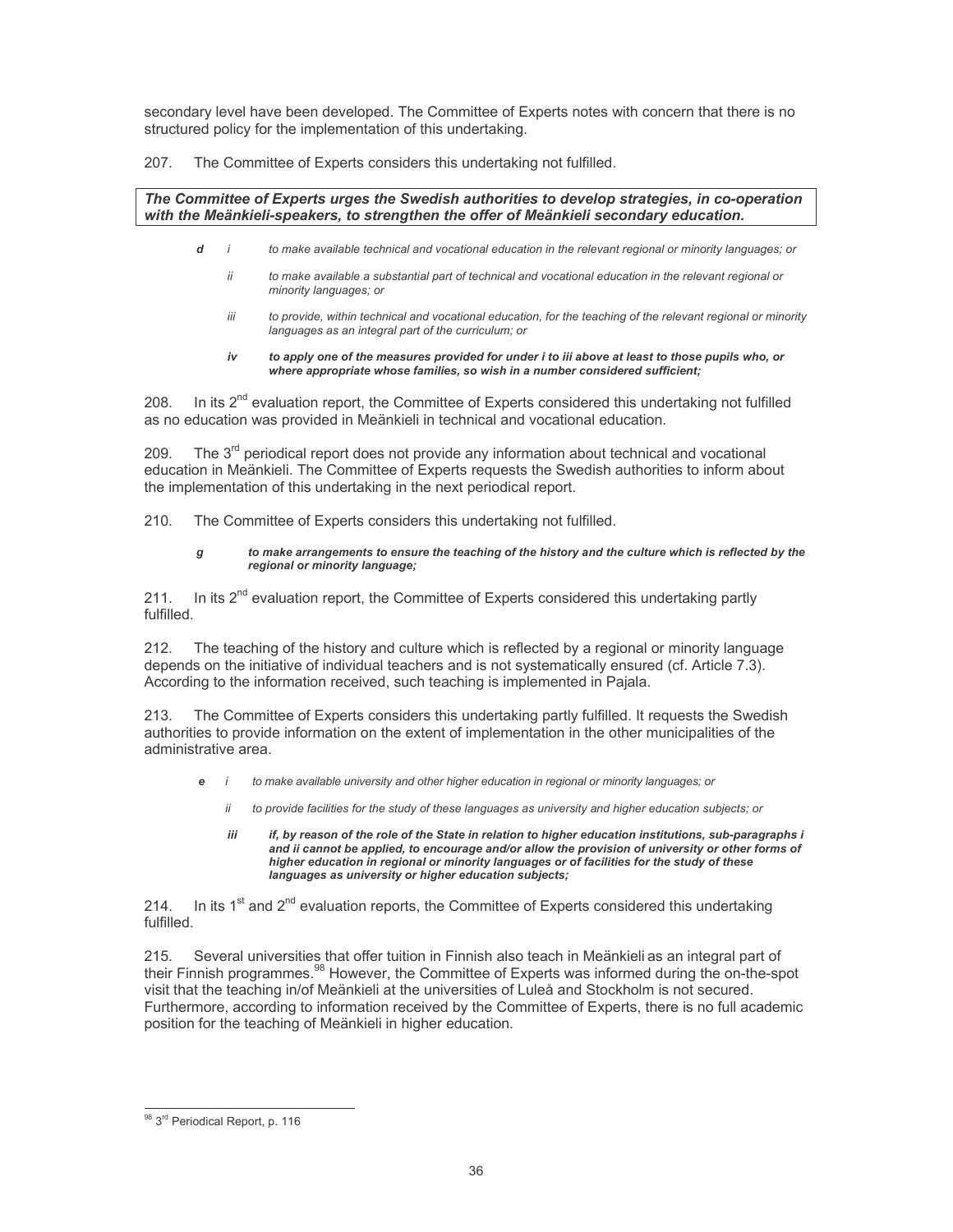secondary level have been developed. The Committee of Experts notes with concern that there is no structured policy for the implementation of this undertaking.

207. The Committee of Experts considers this undertaking not fulfilled.

***The Committee of Experts urges the Swedish authorities to develop strategies, in co-operation with the Meänkieli-speakers, to strengthen the offer of Meänkieli secondary education.***

> ***d*** *i to make available technical and vocational education in the relevant regional or minority languages; or*
>
> *ii to make available a substantial part of technical and vocational education in the relevant regional or minority languages; or*
>
> *iii to provide, within technical and vocational education, for the teaching of the relevant regional or minority languages as an integral part of the curriculum; or*
>
> ***iv to apply one of the measures provided for under i to iii above at least to those pupils who, or where appropriate whose families, so wish in a number considered sufficient;***

208. In its 2nd evaluation report, the Committee of Experts considered this undertaking not fulfilled as no education was provided in Meänkieli in technical and vocational education.

209. The 3rd periodical report does not provide any information about technical and vocational education in Meänkieli. The Committee of Experts requests the Swedish authorities to inform about the implementation of this undertaking in the next periodical report.

210. The Committee of Experts considers this undertaking not fulfilled.

> ***g to make arrangements to ensure the teaching of the history and the culture which is reflected by the regional or minority language;***

211. In its 2nd evaluation report, the Committee of Experts considered this undertaking partly fulfilled.

212. The teaching of the history and culture which is reflected by a regional or minority language depends on the initiative of individual teachers and is not systematically ensured (cf. Article 7.3). According to the information received, such teaching is implemented in Pajala.

213. The Committee of Experts considers this undertaking partly fulfilled. It requests the Swedish authorities to provide information on the extent of implementation in the other municipalities of the administrative area.

> ***e*** *i to make available university and other higher education in regional or minority languages; or*
>
> *ii to provide facilities for the study of these languages as university and higher education subjects; or*
>
> ***iii if, by reason of the role of the State in relation to higher education institutions, sub-paragraphs i and ii cannot be applied, to encourage and/or allow the provision of university or other forms of higher education in regional or minority languages or of facilities for the study of these languages as university or higher education subjects;***

214. In its 1st and 2nd evaluation reports, the Committee of Experts considered this undertaking fulfilled.

215. Several universities that offer tuition in Finnish also teach in Meänkieli as an integral part of their Finnish programmes.[98] However, the Committee of Experts was informed during the on-the-spot visit that the teaching in/of Meänkieli at the universities of Luleå and Stockholm is not secured. Furthermore, according to information received by the Committee of Experts, there is no full academic position for the teaching of Meänkieli in higher education.

---

[98] 3rd Periodical Report, p. 116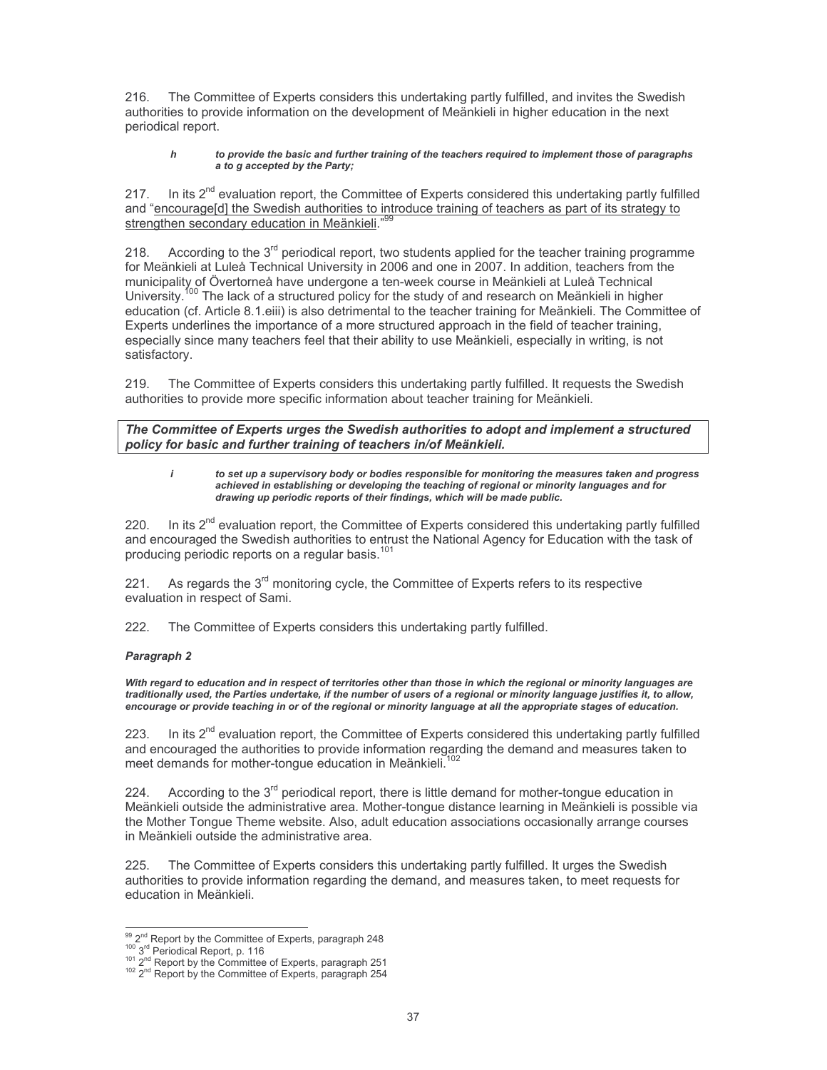216. The Committee of Experts considers this undertaking partly fulfilled, and invites the Swedish authorities to provide information on the development of Meänkieli in higher education in the next periodical report.

> ***h*** ***to provide the basic and further training of the teachers required to implement those of paragraphs a to g accepted by the Party;***

217. In its 2nd evaluation report, the Committee of Experts considered this undertaking partly fulfilled and "encourage[d] the Swedish authorities to introduce training of teachers as part of its strategy to strengthen secondary education in Meänkieli."[99]

218. According to the 3rd periodical report, two students applied for the teacher training programme for Meänkieli at Luleå Technical University in 2006 and one in 2007. In addition, teachers from the municipality of Övertorneå have undergone a ten-week course in Meänkieli at Luleå Technical University.[100] The lack of a structured policy for the study of and research on Meänkieli in higher education (cf. Article 8.1.eiii) is also detrimental to the teacher training for Meänkieli. The Committee of Experts underlines the importance of a more structured approach in the field of teacher training, especially since many teachers feel that their ability to use Meänkieli, especially in writing, is not satisfactory.

219. The Committee of Experts considers this undertaking partly fulfilled. It requests the Swedish authorities to provide more specific information about teacher training for Meänkieli.

***The Committee of Experts urges the Swedish authorities to adopt and implement a structured policy for basic and further training of teachers in/of Meänkieli.***

> ***i*** ***to set up a supervisory body or bodies responsible for monitoring the measures taken and progress achieved in establishing or developing the teaching of regional or minority languages and for drawing up periodic reports of their findings, which will be made public.***

220. In its 2nd evaluation report, the Committee of Experts considered this undertaking partly fulfilled and encouraged the Swedish authorities to entrust the National Agency for Education with the task of producing periodic reports on a regular basis.[101]

221. As regards the 3rd monitoring cycle, the Committee of Experts refers to its respective evaluation in respect of Sami.

222. The Committee of Experts considers this undertaking partly fulfilled.

***Paragraph 2***

***With regard to education and in respect of territories other than those in which the regional or minority languages are traditionally used, the Parties undertake, if the number of users of a regional or minority language justifies it, to allow, encourage or provide teaching in or of the regional or minority language at all the appropriate stages of education.***

223. In its 2nd evaluation report, the Committee of Experts considered this undertaking partly fulfilled and encouraged the authorities to provide information regarding the demand and measures taken to meet demands for mother-tongue education in Meänkieli.[102]

224. According to the 3rd periodical report, there is little demand for mother-tongue education in Meänkieli outside the administrative area. Mother-tongue distance learning in Meänkieli is possible via the Mother Tongue Theme website. Also, adult education associations occasionally arrange courses in Meänkieli outside the administrative area.

225. The Committee of Experts considers this undertaking partly fulfilled. It urges the Swedish authorities to provide information regarding the demand, and measures taken, to meet requests for education in Meänkieli.

---

[99] 2nd Report by the Committee of Experts, paragraph 248
[100] 3rd Periodical Report, p. 116
[101] 2nd Report by the Committee of Experts, paragraph 251
[102] 2nd Report by the Committee of Experts, paragraph 254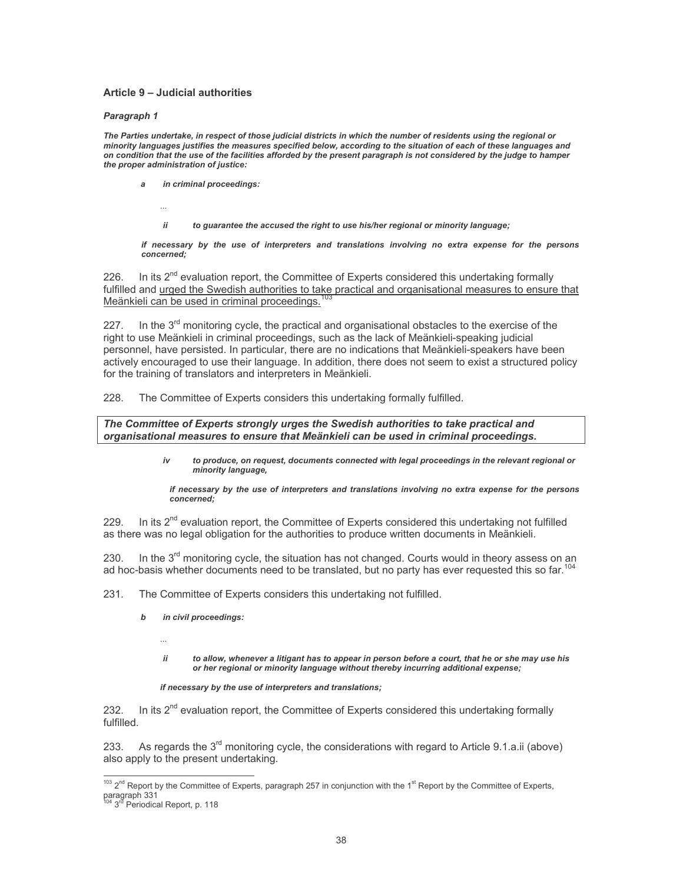### Article 9 – Judicial authorities

#### *Paragraph 1*

***The Parties undertake, in respect of those judicial districts in which the number of residents using the regional or minority languages justifies the measures specified below, according to the situation of each of these languages and on condition that the use of the facilities afforded by the present paragraph is not considered by the judge to hamper the proper administration of justice:***

> ***a in criminal proceedings:***
>
> ...
>
> ***ii to guarantee the accused the right to use his/her regional or minority language;***
>
> ***if necessary by the use of interpreters and translations involving no extra expense for the persons concerned;***

226. In its 2nd evaluation report, the Committee of Experts considered this undertaking formally fulfilled and <u>urged the Swedish authorities to take practical and organisational measures to ensure that Meänkieli can be used in criminal proceedings.</u>[103]

227. In the 3rd monitoring cycle, the practical and organisational obstacles to the exercise of the right to use Meänkieli in criminal proceedings, such as the lack of Meänkieli-speaking judicial personnel, have persisted. In particular, there are no indications that Meänkieli-speakers have been actively encouraged to use their language. In addition, there does not seem to exist a structured policy for the training of translators and interpreters in Meänkieli.

228. The Committee of Experts considers this undertaking formally fulfilled.

***The Committee of Experts strongly urges the Swedish authorities to take practical and organisational measures to ensure that Meänkieli can be used in criminal proceedings.***

> ***iv to produce, on request, documents connected with legal proceedings in the relevant regional or minority language,***
>
> ***if necessary by the use of interpreters and translations involving no extra expense for the persons concerned;***

229. In its 2nd evaluation report, the Committee of Experts considered this undertaking not fulfilled as there was no legal obligation for the authorities to produce written documents in Meänkieli.

230. In the 3rd monitoring cycle, the situation has not changed. Courts would in theory assess on an ad hoc-basis whether documents need to be translated, but no party has ever requested this so far.[104]

231. The Committee of Experts considers this undertaking not fulfilled.

> ***b in civil proceedings:***
>
> ...
>
> ***ii to allow, whenever a litigant has to appear in person before a court, that he or she may use his or her regional or minority language without thereby incurring additional expense;***
>
> ***if necessary by the use of interpreters and translations;***

232. In its 2nd evaluation report, the Committee of Experts considered this undertaking formally fulfilled.

233. As regards the 3rd monitoring cycle, the considerations with regard to Article 9.1.a.ii (above) also apply to the present undertaking.

---

[103] 2nd Report by the Committee of Experts, paragraph 257 in conjunction with the 1st Report by the Committee of Experts, paragraph 331

[104] 3rd Periodical Report, p. 118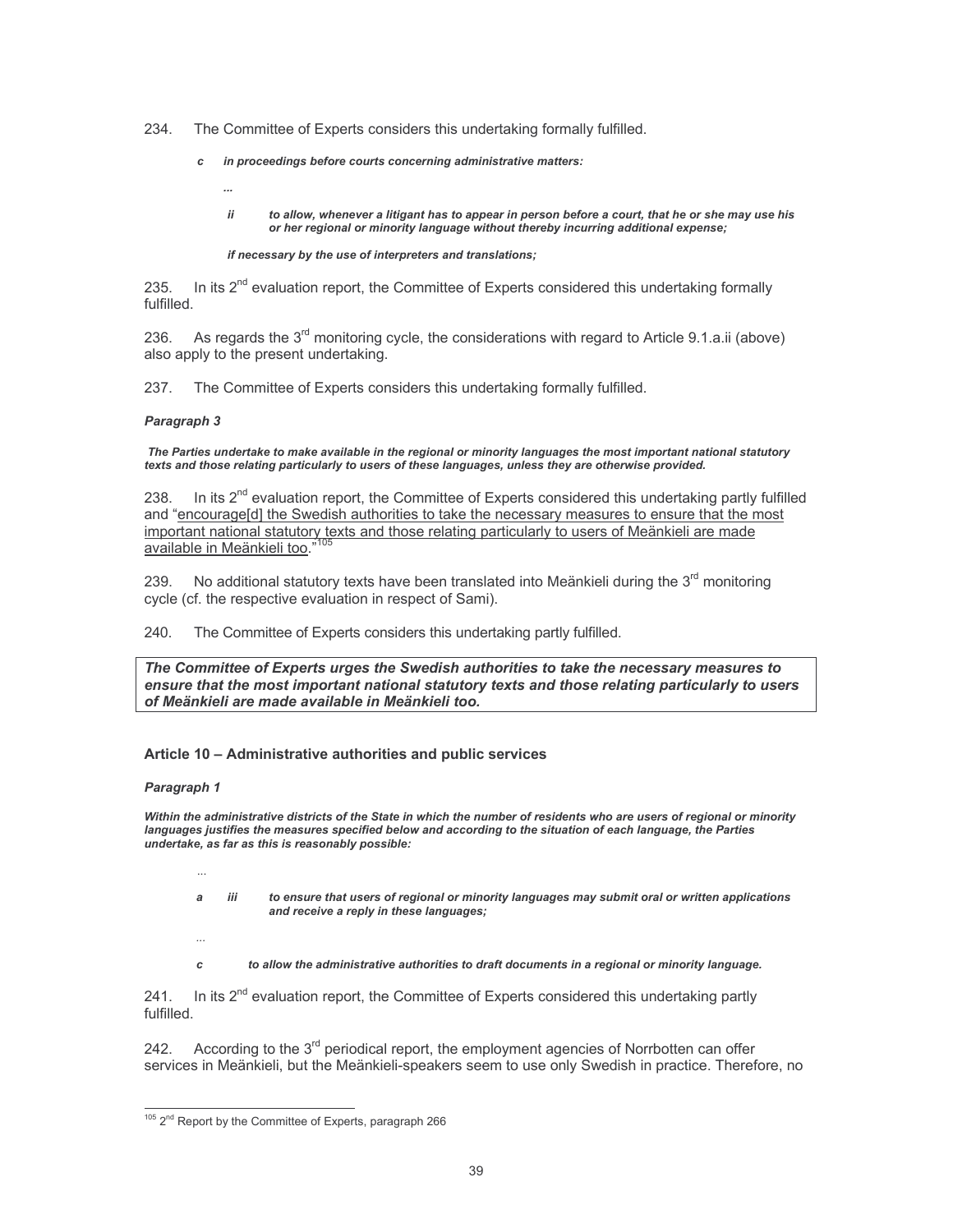234. The Committee of Experts considers this undertaking formally fulfilled.

> ***c in proceedings before courts concerning administrative matters:***
>
> ***...***
>
> ***ii to allow, whenever a litigant has to appear in person before a court, that he or she may use his or her regional or minority language without thereby incurring additional expense;***
>
> ***if necessary by the use of interpreters and translations;***

235. In its 2nd evaluation report, the Committee of Experts considered this undertaking formally fulfilled.

236. As regards the 3rd monitoring cycle, the considerations with regard to Article 9.1.a.ii (above) also apply to the present undertaking.

237. The Committee of Experts considers this undertaking formally fulfilled.

***Paragraph 3***

***The Parties undertake to make available in the regional or minority languages the most important national statutory texts and those relating particularly to users of these languages, unless they are otherwise provided.***

238. In its 2nd evaluation report, the Committee of Experts considered this undertaking partly fulfilled and "encourage[d] the Swedish authorities to take the necessary measures to ensure that the most important national statutory texts and those relating particularly to users of Meänkieli are made available in Meänkieli too."[105]

239. No additional statutory texts have been translated into Meänkieli during the 3rd monitoring cycle (cf. the respective evaluation in respect of Sami).

240. The Committee of Experts considers this undertaking partly fulfilled.

> ***The Committee of Experts urges the Swedish authorities to take the necessary measures to ensure that the most important national statutory texts and those relating particularly to users of Meänkieli are made available in Meänkieli too.***

### Article 10 – Administrative authorities and public services

***Paragraph 1***

***Within the administrative districts of the State in which the number of residents who are users of regional or minority languages justifies the measures specified below and according to the situation of each language, the Parties undertake, as far as this is reasonably possible:***

> ...
>
> ***a iii to ensure that users of regional or minority languages may submit oral or written applications and receive a reply in these languages;***
>
> ...
>
> ***c to allow the administrative authorities to draft documents in a regional or minority language.***

241. In its 2nd evaluation report, the Committee of Experts considered this undertaking partly fulfilled.

242. According to the 3rd periodical report, the employment agencies of Norrbotten can offer services in Meänkieli, but the Meänkieli-speakers seem to use only Swedish in practice. Therefore, no

---

[105] 2nd Report by the Committee of Experts, paragraph 266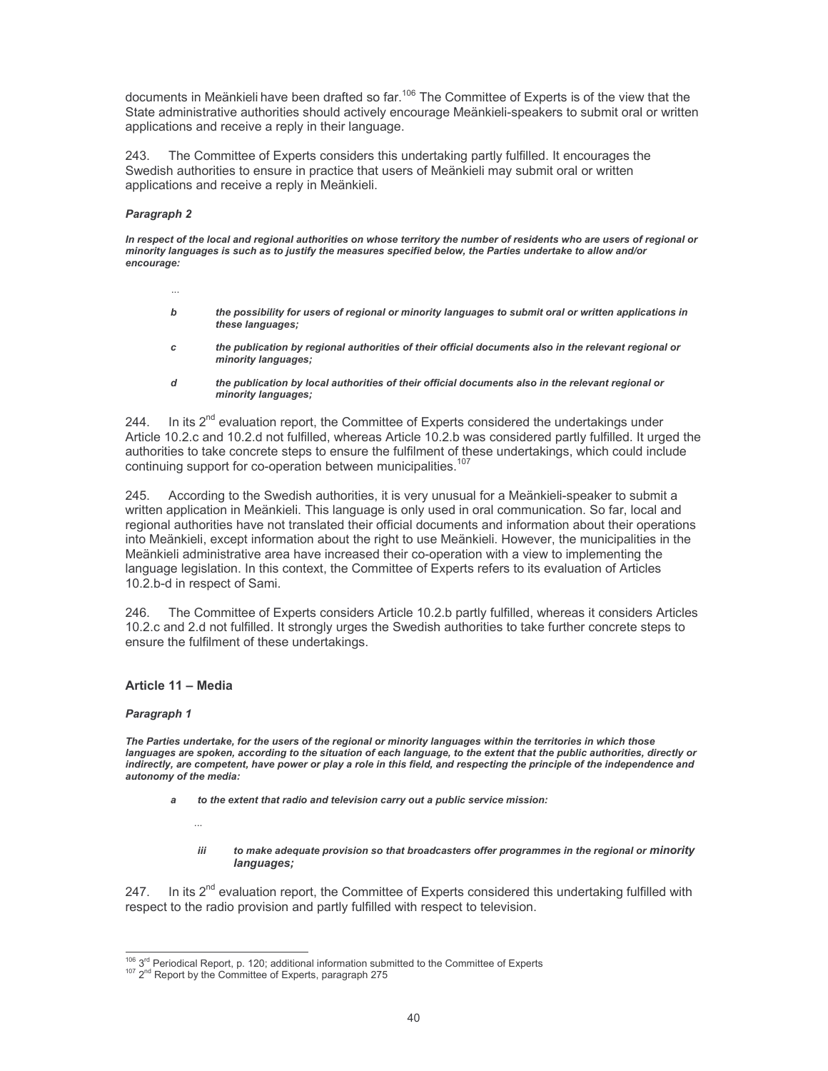documents in Meänkieli have been drafted so far.[106] The Committee of Experts is of the view that the State administrative authorities should actively encourage Meänkieli-speakers to submit oral or written applications and receive a reply in their language.

243. The Committee of Experts considers this undertaking partly fulfilled. It encourages the Swedish authorities to ensure in practice that users of Meänkieli may submit oral or written applications and receive a reply in Meänkieli.

#### *Paragraph 2*

***In respect of the local and regional authorities on whose territory the number of residents who are users of regional or minority languages is such as to justify the measures specified below, the Parties undertake to allow and/or encourage:***

...

***b the possibility for users of regional or minority languages to submit oral or written applications in these languages;***

***c the publication by regional authorities of their official documents also in the relevant regional or minority languages;***

***d the publication by local authorities of their official documents also in the relevant regional or minority languages;***

244. In its 2nd evaluation report, the Committee of Experts considered the undertakings under Article 10.2.c and 10.2.d not fulfilled, whereas Article 10.2.b was considered partly fulfilled. It urged the authorities to take concrete steps to ensure the fulfilment of these undertakings, which could include continuing support for co-operation between municipalities.[107]

245. According to the Swedish authorities, it is very unusual for a Meänkieli-speaker to submit a written application in Meänkieli. This language is only used in oral communication. So far, local and regional authorities have not translated their official documents and information about their operations into Meänkieli, except information about the right to use Meänkieli. However, the municipalities in the Meänkieli administrative area have increased their co-operation with a view to implementing the language legislation. In this context, the Committee of Experts refers to its evaluation of Articles 10.2.b-d in respect of Sami.

246. The Committee of Experts considers Article 10.2.b partly fulfilled, whereas it considers Articles 10.2.c and 2.d not fulfilled. It strongly urges the Swedish authorities to take further concrete steps to ensure the fulfilment of these undertakings.

### Article 11 – Media

#### *Paragraph 1*

***The Parties undertake, for the users of the regional or minority languages within the territories in which those languages are spoken, according to the situation of each language, to the extent that the public authorities, directly or indirectly, are competent, have power or play a role in this field, and respecting the principle of the independence and autonomy of the media:***

***a to the extent that radio and television carry out a public service mission:***

...

***iii to make adequate provision so that broadcasters offer programmes in the regional or minority languages;***

247. In its 2nd evaluation report, the Committee of Experts considered this undertaking fulfilled with respect to the radio provision and partly fulfilled with respect to television.

---

[106] 3rd Periodical Report, p. 120; additional information submitted to the Committee of Experts

[107] 2nd Report by the Committee of Experts, paragraph 275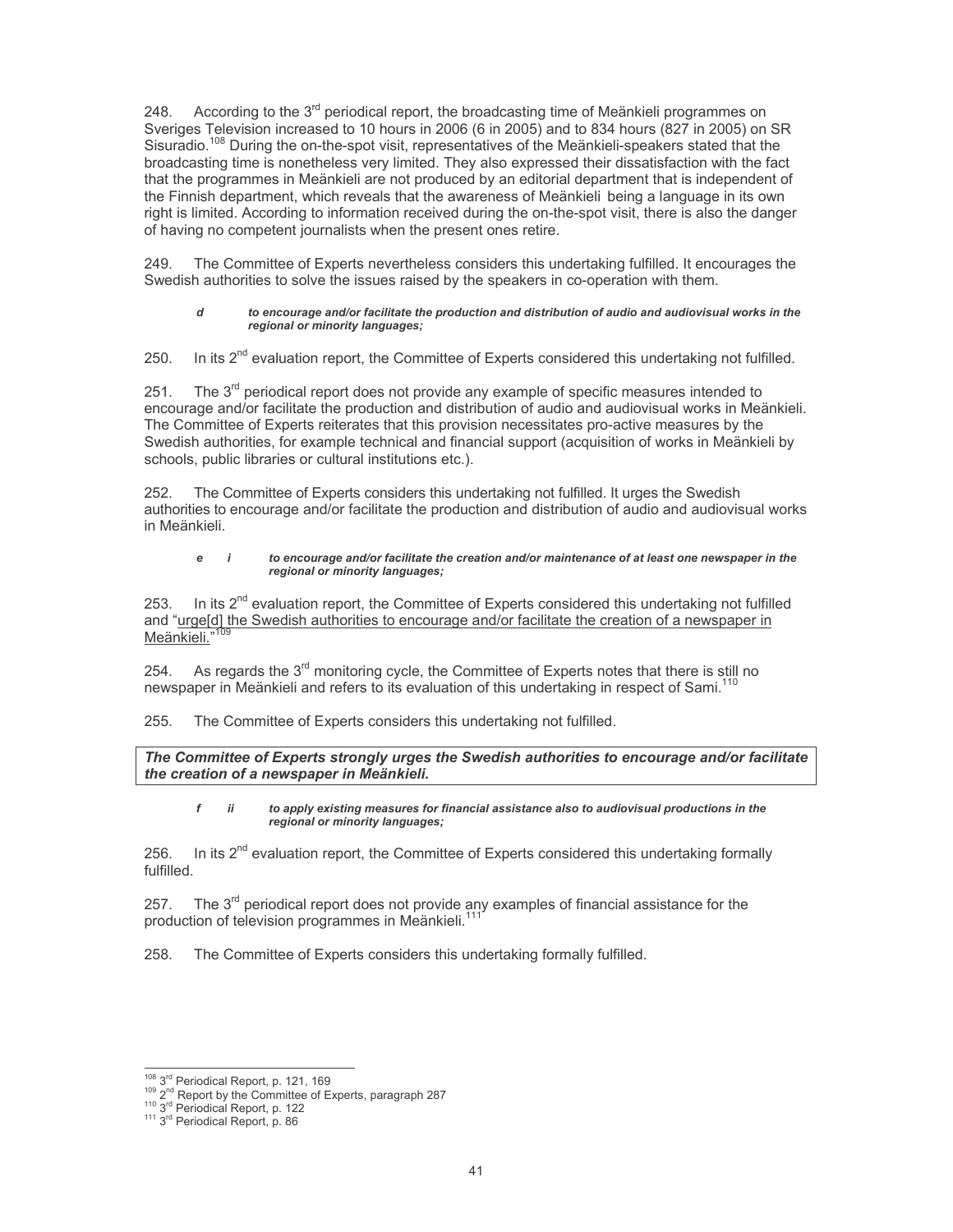248. According to the 3rd periodical report, the broadcasting time of Meänkieli programmes on Sveriges Television increased to 10 hours in 2006 (6 in 2005) and to 834 hours (827 in 2005) on SR Sisuradio.[108] During the on-the-spot visit, representatives of the Meänkieli-speakers stated that the broadcasting time is nonetheless very limited. They also expressed their dissatisfaction with the fact that the programmes in Meänkieli are not produced by an editorial department that is independent of the Finnish department, which reveals that the awareness of Meänkieli being a language in its own right is limited. According to information received during the on-the-spot visit, there is also the danger of having no competent journalists when the present ones retire.

249. The Committee of Experts nevertheless considers this undertaking fulfilled. It encourages the Swedish authorities to solve the issues raised by the speakers in co-operation with them.

> ***d*** ***to encourage and/or facilitate the production and distribution of audio and audiovisual works in the regional or minority languages;***

250. In its 2nd evaluation report, the Committee of Experts considered this undertaking not fulfilled.

251. The 3rd periodical report does not provide any example of specific measures intended to encourage and/or facilitate the production and distribution of audio and audiovisual works in Meänkieli. The Committee of Experts reiterates that this provision necessitates pro-active measures by the Swedish authorities, for example technical and financial support (acquisition of works in Meänkieli by schools, public libraries or cultural institutions etc.).

252. The Committee of Experts considers this undertaking not fulfilled. It urges the Swedish authorities to encourage and/or facilitate the production and distribution of audio and audiovisual works in Meänkieli.

> ***e i*** ***to encourage and/or facilitate the creation and/or maintenance of at least one newspaper in the regional or minority languages;***

253. In its 2nd evaluation report, the Committee of Experts considered this undertaking not fulfilled and "urge[d] the Swedish authorities to encourage and/or facilitate the creation of a newspaper in Meänkieli."[109]

254. As regards the 3rd monitoring cycle, the Committee of Experts notes that there is still no newspaper in Meänkieli and refers to its evaluation of this undertaking in respect of Sami.[110]

255. The Committee of Experts considers this undertaking not fulfilled.

***The Committee of Experts strongly urges the Swedish authorities to encourage and/or facilitate the creation of a newspaper in Meänkieli.***

> ***f ii*** ***to apply existing measures for financial assistance also to audiovisual productions in the regional or minority languages;***

256. In its 2nd evaluation report, the Committee of Experts considered this undertaking formally fulfilled.

257. The 3rd periodical report does not provide any examples of financial assistance for the production of television programmes in Meänkieli.[111]

258. The Committee of Experts considers this undertaking formally fulfilled.

---

[108] 3rd Periodical Report, p. 121, 169

[109] 2nd Report by the Committee of Experts, paragraph 287

[110] 3rd Periodical Report, p. 122

[111] 3rd Periodical Report, p. 86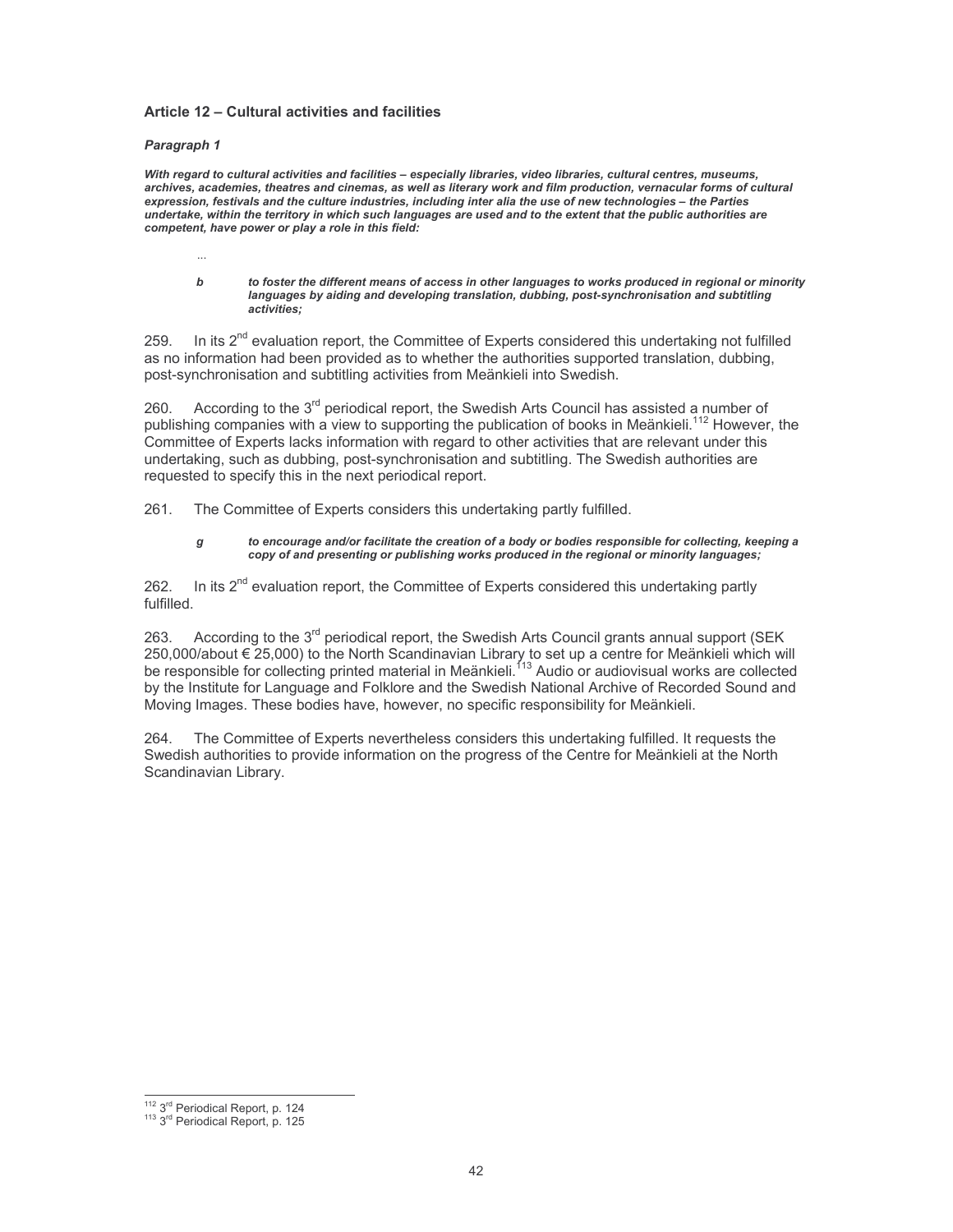### Article 12 – Cultural activities and facilities

#### *Paragraph 1*

***With regard to cultural activities and facilities – especially libraries, video libraries, cultural centres, museums, archives, academies, theatres and cinemas, as well as literary work and film production, vernacular forms of cultural expression, festivals and the culture industries, including inter alia the use of new technologies – the Parties undertake, within the territory in which such languages are used and to the extent that the public authorities are competent, have power or play a role in this field:***

...

***b to foster the different means of access in other languages to works produced in regional or minority languages by aiding and developing translation, dubbing, post-synchronisation and subtitling activities;***

259. In its 2nd evaluation report, the Committee of Experts considered this undertaking not fulfilled as no information had been provided as to whether the authorities supported translation, dubbing, post-synchronisation and subtitling activities from Meänkieli into Swedish.

260. According to the 3rd periodical report, the Swedish Arts Council has assisted a number of publishing companies with a view to supporting the publication of books in Meänkieli.[112] However, the Committee of Experts lacks information with regard to other activities that are relevant under this undertaking, such as dubbing, post-synchronisation and subtitling. The Swedish authorities are requested to specify this in the next periodical report.

261. The Committee of Experts considers this undertaking partly fulfilled.

***g to encourage and/or facilitate the creation of a body or bodies responsible for collecting, keeping a copy of and presenting or publishing works produced in the regional or minority languages;***

262. In its 2nd evaluation report, the Committee of Experts considered this undertaking partly fulfilled.

263. According to the 3rd periodical report, the Swedish Arts Council grants annual support (SEK 250,000/about € 25,000) to the North Scandinavian Library to set up a centre for Meänkieli which will be responsible for collecting printed material in Meänkieli.[113] Audio or audiovisual works are collected by the Institute for Language and Folklore and the Swedish National Archive of Recorded Sound and Moving Images. These bodies have, however, no specific responsibility for Meänkieli.

264. The Committee of Experts nevertheless considers this undertaking fulfilled. It requests the Swedish authorities to provide information on the progress of the Centre for Meänkieli at the North Scandinavian Library.

[112] 3rd Periodical Report, p. 124
[113] 3rd Periodical Report, p. 125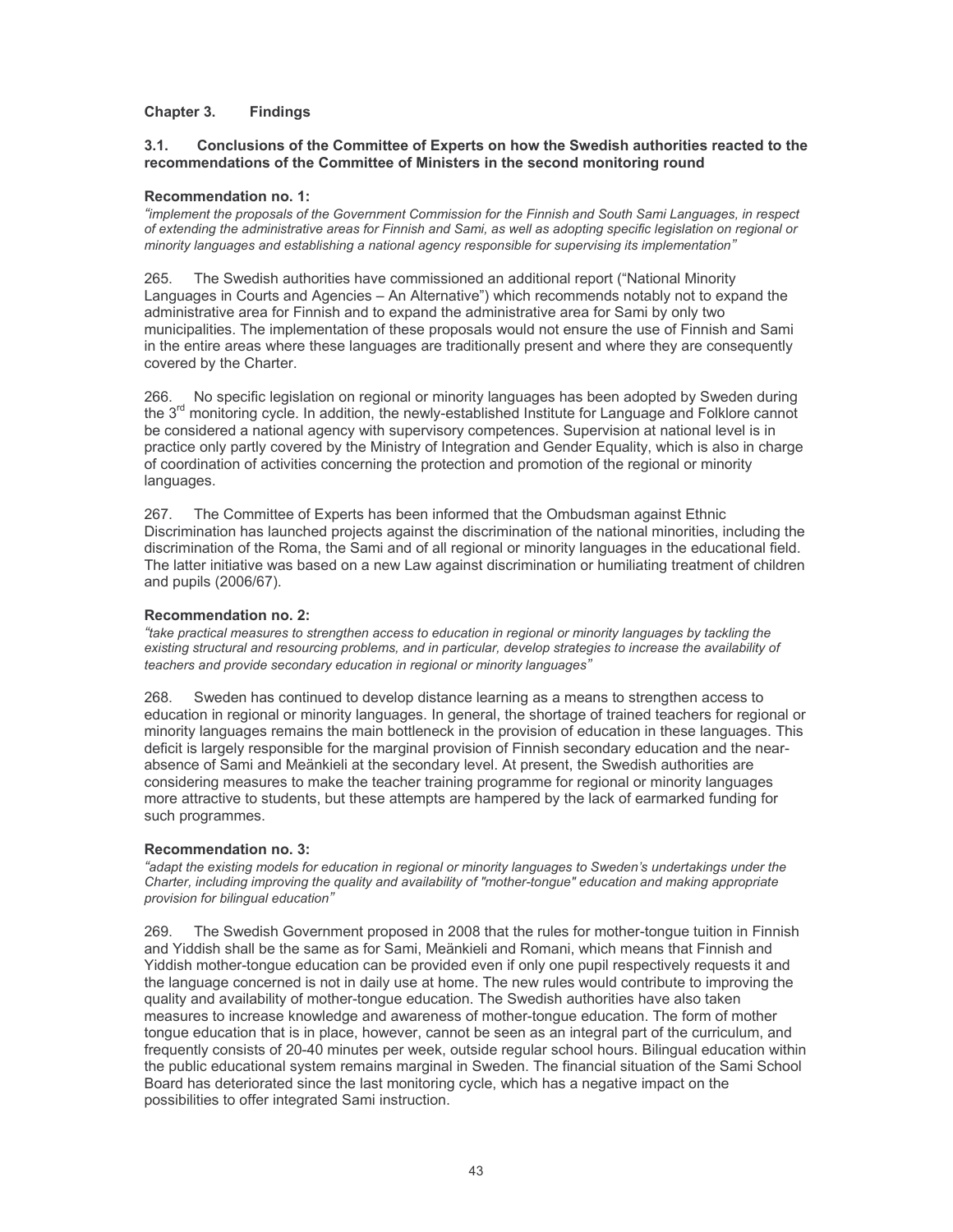## Chapter 3. Findings

### 3.1. Conclusions of the Committee of Experts on how the Swedish authorities reacted to the recommendations of the Committee of Ministers in the second monitoring round

**Recommendation no. 1:**

*"implement the proposals of the Government Commission for the Finnish and South Sami Languages, in respect of extending the administrative areas for Finnish and Sami, as well as adopting specific legislation on regional or minority languages and establishing a national agency responsible for supervising its implementation"*

265. The Swedish authorities have commissioned an additional report ("National Minority Languages in Courts and Agencies – An Alternative") which recommends notably not to expand the administrative area for Finnish and to expand the administrative area for Sami by only two municipalities. The implementation of these proposals would not ensure the use of Finnish and Sami in the entire areas where these languages are traditionally present and where they are consequently covered by the Charter.

266. No specific legislation on regional or minority languages has been adopted by Sweden during the 3rd monitoring cycle. In addition, the newly-established Institute for Language and Folklore cannot be considered a national agency with supervisory competences. Supervision at national level is in practice only partly covered by the Ministry of Integration and Gender Equality, which is also in charge of coordination of activities concerning the protection and promotion of the regional or minority languages.

267. The Committee of Experts has been informed that the Ombudsman against Ethnic Discrimination has launched projects against the discrimination of the national minorities, including the discrimination of the Roma, the Sami and of all regional or minority languages in the educational field. The latter initiative was based on a new Law against discrimination or humiliating treatment of children and pupils (2006/67).

**Recommendation no. 2:**

*"take practical measures to strengthen access to education in regional or minority languages by tackling the existing structural and resourcing problems, and in particular, develop strategies to increase the availability of teachers and provide secondary education in regional or minority languages"*

268. Sweden has continued to develop distance learning as a means to strengthen access to education in regional or minority languages. In general, the shortage of trained teachers for regional or minority languages remains the main bottleneck in the provision of education in these languages. This deficit is largely responsible for the marginal provision of Finnish secondary education and the near-absence of Sami and Meänkieli at the secondary level. At present, the Swedish authorities are considering measures to make the teacher training programme for regional or minority languages more attractive to students, but these attempts are hampered by the lack of earmarked funding for such programmes.

**Recommendation no. 3:**

*"adapt the existing models for education in regional or minority languages to Sweden's undertakings under the Charter, including improving the quality and availability of "mother-tongue" education and making appropriate provision for bilingual education"*

269. The Swedish Government proposed in 2008 that the rules for mother-tongue tuition in Finnish and Yiddish shall be the same as for Sami, Meänkieli and Romani, which means that Finnish and Yiddish mother-tongue education can be provided even if only one pupil respectively requests it and the language concerned is not in daily use at home. The new rules would contribute to improving the quality and availability of mother-tongue education. The Swedish authorities have also taken measures to increase knowledge and awareness of mother-tongue education. The form of mother tongue education that is in place, however, cannot be seen as an integral part of the curriculum, and frequently consists of 20-40 minutes per week, outside regular school hours. Bilingual education within the public educational system remains marginal in Sweden. The financial situation of the Sami School Board has deteriorated since the last monitoring cycle, which has a negative impact on the possibilities to offer integrated Sami instruction.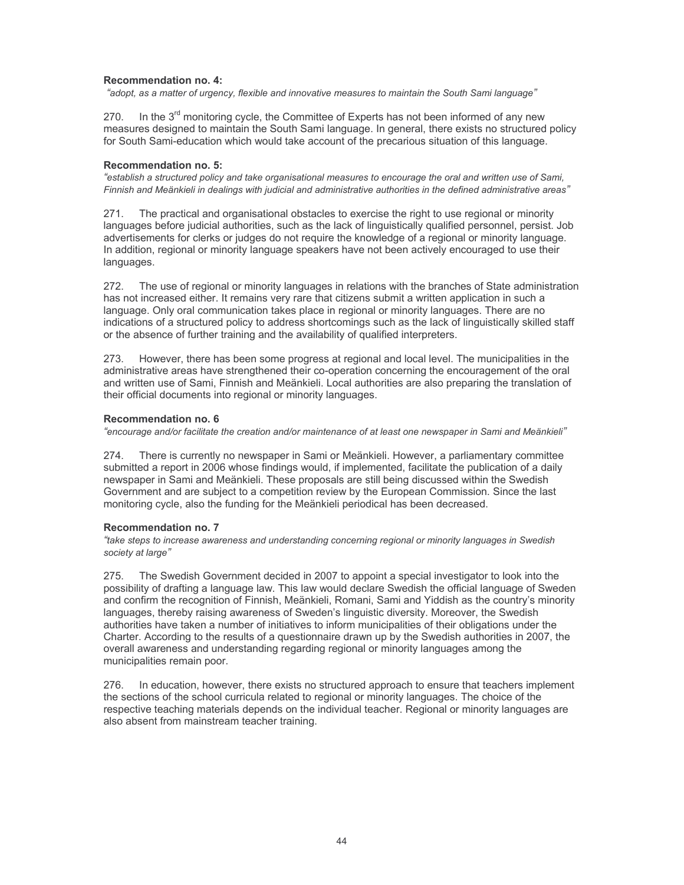**Recommendation no. 4:**

*"adopt, as a matter of urgency, flexible and innovative measures to maintain the South Sami language"*

270. In the 3rd monitoring cycle, the Committee of Experts has not been informed of any new measures designed to maintain the South Sami language. In general, there exists no structured policy for South Sami-education which would take account of the precarious situation of this language.

**Recommendation no. 5:**

*"establish a structured policy and take organisational measures to encourage the oral and written use of Sami, Finnish and Meänkieli in dealings with judicial and administrative authorities in the defined administrative areas"*

271. The practical and organisational obstacles to exercise the right to use regional or minority languages before judicial authorities, such as the lack of linguistically qualified personnel, persist. Job advertisements for clerks or judges do not require the knowledge of a regional or minority language. In addition, regional or minority language speakers have not been actively encouraged to use their languages.

272. The use of regional or minority languages in relations with the branches of State administration has not increased either. It remains very rare that citizens submit a written application in such a language. Only oral communication takes place in regional or minority languages. There are no indications of a structured policy to address shortcomings such as the lack of linguistically skilled staff or the absence of further training and the availability of qualified interpreters.

273. However, there has been some progress at regional and local level. The municipalities in the administrative areas have strengthened their co-operation concerning the encouragement of the oral and written use of Sami, Finnish and Meänkieli. Local authorities are also preparing the translation of their official documents into regional or minority languages.

**Recommendation no. 6**

*"encourage and/or facilitate the creation and/or maintenance of at least one newspaper in Sami and Meänkieli"*

274. There is currently no newspaper in Sami or Meänkieli. However, a parliamentary committee submitted a report in 2006 whose findings would, if implemented, facilitate the publication of a daily newspaper in Sami and Meänkieli. These proposals are still being discussed within the Swedish Government and are subject to a competition review by the European Commission. Since the last monitoring cycle, also the funding for the Meänkieli periodical has been decreased.

**Recommendation no. 7**

*"take steps to increase awareness and understanding concerning regional or minority languages in Swedish society at large"*

275. The Swedish Government decided in 2007 to appoint a special investigator to look into the possibility of drafting a language law. This law would declare Swedish the official language of Sweden and confirm the recognition of Finnish, Meänkieli, Romani, Sami and Yiddish as the country's minority languages, thereby raising awareness of Sweden's linguistic diversity. Moreover, the Swedish authorities have taken a number of initiatives to inform municipalities of their obligations under the Charter. According to the results of a questionnaire drawn up by the Swedish authorities in 2007, the overall awareness and understanding regarding regional or minority languages among the municipalities remain poor.

276. In education, however, there exists no structured approach to ensure that teachers implement the sections of the school curricula related to regional or minority languages. The choice of the respective teaching materials depends on the individual teacher. Regional or minority languages are also absent from mainstream teacher training.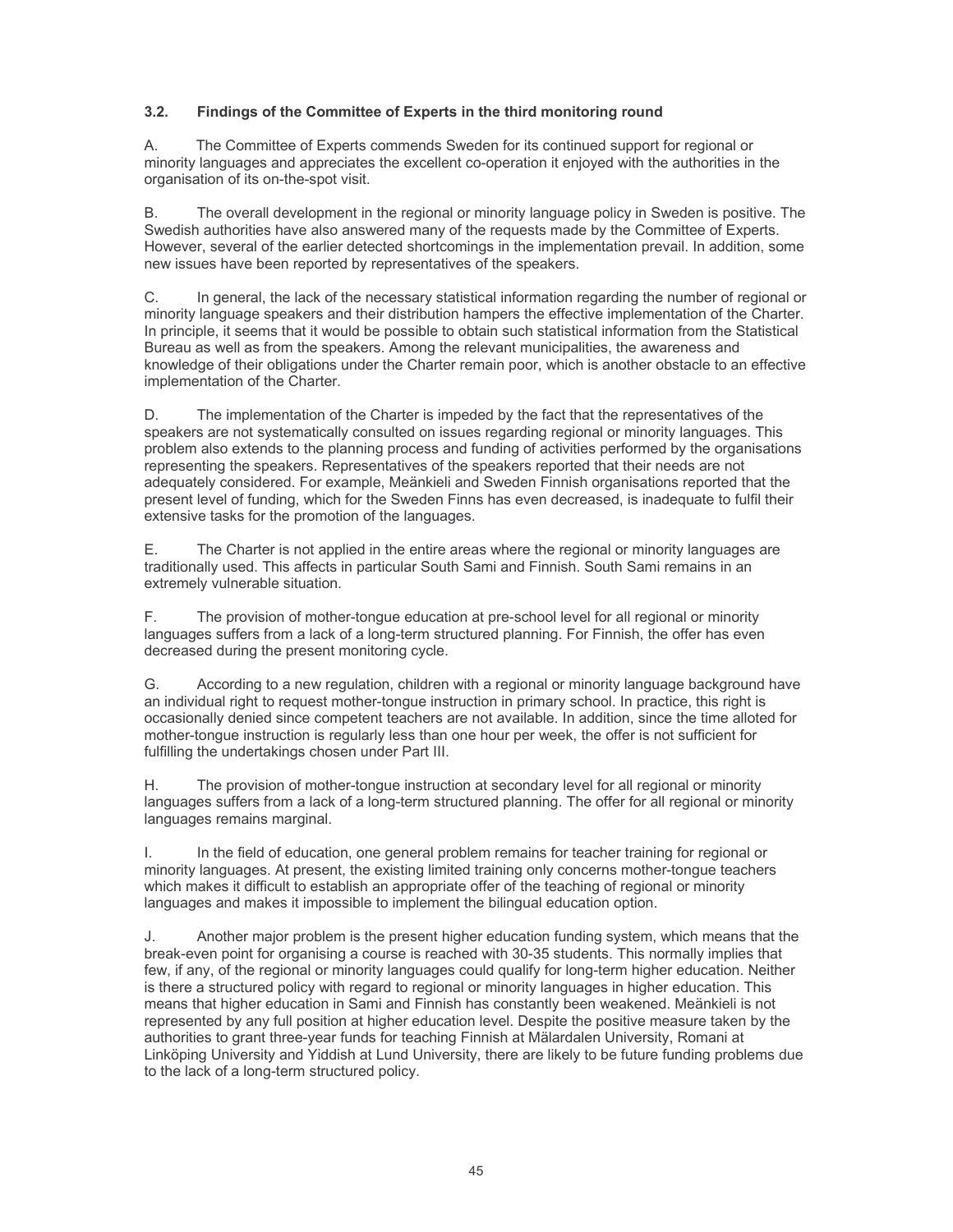### 3.2. Findings of the Committee of Experts in the third monitoring round

A. The Committee of Experts commends Sweden for its continued support for regional or minority languages and appreciates the excellent co-operation it enjoyed with the authorities in the organisation of its on-the-spot visit.

B. The overall development in the regional or minority language policy in Sweden is positive. The Swedish authorities have also answered many of the requests made by the Committee of Experts. However, several of the earlier detected shortcomings in the implementation prevail. In addition, some new issues have been reported by representatives of the speakers.

C. In general, the lack of the necessary statistical information regarding the number of regional or minority language speakers and their distribution hampers the effective implementation of the Charter. In principle, it seems that it would be possible to obtain such statistical information from the Statistical Bureau as well as from the speakers. Among the relevant municipalities, the awareness and knowledge of their obligations under the Charter remain poor, which is another obstacle to an effective implementation of the Charter.

D. The implementation of the Charter is impeded by the fact that the representatives of the speakers are not systematically consulted on issues regarding regional or minority languages. This problem also extends to the planning process and funding of activities performed by the organisations representing the speakers. Representatives of the speakers reported that their needs are not adequately considered. For example, Meänkieli and Sweden Finnish organisations reported that the present level of funding, which for the Sweden Finns has even decreased, is inadequate to fulfil their extensive tasks for the promotion of the languages.

E. The Charter is not applied in the entire areas where the regional or minority languages are traditionally used. This affects in particular South Sami and Finnish. South Sami remains in an extremely vulnerable situation.

F. The provision of mother-tongue education at pre-school level for all regional or minority languages suffers from a lack of a long-term structured planning. For Finnish, the offer has even decreased during the present monitoring cycle.

G. According to a new regulation, children with a regional or minority language background have an individual right to request mother-tongue instruction in primary school. In practice, this right is occasionally denied since competent teachers are not available. In addition, since the time alloted for mother-tongue instruction is regularly less than one hour per week, the offer is not sufficient for fulfilling the undertakings chosen under Part III.

H. The provision of mother-tongue instruction at secondary level for all regional or minority languages suffers from a lack of a long-term structured planning. The offer for all regional or minority languages remains marginal.

I. In the field of education, one general problem remains for teacher training for regional or minority languages. At present, the existing limited training only concerns mother-tongue teachers which makes it difficult to establish an appropriate offer of the teaching of regional or minority languages and makes it impossible to implement the bilingual education option.

J. Another major problem is the present higher education funding system, which means that the break-even point for organising a course is reached with 30-35 students. This normally implies that few, if any, of the regional or minority languages could qualify for long-term higher education. Neither is there a structured policy with regard to regional or minority languages in higher education. This means that higher education in Sami and Finnish has constantly been weakened. Meänkieli is not represented by any full position at higher education level. Despite the positive measure taken by the authorities to grant three-year funds for teaching Finnish at Mälardalen University, Romani at Linköping University and Yiddish at Lund University, there are likely to be future funding problems due to the lack of a long-term structured policy.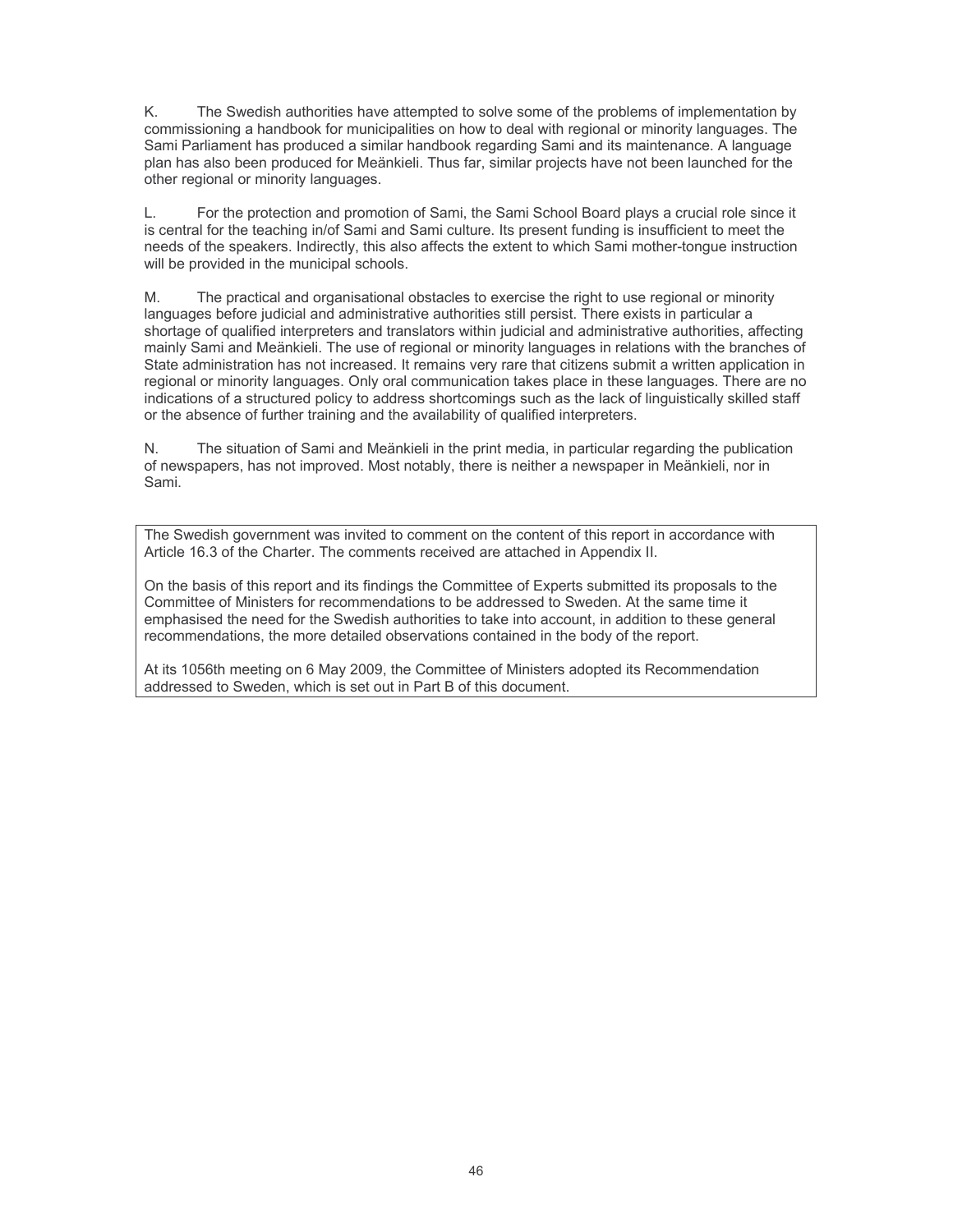K. The Swedish authorities have attempted to solve some of the problems of implementation by commissioning a handbook for municipalities on how to deal with regional or minority languages. The Sami Parliament has produced a similar handbook regarding Sami and its maintenance. A language plan has also been produced for Meänkieli. Thus far, similar projects have not been launched for the other regional or minority languages.

L. For the protection and promotion of Sami, the Sami School Board plays a crucial role since it is central for the teaching in/of Sami and Sami culture. Its present funding is insufficient to meet the needs of the speakers. Indirectly, this also affects the extent to which Sami mother-tongue instruction will be provided in the municipal schools.

M. The practical and organisational obstacles to exercise the right to use regional or minority languages before judicial and administrative authorities still persist. There exists in particular a shortage of qualified interpreters and translators within judicial and administrative authorities, affecting mainly Sami and Meänkieli. The use of regional or minority languages in relations with the branches of State administration has not increased. It remains very rare that citizens submit a written application in regional or minority languages. Only oral communication takes place in these languages. There are no indications of a structured policy to address shortcomings such as the lack of linguistically skilled staff or the absence of further training and the availability of qualified interpreters.

N. The situation of Sami and Meänkieli in the print media, in particular regarding the publication of newspapers, has not improved. Most notably, there is neither a newspaper in Meänkieli, nor in Sami.

The Swedish government was invited to comment on the content of this report in accordance with Article 16.3 of the Charter. The comments received are attached in Appendix II.

On the basis of this report and its findings the Committee of Experts submitted its proposals to the Committee of Ministers for recommendations to be addressed to Sweden. At the same time it emphasised the need for the Swedish authorities to take into account, in addition to these general recommendations, the more detailed observations contained in the body of the report.

At its 1056th meeting on 6 May 2009, the Committee of Ministers adopted its Recommendation addressed to Sweden, which is set out in Part B of this document.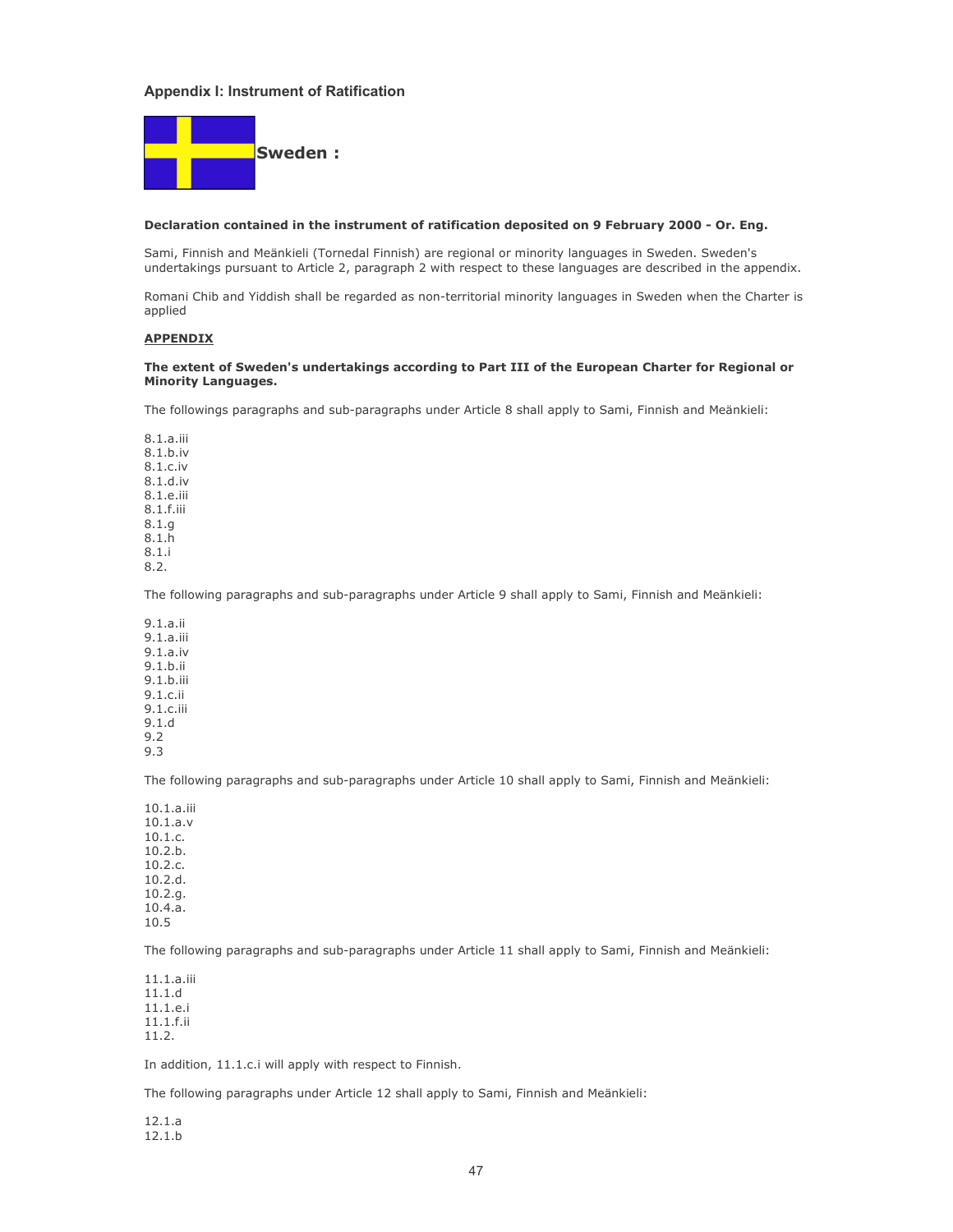## Appendix I: Instrument of Ratification

### Sweden :

**Declaration contained in the instrument of ratification deposited on 9 February 2000 - Or. Eng.**

Sami, Finnish and Meänkieli (Tornedal Finnish) are regional or minority languages in Sweden. Sweden's undertakings pursuant to Article 2, paragraph 2 with respect to these languages are described in the appendix.

Romani Chib and Yiddish shall be regarded as non-territorial minority languages in Sweden when the Charter is applied

**APPENDIX**

**The extent of Sweden's undertakings according to Part III of the European Charter for Regional or Minority Languages.**

The followings paragraphs and sub-paragraphs under Article 8 shall apply to Sami, Finnish and Meänkieli:

8.1.a.iii
8.1.b.iv
8.1.c.iv
8.1.d.iv
8.1.e.iii
8.1.f.iii
8.1.g
8.1.h
8.1.i
8.2.

The following paragraphs and sub-paragraphs under Article 9 shall apply to Sami, Finnish and Meänkieli:

9.1.a.ii
9.1.a.iii
9.1.a.iv
9.1.b.ii
9.1.b.iii
9.1.c.ii
9.1.c.iii
9.1.d
9.2
9.3

The following paragraphs and sub-paragraphs under Article 10 shall apply to Sami, Finnish and Meänkieli:

10.1.a.iii
10.1.a.v
10.1.c.
10.2.b.
10.2.c.
10.2.d.
10.2.g.
10.4.a.
10.5

The following paragraphs and sub-paragraphs under Article 11 shall apply to Sami, Finnish and Meänkieli:

11.1.a.iii
11.1.d
11.1.e.i
11.1.f.ii
11.2.

In addition, 11.1.c.i will apply with respect to Finnish.

The following paragraphs under Article 12 shall apply to Sami, Finnish and Meänkieli:

12.1.a
12.1.b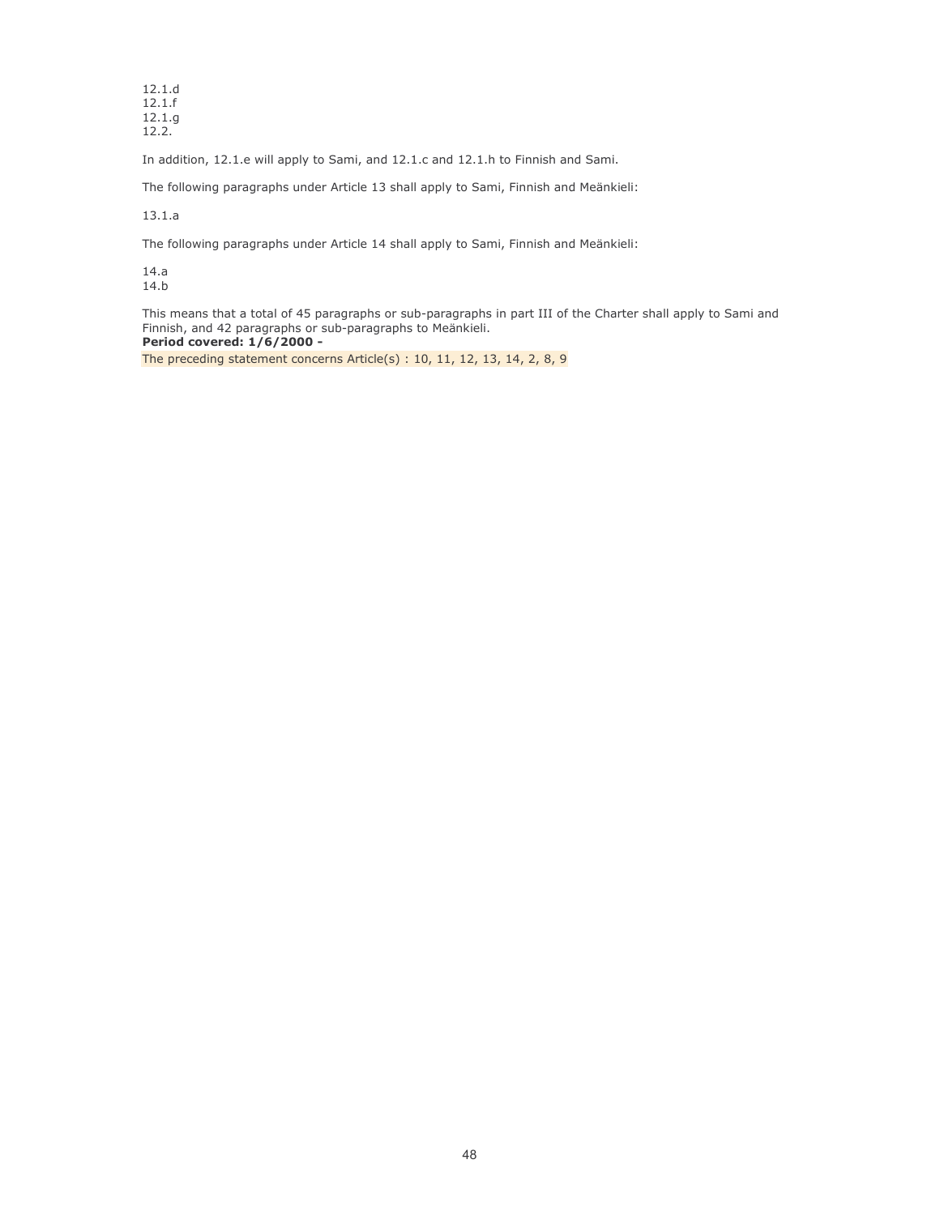12.1.d
12.1.f
12.1.g
12.2.

In addition, 12.1.e will apply to Sami, and 12.1.c and 12.1.h to Finnish and Sami.

The following paragraphs under Article 13 shall apply to Sami, Finnish and Meänkieli:

13.1.a

The following paragraphs under Article 14 shall apply to Sami, Finnish and Meänkieli:

14.a
14.b

This means that a total of 45 paragraphs or sub-paragraphs in part III of the Charter shall apply to Sami and Finnish, and 42 paragraphs or sub-paragraphs to Meänkieli.
**Period covered: 1/6/2000 -**

The preceding statement concerns Article(s) : 10, 11, 12, 13, 14, 2, 8, 9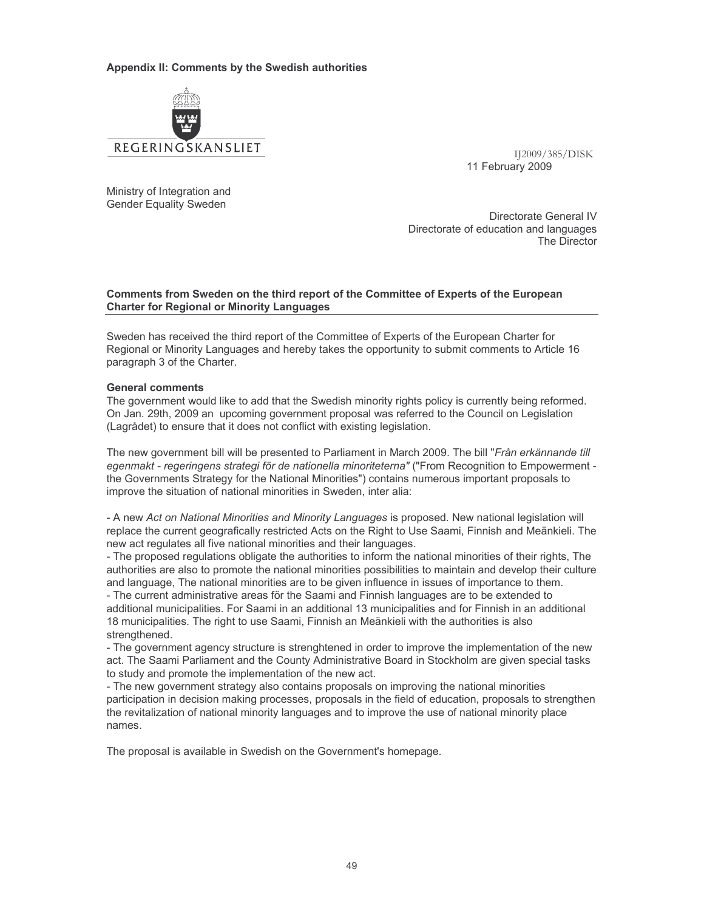**Appendix II: Comments by the Swedish authorities**

REGERINGSKANSLIET

IJ2009/385/DISK
11 February 2009

Ministry of Integration and
Gender Equality Sweden

Directorate General IV
Directorate of education and languages
The Director

**Comments from Sweden on the third report of the Committee of Experts of the European Charter for Regional or Minority Languages**

Sweden has received the third report of the Committee of Experts of the European Charter for Regional or Minority Languages and hereby takes the opportunity to submit comments to Article 16 paragraph 3 of the Charter.

**General comments**

The government would like to add that the Swedish minority rights policy is currently being reformed. On Jan. 29th, 2009 an upcoming government proposal was referred to the Council on Legislation (Lagrådet) to ensure that it does not conflict with existing legislation.

The new government bill will be presented to Parliament in March 2009. The bill "*Från erkännande till egenmakt - regeringens strategi för de nationella minoriteterna"* ("From Recognition to Empowerment - the Governments Strategy for the National Minorities") contains numerous important proposals to improve the situation of national minorities in Sweden, inter alia:

- A new *Act on National Minorities and Minority Languages* is proposed. New national legislation will replace the current geografically restricted Acts on the Right to Use Saami, Finnish and Meänkieli. The new act regulates all five national minorities and their languages.
- The proposed regulations obligate the authorities to inform the national minorities of their rights, The authorities are also to promote the national minorities possibilities to maintain and develop their culture and language, The national minorities are to be given influence in issues of importance to them.
- The current administrative areas för the Saami and Finnish languages are to be extended to additional municipalities. For Saami in an additional 13 municipalities and for Finnish in an additional 18 municipalities. The right to use Saami, Finnish an Meänkieli with the authorities is also strengthened.
- The government agency structure is strenghtened in order to improve the implementation of the new act. The Saami Parliament and the County Administrative Board in Stockholm are given special tasks to study and promote the implementation of the new act.
- The new government strategy also contains proposals on improving the national minorities participation in decision making processes, proposals in the field of education, proposals to strengthen the revitalization of national minority languages and to improve the use of national minority place names.

The proposal is available in Swedish on the Government's homepage.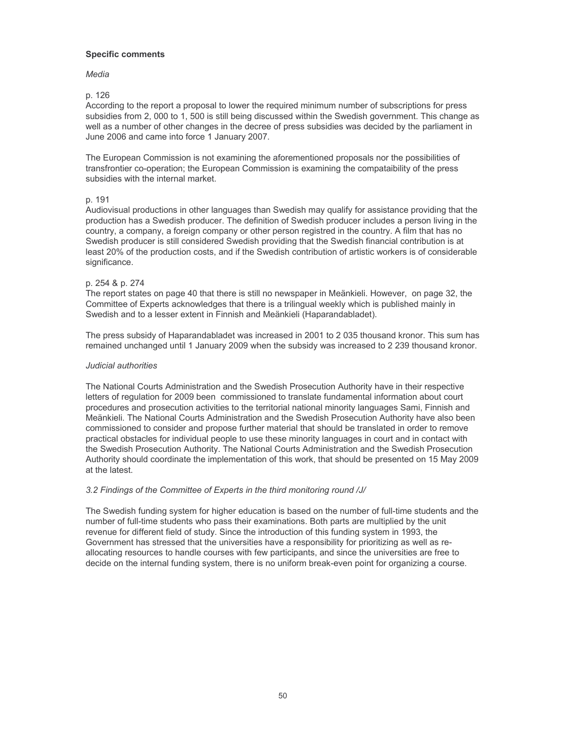**Specific comments**

*Media*

p. 126

According to the report a proposal to lower the required minimum number of subscriptions for press subsidies from 2, 000 to 1, 500 is still being discussed within the Swedish government. This change as well as a number of other changes in the decree of press subsidies was decided by the parliament in June 2006 and came into force 1 January 2007.

The European Commission is not examining the aforementioned proposals nor the possibilities of transfrontier co-operation; the European Commission is examining the compataibility of the press subsidies with the internal market.

p. 191

Audiovisual productions in other languages than Swedish may qualify for assistance providing that the production has a Swedish producer. The definition of Swedish producer includes a person living in the country, a company, a foreign company or other person registred in the country. A film that has no Swedish producer is still considered Swedish providing that the Swedish financial contribution is at least 20% of the production costs, and if the Swedish contribution of artistic workers is of considerable significance.

p. 254 & p. 274

The report states on page 40 that there is still no newspaper in Meänkieli. However, on page 32, the Committee of Experts acknowledges that there is a trilingual weekly which is published mainly in Swedish and to a lesser extent in Finnish and Meänkieli (Haparandabladet).

The press subsidy of Haparandabladet was increased in 2001 to 2 035 thousand kronor. This sum has remained unchanged until 1 January 2009 when the subsidy was increased to 2 239 thousand kronor.

*Judicial authorities*

The National Courts Administration and the Swedish Prosecution Authority have in their respective letters of regulation for 2009 been commissioned to translate fundamental information about court procedures and prosecution activities to the territorial national minority languages Sami, Finnish and Meänkieli. The National Courts Administration and the Swedish Prosecution Authority have also been commissioned to consider and propose further material that should be translated in order to remove practical obstacles for individual people to use these minority languages in court and in contact with the Swedish Prosecution Authority. The National Courts Administration and the Swedish Prosecution Authority should coordinate the implementation of this work, that should be presented on 15 May 2009 at the latest.

*3.2 Findings of the Committee of Experts in the third monitoring round /J/*

The Swedish funding system for higher education is based on the number of full-time students and the number of full-time students who pass their examinations. Both parts are multiplied by the unit revenue for different field of study. Since the introduction of this funding system in 1993, the Government has stressed that the universities have a responsibility for prioritizing as well as re-allocating resources to handle courses with few participants, and since the universities are free to decide on the internal funding system, there is no uniform break-even point for organizing a course.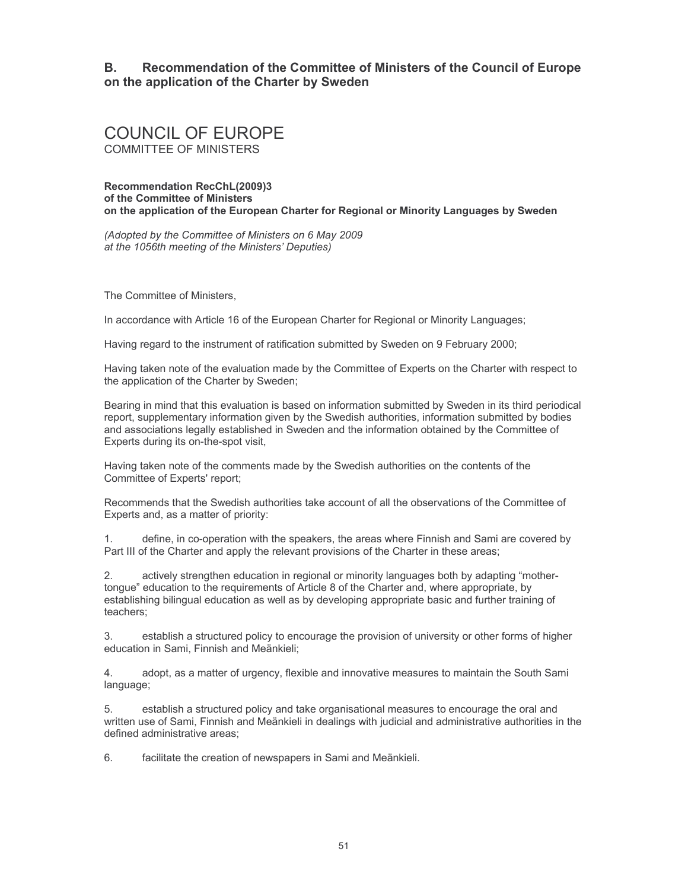## B. Recommendation of the Committee of Ministers of the Council of Europe on the application of the Charter by Sweden

# COUNCIL OF EUROPE

COMMITTEE OF MINISTERS

**Recommendation RecChL(2009)3**
**of the Committee of Ministers**
**on the application of the European Charter for Regional or Minority Languages by Sweden**

*(Adopted by the Committee of Ministers on 6 May 2009*
*at the 1056th meeting of the Ministers' Deputies)*

The Committee of Ministers,

In accordance with Article 16 of the European Charter for Regional or Minority Languages;

Having regard to the instrument of ratification submitted by Sweden on 9 February 2000;

Having taken note of the evaluation made by the Committee of Experts on the Charter with respect to the application of the Charter by Sweden;

Bearing in mind that this evaluation is based on information submitted by Sweden in its third periodical report, supplementary information given by the Swedish authorities, information submitted by bodies and associations legally established in Sweden and the information obtained by the Committee of Experts during its on-the-spot visit,

Having taken note of the comments made by the Swedish authorities on the contents of the Committee of Experts' report;

Recommends that the Swedish authorities take account of all the observations of the Committee of Experts and, as a matter of priority:

1. define, in co-operation with the speakers, the areas where Finnish and Sami are covered by Part III of the Charter and apply the relevant provisions of the Charter in these areas;

2. actively strengthen education in regional or minority languages both by adapting "mother-tongue" education to the requirements of Article 8 of the Charter and, where appropriate, by establishing bilingual education as well as by developing appropriate basic and further training of teachers;

3. establish a structured policy to encourage the provision of university or other forms of higher education in Sami, Finnish and Meänkieli;

4. adopt, as a matter of urgency, flexible and innovative measures to maintain the South Sami language;

5. establish a structured policy and take organisational measures to encourage the oral and written use of Sami, Finnish and Meänkieli in dealings with judicial and administrative authorities in the defined administrative areas;

6. facilitate the creation of newspapers in Sami and Meänkieli.